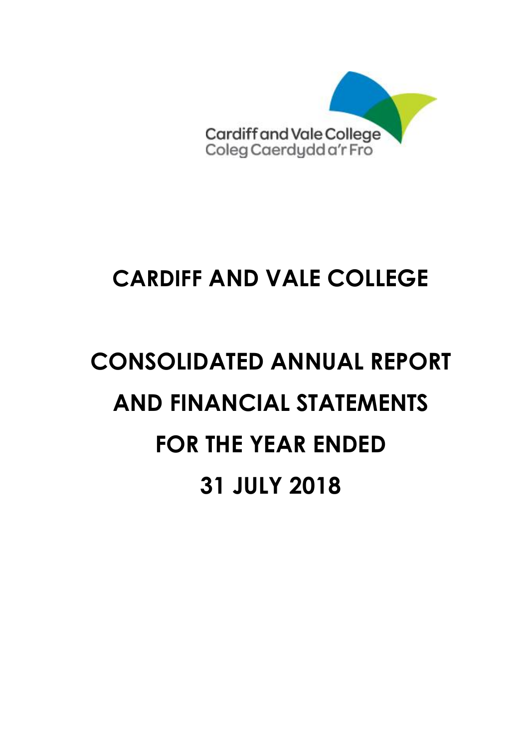Cardiff and Vale College
Coleg Caerdydd a'r Fro

# CARDIFF AND VALE COLLEGE

# CONSOLIDATED ANNUAL REPORT AND FINANCIAL STATEMENTS FOR THE YEAR ENDED 31 JULY 2018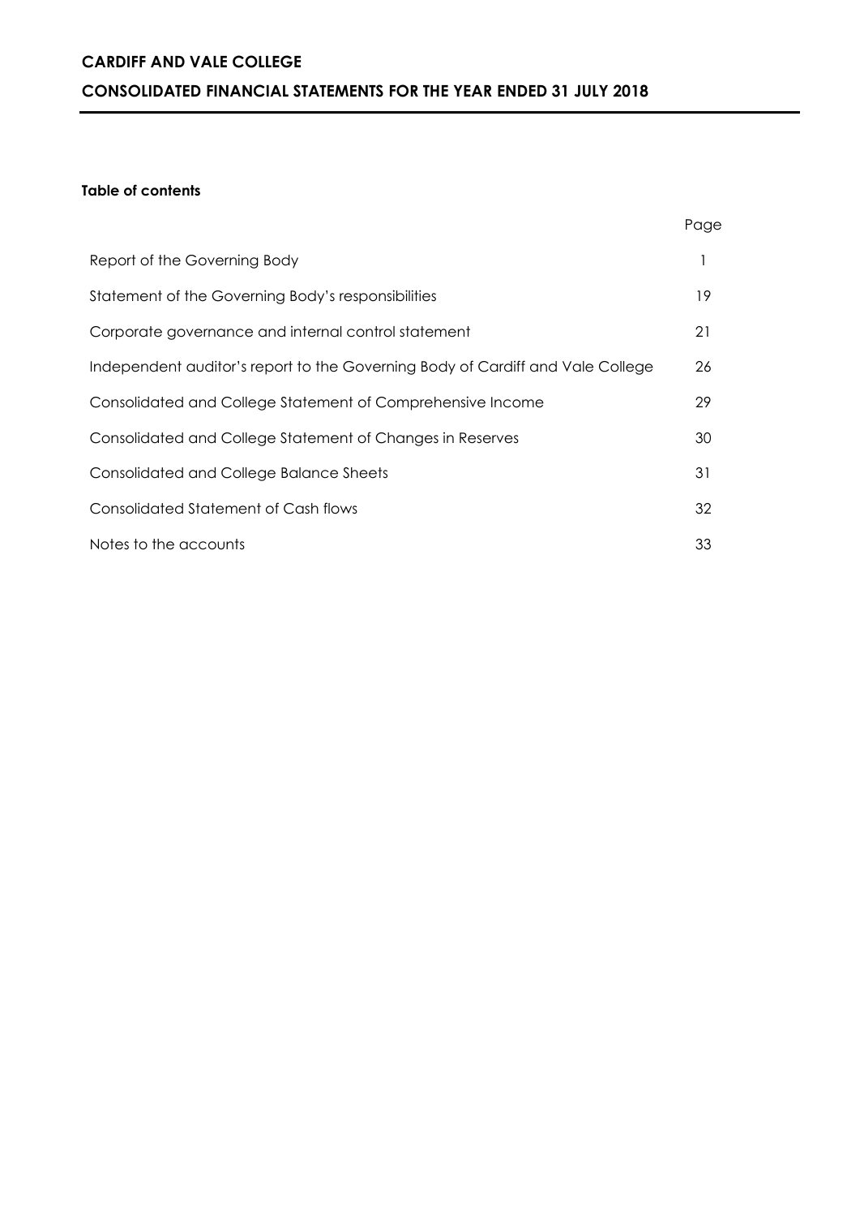# CARDIFF AND VALE COLLEGE

## CONSOLIDATED FINANCIAL STATEMENTS FOR THE YEAR ENDED 31 JULY 2018

**Table of contents**

| | Page |
|---|---|
| Report of the Governing Body | 1 |
| Statement of the Governing Body's responsibilities | 19 |
| Corporate governance and internal control statement | 21 |
| Independent auditor's report to the Governing Body of Cardiff and Vale College | 26 |
| Consolidated and College Statement of Comprehensive Income | 29 |
| Consolidated and College Statement of Changes in Reserves | 30 |
| Consolidated and College Balance Sheets | 31 |
| Consolidated Statement of Cash flows | 32 |
| Notes to the accounts | 33 |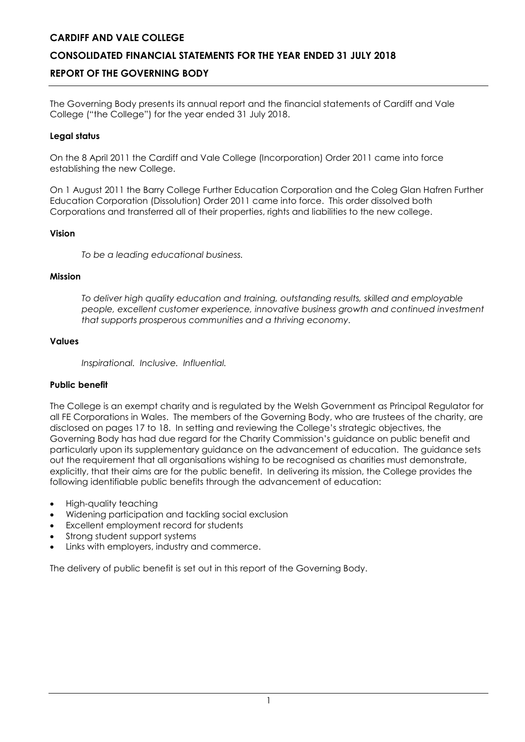# CARDIFF AND VALE COLLEGE

## CONSOLIDATED FINANCIAL STATEMENTS FOR THE YEAR ENDED 31 JULY 2018

## REPORT OF THE GOVERNING BODY

The Governing Body presents its annual report and the financial statements of Cardiff and Vale College ("the College") for the year ended 31 July 2018.

**Legal status**

On the 8 April 2011 the Cardiff and Vale College (Incorporation) Order 2011 came into force establishing the new College.

On 1 August 2011 the Barry College Further Education Corporation and the Coleg Glan Hafren Further Education Corporation (Dissolution) Order 2011 came into force. This order dissolved both Corporations and transferred all of their properties, rights and liabilities to the new college.

**Vision**

*To be a leading educational business.*

**Mission**

*To deliver high quality education and training, outstanding results, skilled and employable people, excellent customer experience, innovative business growth and continued investment that supports prosperous communities and a thriving economy.*

**Values**

*Inspirational. Inclusive. Influential.*

**Public benefit**

The College is an exempt charity and is regulated by the Welsh Government as Principal Regulator for all FE Corporations in Wales. The members of the Governing Body, who are trustees of the charity, are disclosed on pages 17 to 18. In setting and reviewing the College's strategic objectives, the Governing Body has had due regard for the Charity Commission's guidance on public benefit and particularly upon its supplementary guidance on the advancement of education. The guidance sets out the requirement that all organisations wishing to be recognised as charities must demonstrate, explicitly, that their aims are for the public benefit. In delivering its mission, the College provides the following identifiable public benefits through the advancement of education:

- High-quality teaching
- Widening participation and tackling social exclusion
- Excellent employment record for students
- Strong student support systems
- Links with employers, industry and commerce.

The delivery of public benefit is set out in this report of the Governing Body.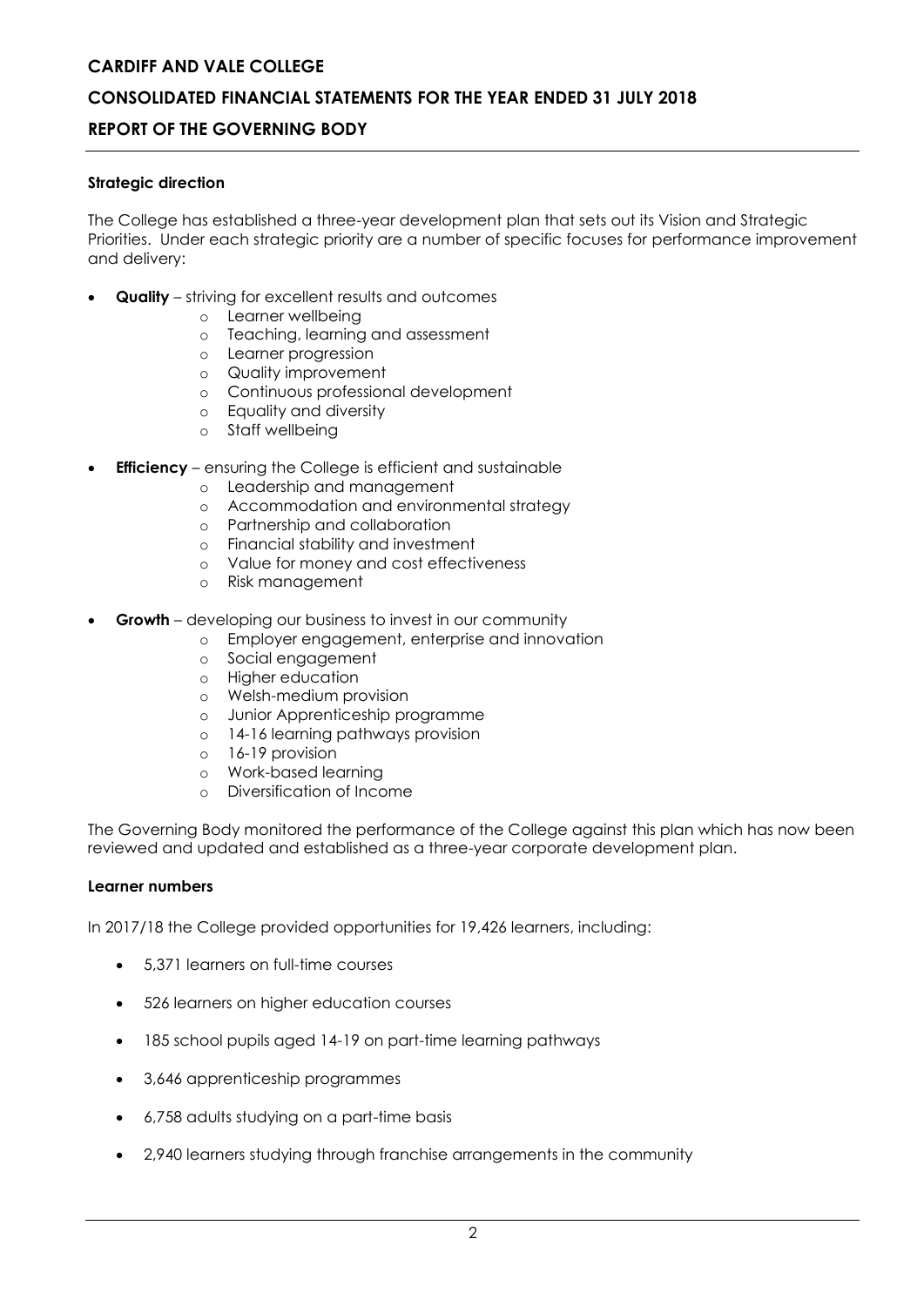### Strategic direction

The College has established a three-year development plan that sets out its Vision and Strategic Priorities. Under each strategic priority are a number of specific focuses for performance improvement and delivery:

- **Quality** – striving for excellent results and outcomes
  - Learner wellbeing
  - Teaching, learning and assessment
  - Learner progression
  - Quality improvement
  - Continuous professional development
  - Equality and diversity
  - Staff wellbeing
- **Efficiency** – ensuring the College is efficient and sustainable
  - Leadership and management
  - Accommodation and environmental strategy
  - Partnership and collaboration
  - Financial stability and investment
  - Value for money and cost effectiveness
  - Risk management
- **Growth** – developing our business to invest in our community
  - Employer engagement, enterprise and innovation
  - Social engagement
  - Higher education
  - Welsh-medium provision
  - Junior Apprenticeship programme
  - 14-16 learning pathways provision
  - 16-19 provision
  - Work-based learning
  - Diversification of Income

The Governing Body monitored the performance of the College against this plan which has now been reviewed and updated and established as a three-year corporate development plan.

### Learner numbers

In 2017/18 the College provided opportunities for 19,426 learners, including:

- 5,371 learners on full-time courses
- 526 learners on higher education courses
- 185 school pupils aged 14-19 on part-time learning pathways
- 3,646 apprenticeship programmes
- 6,758 adults studying on a part-time basis
- 2,940 learners studying through franchise arrangements in the community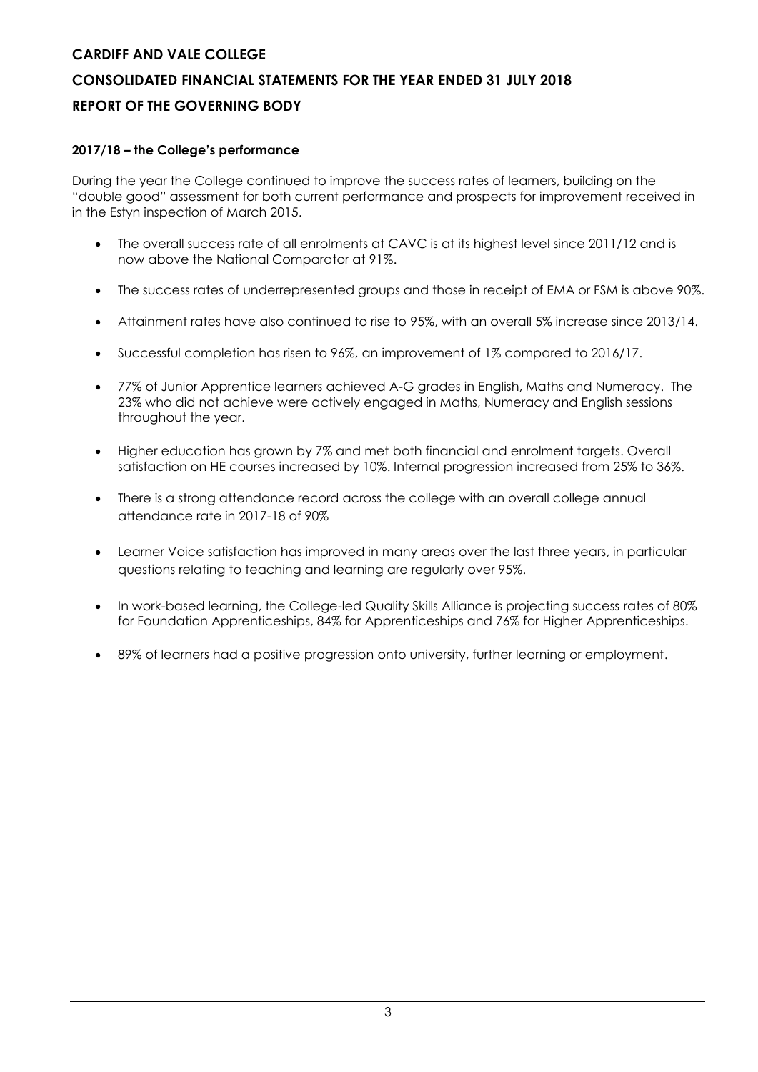#### 2017/18 – the College's performance

During the year the College continued to improve the success rates of learners, building on the "double good" assessment for both current performance and prospects for improvement received in in the Estyn inspection of March 2015.

- The overall success rate of all enrolments at CAVC is at its highest level since 2011/12 and is now above the National Comparator at 91%.
- The success rates of underrepresented groups and those in receipt of EMA or FSM is above 90%.
- Attainment rates have also continued to rise to 95%, with an overall 5% increase since 2013/14.
- Successful completion has risen to 96%, an improvement of 1% compared to 2016/17.
- 77% of Junior Apprentice learners achieved A-G grades in English, Maths and Numeracy. The 23% who did not achieve were actively engaged in Maths, Numeracy and English sessions throughout the year.
- Higher education has grown by 7% and met both financial and enrolment targets. Overall satisfaction on HE courses increased by 10%. Internal progression increased from 25% to 36%.
- There is a strong attendance record across the college with an overall college annual attendance rate in 2017-18 of 90%
- Learner Voice satisfaction has improved in many areas over the last three years, in particular questions relating to teaching and learning are regularly over 95%.
- In work-based learning, the College-led Quality Skills Alliance is projecting success rates of 80% for Foundation Apprenticeships, 84% for Apprenticeships and 76% for Higher Apprenticeships.
- 89% of learners had a positive progression onto university, further learning or employment.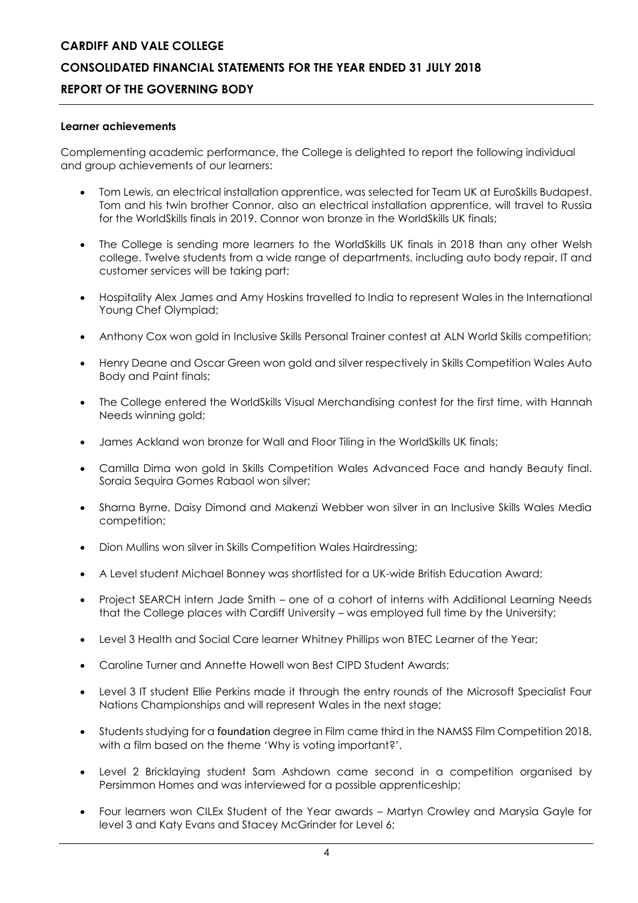### Learner achievements

Complementing academic performance, the College is delighted to report the following individual and group achievements of our learners:

- Tom Lewis, an electrical installation apprentice, was selected for Team UK at EuroSkills Budapest. Tom and his twin brother Connor, also an electrical installation apprentice, will travel to Russia for the WorldSkills finals in 2019. Connor won bronze in the WorldSkills UK finals;
- The College is sending more learners to the WorldSkills UK finals in 2018 than any other Welsh college. Twelve students from a wide range of departments, including auto body repair, IT and customer services will be taking part;
- Hospitality Alex James and Amy Hoskins travelled to India to represent Wales in the International Young Chef Olympiad;
- Anthony Cox won gold in Inclusive Skills Personal Trainer contest at ALN World Skills competition;
- Henry Deane and Oscar Green won gold and silver respectively in Skills Competition Wales Auto Body and Paint finals;
- The College entered the WorldSkills Visual Merchandising contest for the first time, with Hannah Needs winning gold;
- James Ackland won bronze for Wall and Floor Tiling in the WorldSkills UK finals;
- Camilla Dima won gold in Skills Competition Wales Advanced Face and handy Beauty final. Soraia Sequira Gomes Rabaol won silver;
- Sharna Byrne, Daisy Dimond and Makenzi Webber won silver in an Inclusive Skills Wales Media competition;
- Dion Mullins won silver in Skills Competition Wales Hairdressing;
- A Level student Michael Bonney was shortlisted for a UK-wide British Education Award;
- Project SEARCH intern Jade Smith – one of a cohort of interns with Additional Learning Needs that the College places with Cardiff University – was employed full time by the University;
- Level 3 Health and Social Care learner Whitney Phillips won BTEC Learner of the Year;
- Caroline Turner and Annette Howell won Best CIPD Student Awards;
- Level 3 IT student Ellie Perkins made it through the entry rounds of the Microsoft Specialist Four Nations Championships and will represent Wales in the next stage;
- Students studying for a foundation degree in Film came third in the NAMSS Film Competition 2018, with a film based on the theme 'Why is voting important?'.
- Level 2 Bricklaying student Sam Ashdown came second in a competition organised by Persimmon Homes and was interviewed for a possible apprenticeship;
- Four learners won CILEx Student of the Year awards – Martyn Crowley and Marysia Gayle for level 3 and Katy Evans and Stacey McGrinder for Level 6;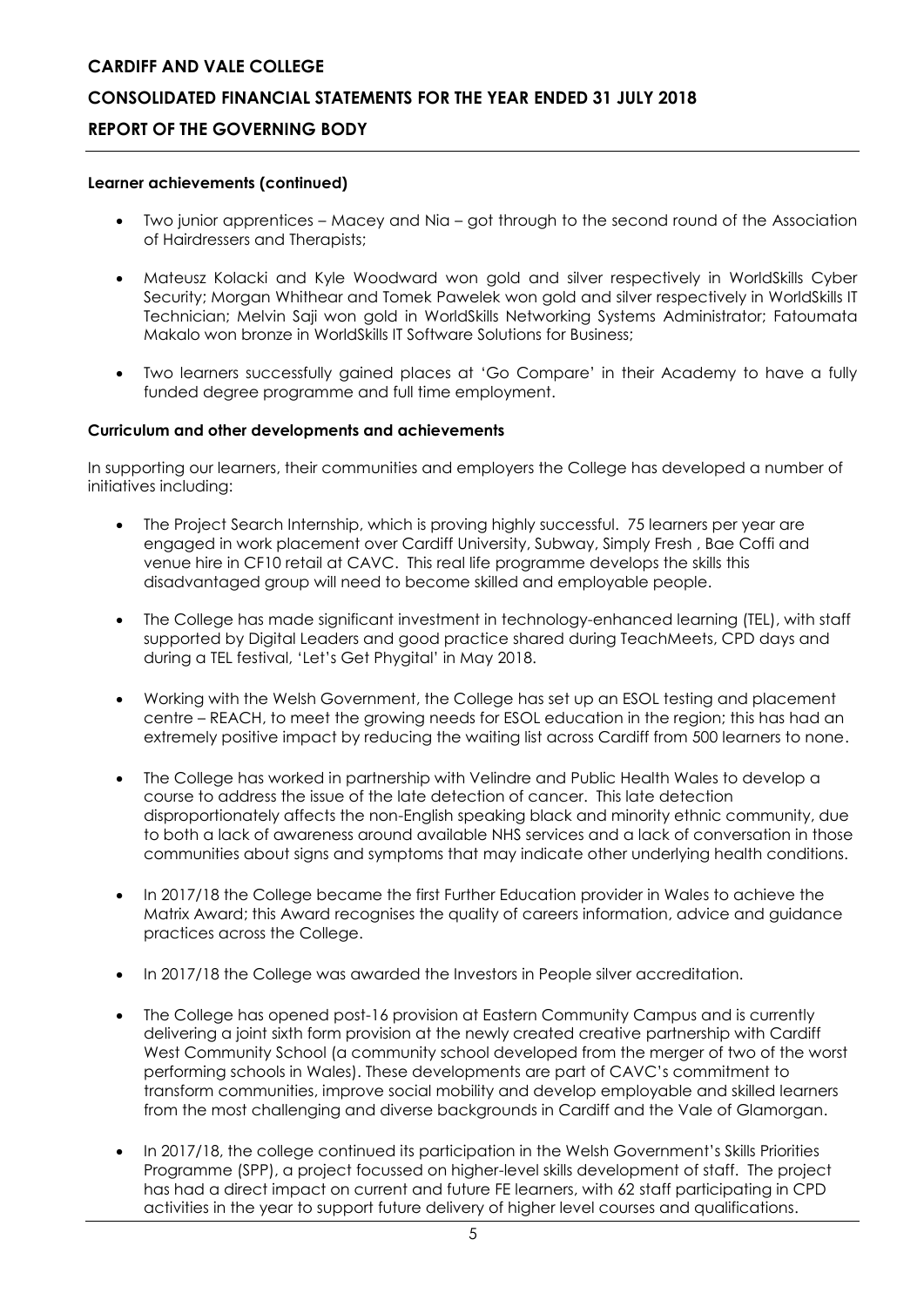**Learner achievements (continued)**

- Two junior apprentices – Macey and Nia – got through to the second round of the Association of Hairdressers and Therapists;

- Mateusz Kolacki and Kyle Woodward won gold and silver respectively in WorldSkills Cyber Security; Morgan Whithear and Tomek Pawelek won gold and silver respectively in WorldSkills IT Technician; Melvin Saji won gold in WorldSkills Networking Systems Administrator; Fatoumata Makalo won bronze in WorldSkills IT Software Solutions for Business;

- Two learners successfully gained places at 'Go Compare' in their Academy to have a fully funded degree programme and full time employment.

**Curriculum and other developments and achievements**

In supporting our learners, their communities and employers the College has developed a number of initiatives including:

- The Project Search Internship, which is proving highly successful. 75 learners per year are engaged in work placement over Cardiff University, Subway, Simply Fresh , Bae Coffi and venue hire in CF10 retail at CAVC. This real life programme develops the skills this disadvantaged group will need to become skilled and employable people.

- The College has made significant investment in technology-enhanced learning (TEL), with staff supported by Digital Leaders and good practice shared during TeachMeets, CPD days and during a TEL festival, 'Let's Get Phygital' in May 2018.

- Working with the Welsh Government, the College has set up an ESOL testing and placement centre – REACH, to meet the growing needs for ESOL education in the region; this has had an extremely positive impact by reducing the waiting list across Cardiff from 500 learners to none.

- The College has worked in partnership with Velindre and Public Health Wales to develop a course to address the issue of the late detection of cancer. This late detection disproportionately affects the non-English speaking black and minority ethnic community, due to both a lack of awareness around available NHS services and a lack of conversation in those communities about signs and symptoms that may indicate other underlying health conditions.

- In 2017/18 the College became the first Further Education provider in Wales to achieve the Matrix Award; this Award recognises the quality of careers information, advice and guidance practices across the College.

- In 2017/18 the College was awarded the Investors in People silver accreditation.

- The College has opened post-16 provision at Eastern Community Campus and is currently delivering a joint sixth form provision at the newly created creative partnership with Cardiff West Community School (a community school developed from the merger of two of the worst performing schools in Wales). These developments are part of CAVC's commitment to transform communities, improve social mobility and develop employable and skilled learners from the most challenging and diverse backgrounds in Cardiff and the Vale of Glamorgan.

- In 2017/18, the college continued its participation in the Welsh Government's Skills Priorities Programme (SPP), a project focussed on higher-level skills development of staff. The project has had a direct impact on current and future FE learners, with 62 staff participating in CPD activities in the year to support future delivery of higher level courses and qualifications.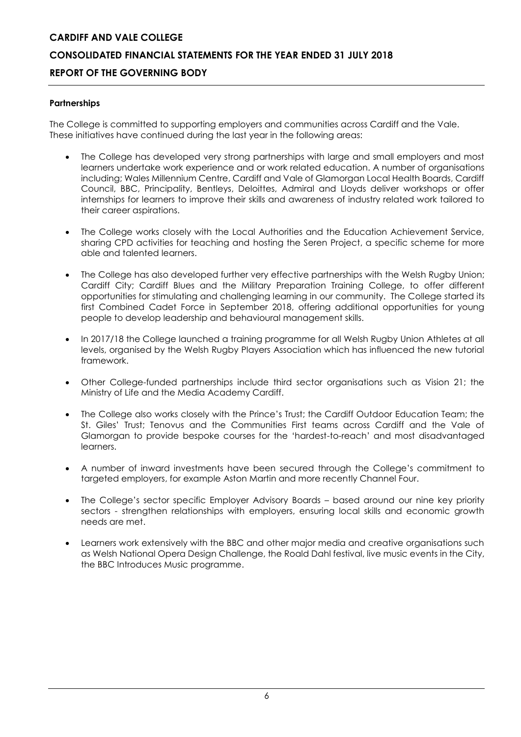**Partnerships**

The College is committed to supporting employers and communities across Cardiff and the Vale. These initiatives have continued during the last year in the following areas:

- The College has developed very strong partnerships with large and small employers and most learners undertake work experience and or work related education. A number of organisations including; Wales Millennium Centre, Cardiff and Vale of Glamorgan Local Health Boards, Cardiff Council, BBC, Principality, Bentleys, Deloittes, Admiral and Lloyds deliver workshops or offer internships for learners to improve their skills and awareness of industry related work tailored to their career aspirations.

- The College works closely with the Local Authorities and the Education Achievement Service, sharing CPD activities for teaching and hosting the Seren Project, a specific scheme for more able and talented learners.

- The College has also developed further very effective partnerships with the Welsh Rugby Union; Cardiff City; Cardiff Blues and the Military Preparation Training College, to offer different opportunities for stimulating and challenging learning in our community. The College started its first Combined Cadet Force in September 2018, offering additional opportunities for young people to develop leadership and behavioural management skills.

- In 2017/18 the College launched a training programme for all Welsh Rugby Union Athletes at all levels, organised by the Welsh Rugby Players Association which has influenced the new tutorial framework.

- Other College-funded partnerships include third sector organisations such as Vision 21; the Ministry of Life and the Media Academy Cardiff.

- The College also works closely with the Prince's Trust; the Cardiff Outdoor Education Team; the St. Giles' Trust; Tenovus and the Communities First teams across Cardiff and the Vale of Glamorgan to provide bespoke courses for the 'hardest-to-reach' and most disadvantaged learners.

- A number of inward investments have been secured through the College's commitment to targeted employers, for example Aston Martin and more recently Channel Four.

- The College's sector specific Employer Advisory Boards – based around our nine key priority sectors - strengthen relationships with employers, ensuring local skills and economic growth needs are met.

- Learners work extensively with the BBC and other major media and creative organisations such as Welsh National Opera Design Challenge, the Roald Dahl festival, live music events in the City, the BBC Introduces Music programme.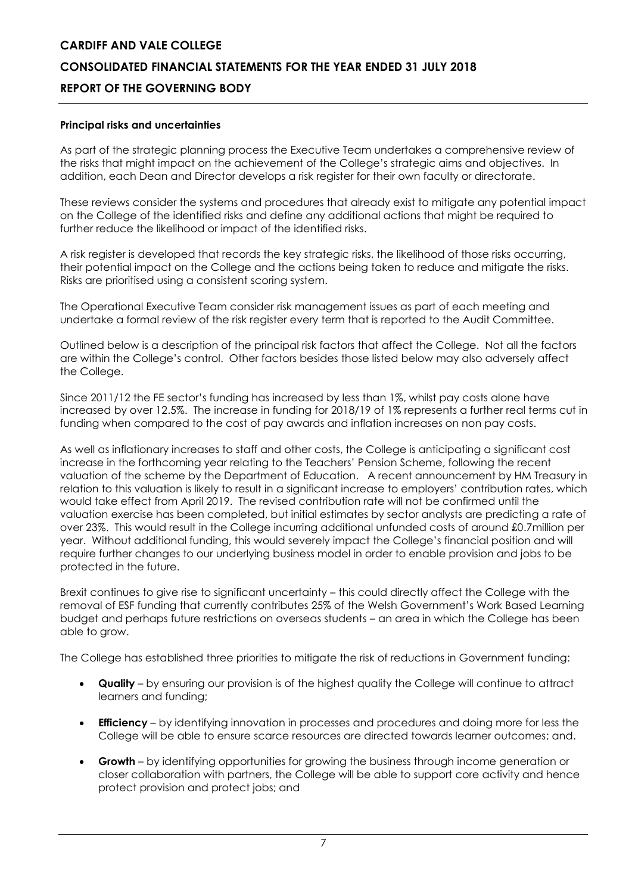#### Principal risks and uncertainties

As part of the strategic planning process the Executive Team undertakes a comprehensive review of the risks that might impact on the achievement of the College's strategic aims and objectives. In addition, each Dean and Director develops a risk register for their own faculty or directorate.

These reviews consider the systems and procedures that already exist to mitigate any potential impact on the College of the identified risks and define any additional actions that might be required to further reduce the likelihood or impact of the identified risks.

A risk register is developed that records the key strategic risks, the likelihood of those risks occurring, their potential impact on the College and the actions being taken to reduce and mitigate the risks. Risks are prioritised using a consistent scoring system.

The Operational Executive Team consider risk management issues as part of each meeting and undertake a formal review of the risk register every term that is reported to the Audit Committee.

Outlined below is a description of the principal risk factors that affect the College. Not all the factors are within the College's control. Other factors besides those listed below may also adversely affect the College.

Since 2011/12 the FE sector's funding has increased by less than 1%, whilst pay costs alone have increased by over 12.5%. The increase in funding for 2018/19 of 1% represents a further real terms cut in funding when compared to the cost of pay awards and inflation increases on non pay costs.

As well as inflationary increases to staff and other costs, the College is anticipating a significant cost increase in the forthcoming year relating to the Teachers' Pension Scheme, following the recent valuation of the scheme by the Department of Education. A recent announcement by HM Treasury in relation to this valuation is likely to result in a significant increase to employers' contribution rates, which would take effect from April 2019. The revised contribution rate will not be confirmed until the valuation exercise has been completed, but initial estimates by sector analysts are predicting a rate of over 23%. This would result in the College incurring additional unfunded costs of around £0.7million per year. Without additional funding, this would severely impact the College's financial position and will require further changes to our underlying business model in order to enable provision and jobs to be protected in the future.

Brexit continues to give rise to significant uncertainty – this could directly affect the College with the removal of ESF funding that currently contributes 25% of the Welsh Government's Work Based Learning budget and perhaps future restrictions on overseas students – an area in which the College has been able to grow.

The College has established three priorities to mitigate the risk of reductions in Government funding:

- **Quality** – by ensuring our provision is of the highest quality the College will continue to attract learners and funding;
- **Efficiency** – by identifying innovation in processes and procedures and doing more for less the College will be able to ensure scarce resources are directed towards learner outcomes; and.
- **Growth** – by identifying opportunities for growing the business through income generation or closer collaboration with partners, the College will be able to support core activity and hence protect provision and protect jobs; and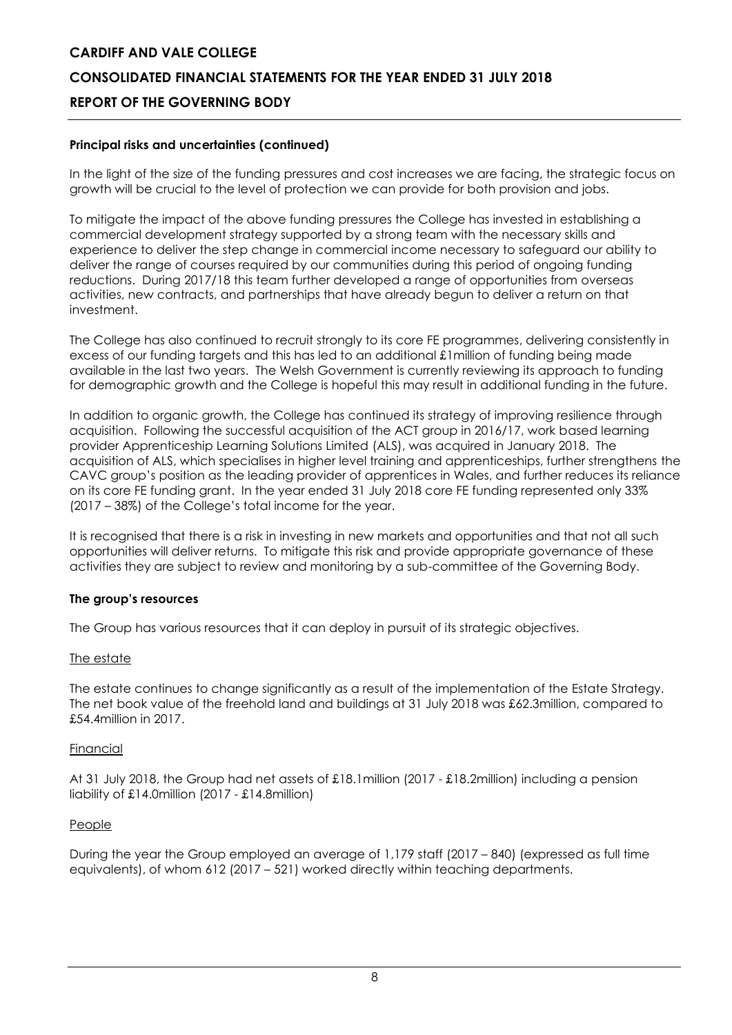**Principal risks and uncertainties (continued)**

In the light of the size of the funding pressures and cost increases we are facing, the strategic focus on growth will be crucial to the level of protection we can provide for both provision and jobs.

To mitigate the impact of the above funding pressures the College has invested in establishing a commercial development strategy supported by a strong team with the necessary skills and experience to deliver the step change in commercial income necessary to safeguard our ability to deliver the range of courses required by our communities during this period of ongoing funding reductions. During 2017/18 this team further developed a range of opportunities from overseas activities, new contracts, and partnerships that have already begun to deliver a return on that investment.

The College has also continued to recruit strongly to its core FE programmes, delivering consistently in excess of our funding targets and this has led to an additional £1million of funding being made available in the last two years. The Welsh Government is currently reviewing its approach to funding for demographic growth and the College is hopeful this may result in additional funding in the future.

In addition to organic growth, the College has continued its strategy of improving resilience through acquisition. Following the successful acquisition of the ACT group in 2016/17, work based learning provider Apprenticeship Learning Solutions Limited (ALS), was acquired in January 2018. The acquisition of ALS, which specialises in higher level training and apprenticeships, further strengthens the CAVC group's position as the leading provider of apprentices in Wales, and further reduces its reliance on its core FE funding grant. In the year ended 31 July 2018 core FE funding represented only 33% (2017 – 38%) of the College's total income for the year.

It is recognised that there is a risk in investing in new markets and opportunities and that not all such opportunities will deliver returns. To mitigate this risk and provide appropriate governance of these activities they are subject to review and monitoring by a sub-committee of the Governing Body.

**The group's resources**

The Group has various resources that it can deploy in pursuit of its strategic objectives.

The estate

The estate continues to change significantly as a result of the implementation of the Estate Strategy. The net book value of the freehold land and buildings at 31 July 2018 was £62.3million, compared to £54.4million in 2017.

Financial

At 31 July 2018, the Group had net assets of £18.1million (2017 - £18.2million) including a pension liability of £14.0million (2017 - £14.8million)

People

During the year the Group employed an average of 1,179 staff (2017 – 840) (expressed as full time equivalents), of whom 612 (2017 – 521) worked directly within teaching departments.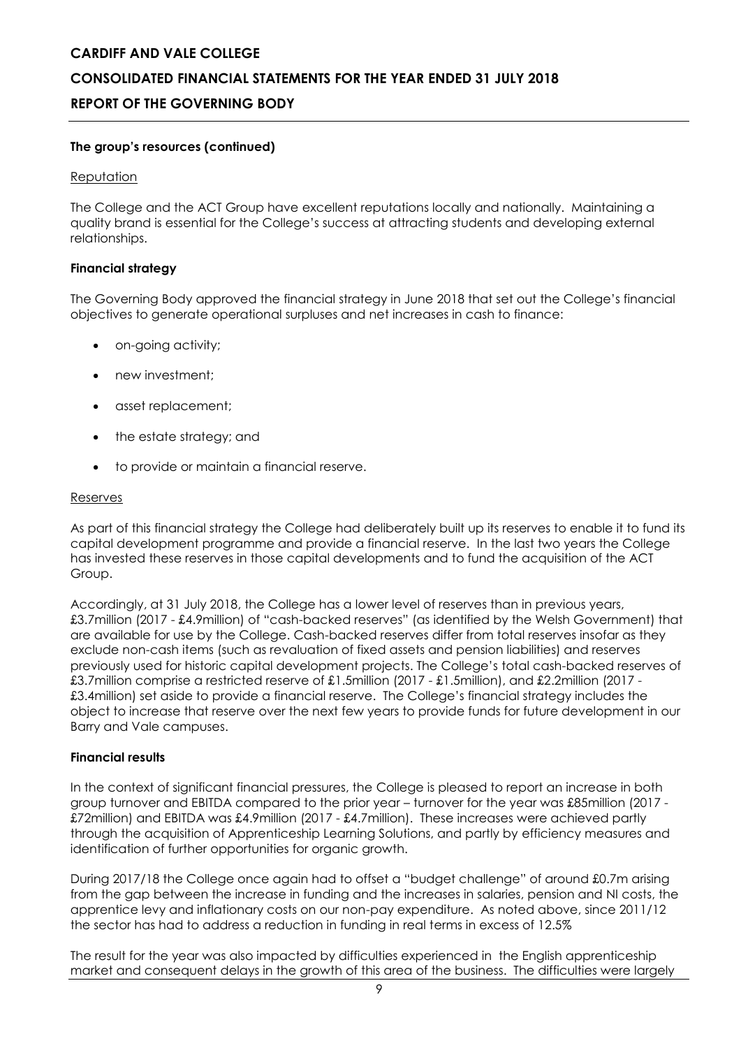**The group's resources (continued)**

Reputation

The College and the ACT Group have excellent reputations locally and nationally. Maintaining a quality brand is essential for the College's success at attracting students and developing external relationships.

**Financial strategy**

The Governing Body approved the financial strategy in June 2018 that set out the College's financial objectives to generate operational surpluses and net increases in cash to finance:

- on-going activity;
- new investment;
- asset replacement;
- the estate strategy; and
- to provide or maintain a financial reserve.

Reserves

As part of this financial strategy the College had deliberately built up its reserves to enable it to fund its capital development programme and provide a financial reserve. In the last two years the College has invested these reserves in those capital developments and to fund the acquisition of the ACT Group.

Accordingly, at 31 July 2018, the College has a lower level of reserves than in previous years, £3.7million (2017 - £4.9million) of "cash-backed reserves" (as identified by the Welsh Government) that are available for use by the College. Cash-backed reserves differ from total reserves insofar as they exclude non-cash items (such as revaluation of fixed assets and pension liabilities) and reserves previously used for historic capital development projects. The College's total cash-backed reserves of £3.7million comprise a restricted reserve of £1.5million (2017 - £1.5million), and £2.2million (2017 - £3.4million) set aside to provide a financial reserve. The College's financial strategy includes the object to increase that reserve over the next few years to provide funds for future development in our Barry and Vale campuses.

**Financial results**

In the context of significant financial pressures, the College is pleased to report an increase in both group turnover and EBITDA compared to the prior year – turnover for the year was £85million (2017 - £72million) and EBITDA was £4.9million (2017 - £4.7million). These increases were achieved partly through the acquisition of Apprenticeship Learning Solutions, and partly by efficiency measures and identification of further opportunities for organic growth.

During 2017/18 the College once again had to offset a "budget challenge" of around £0.7m arising from the gap between the increase in funding and the increases in salaries, pension and NI costs, the apprentice levy and inflationary costs on our non-pay expenditure. As noted above, since 2011/12 the sector has had to address a reduction in funding in real terms in excess of 12.5%

The result for the year was also impacted by difficulties experienced in the English apprenticeship market and consequent delays in the growth of this area of the business. The difficulties were largely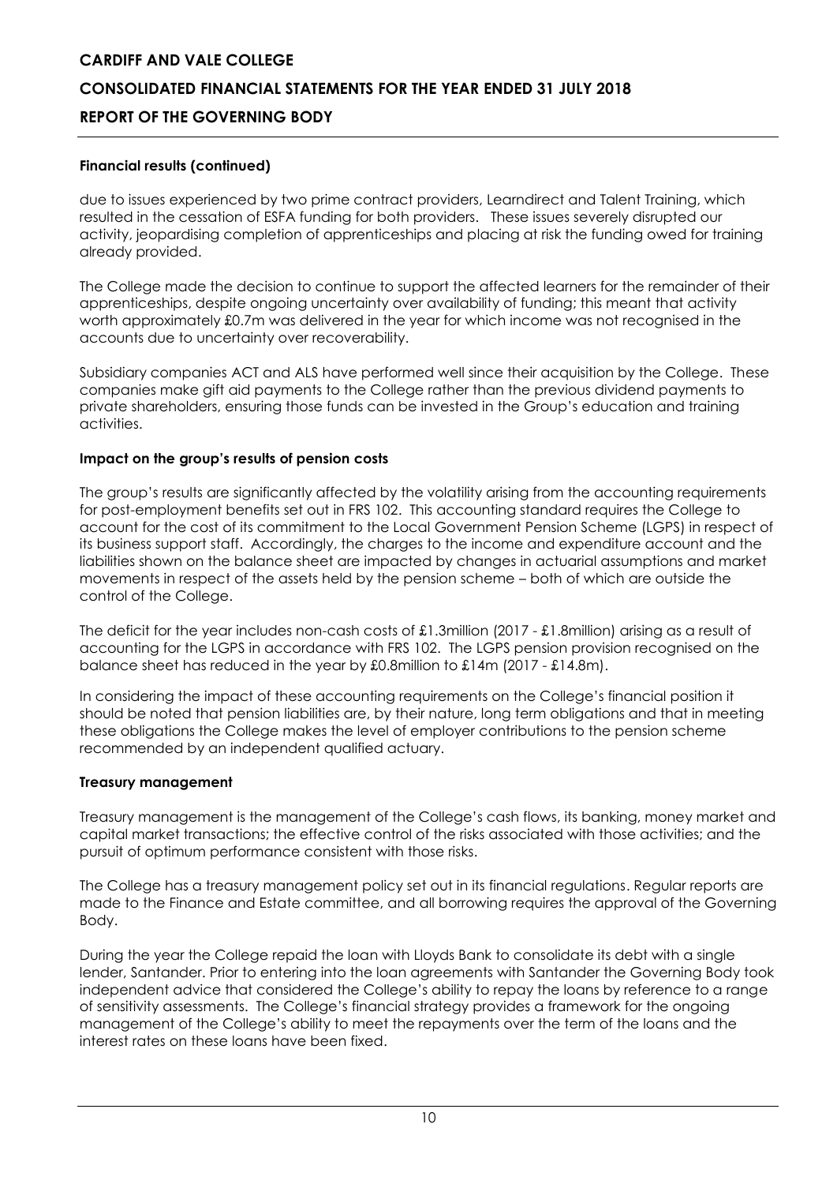**Financial results (continued)**

due to issues experienced by two prime contract providers, Learndirect and Talent Training, which resulted in the cessation of ESFA funding for both providers. These issues severely disrupted our activity, jeopardising completion of apprenticeships and placing at risk the funding owed for training already provided.

The College made the decision to continue to support the affected learners for the remainder of their apprenticeships, despite ongoing uncertainty over availability of funding; this meant that activity worth approximately £0.7m was delivered in the year for which income was not recognised in the accounts due to uncertainty over recoverability.

Subsidiary companies ACT and ALS have performed well since their acquisition by the College. These companies make gift aid payments to the College rather than the previous dividend payments to private shareholders, ensuring those funds can be invested in the Group's education and training activities.

**Impact on the group's results of pension costs**

The group's results are significantly affected by the volatility arising from the accounting requirements for post-employment benefits set out in FRS 102. This accounting standard requires the College to account for the cost of its commitment to the Local Government Pension Scheme (LGPS) in respect of its business support staff. Accordingly, the charges to the income and expenditure account and the liabilities shown on the balance sheet are impacted by changes in actuarial assumptions and market movements in respect of the assets held by the pension scheme – both of which are outside the control of the College.

The deficit for the year includes non-cash costs of £1.3million (2017 - £1.8million) arising as a result of accounting for the LGPS in accordance with FRS 102. The LGPS pension provision recognised on the balance sheet has reduced in the year by £0.8million to £14m (2017 - £14.8m).

In considering the impact of these accounting requirements on the College's financial position it should be noted that pension liabilities are, by their nature, long term obligations and that in meeting these obligations the College makes the level of employer contributions to the pension scheme recommended by an independent qualified actuary.

**Treasury management**

Treasury management is the management of the College's cash flows, its banking, money market and capital market transactions; the effective control of the risks associated with those activities; and the pursuit of optimum performance consistent with those risks.

The College has a treasury management policy set out in its financial regulations. Regular reports are made to the Finance and Estate committee, and all borrowing requires the approval of the Governing Body.

During the year the College repaid the loan with Lloyds Bank to consolidate its debt with a single lender, Santander. Prior to entering into the loan agreements with Santander the Governing Body took independent advice that considered the College's ability to repay the loans by reference to a range of sensitivity assessments. The College's financial strategy provides a framework for the ongoing management of the College's ability to meet the repayments over the term of the loans and the interest rates on these loans have been fixed.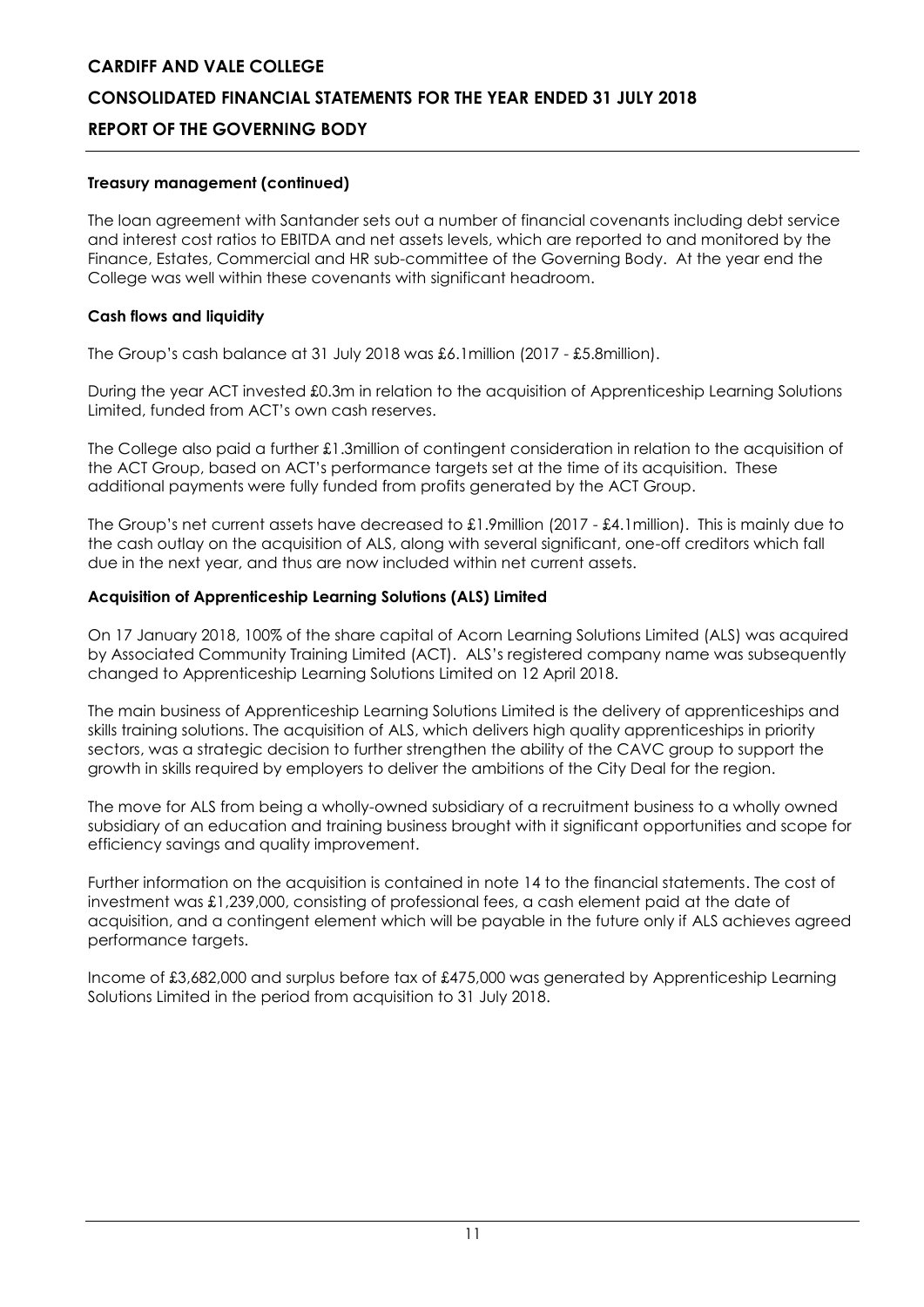### Treasury management (continued)

The loan agreement with Santander sets out a number of financial covenants including debt service and interest cost ratios to EBITDA and net assets levels, which are reported to and monitored by the Finance, Estates, Commercial and HR sub-committee of the Governing Body. At the year end the College was well within these covenants with significant headroom.

### Cash flows and liquidity

The Group's cash balance at 31 July 2018 was £6.1million (2017 - £5.8million).

During the year ACT invested £0.3m in relation to the acquisition of Apprenticeship Learning Solutions Limited, funded from ACT's own cash reserves.

The College also paid a further £1.3million of contingent consideration in relation to the acquisition of the ACT Group, based on ACT's performance targets set at the time of its acquisition. These additional payments were fully funded from profits generated by the ACT Group.

The Group's net current assets have decreased to £1.9million (2017 - £4.1million). This is mainly due to the cash outlay on the acquisition of ALS, along with several significant, one-off creditors which fall due in the next year, and thus are now included within net current assets.

### Acquisition of Apprenticeship Learning Solutions (ALS) Limited

On 17 January 2018, 100% of the share capital of Acorn Learning Solutions Limited (ALS) was acquired by Associated Community Training Limited (ACT). ALS's registered company name was subsequently changed to Apprenticeship Learning Solutions Limited on 12 April 2018.

The main business of Apprenticeship Learning Solutions Limited is the delivery of apprenticeships and skills training solutions. The acquisition of ALS, which delivers high quality apprenticeships in priority sectors, was a strategic decision to further strengthen the ability of the CAVC group to support the growth in skills required by employers to deliver the ambitions of the City Deal for the region.

The move for ALS from being a wholly-owned subsidiary of a recruitment business to a wholly owned subsidiary of an education and training business brought with it significant opportunities and scope for efficiency savings and quality improvement.

Further information on the acquisition is contained in note 14 to the financial statements. The cost of investment was £1,239,000, consisting of professional fees, a cash element paid at the date of acquisition, and a contingent element which will be payable in the future only if ALS achieves agreed performance targets.

Income of £3,682,000 and surplus before tax of £475,000 was generated by Apprenticeship Learning Solutions Limited in the period from acquisition to 31 July 2018.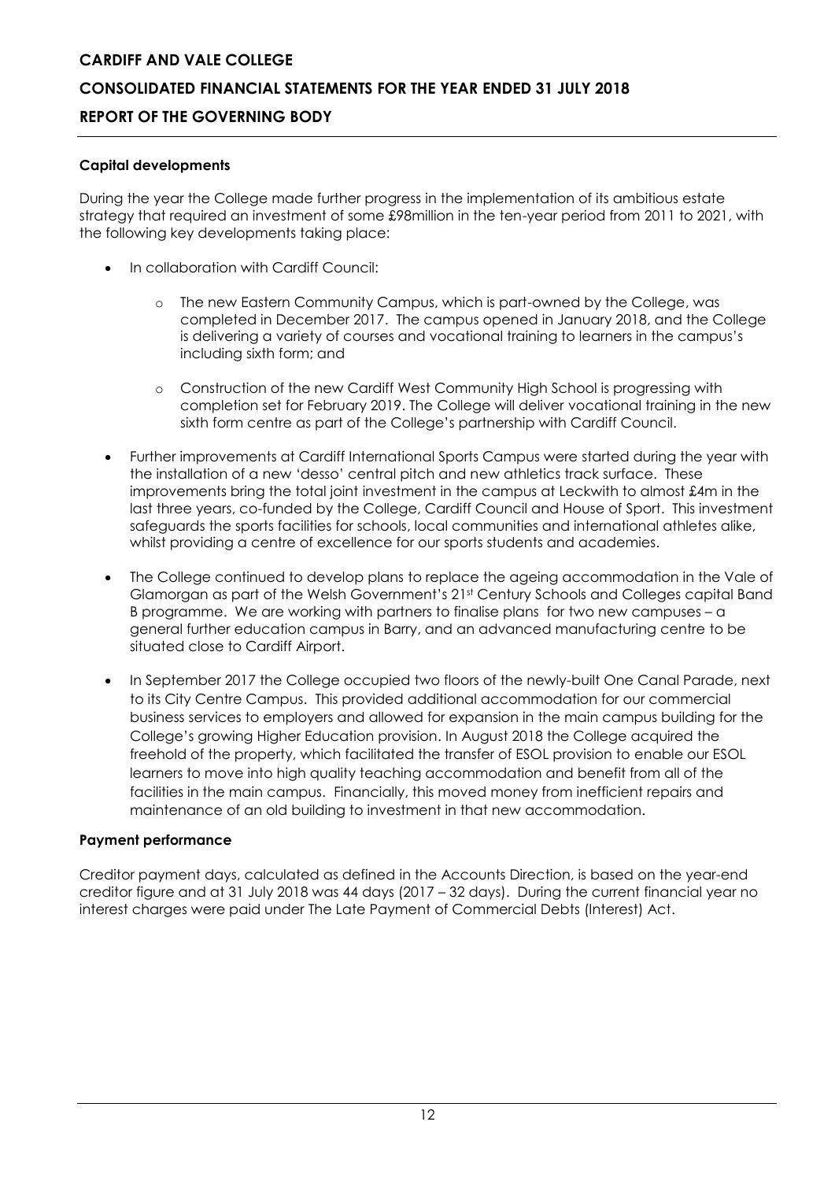**Capital developments**

During the year the College made further progress in the implementation of its ambitious estate strategy that required an investment of some £98million in the ten-year period from 2011 to 2021, with the following key developments taking place:

- In collaboration with Cardiff Council:
  - The new Eastern Community Campus, which is part-owned by the College, was completed in December 2017. The campus opened in January 2018, and the College is delivering a variety of courses and vocational training to learners in the campus's including sixth form; and
  - Construction of the new Cardiff West Community High School is progressing with completion set for February 2019. The College will deliver vocational training in the new sixth form centre as part of the College's partnership with Cardiff Council.
- Further improvements at Cardiff International Sports Campus were started during the year with the installation of a new 'desso' central pitch and new athletics track surface. These improvements bring the total joint investment in the campus at Leckwith to almost £4m in the last three years, co-funded by the College, Cardiff Council and House of Sport. This investment safeguards the sports facilities for schools, local communities and international athletes alike, whilst providing a centre of excellence for our sports students and academies.
- The College continued to develop plans to replace the ageing accommodation in the Vale of Glamorgan as part of the Welsh Government's 21st Century Schools and Colleges capital Band B programme. We are working with partners to finalise plans for two new campuses – a general further education campus in Barry, and an advanced manufacturing centre to be situated close to Cardiff Airport.
- In September 2017 the College occupied two floors of the newly-built One Canal Parade, next to its City Centre Campus. This provided additional accommodation for our commercial business services to employers and allowed for expansion in the main campus building for the College's growing Higher Education provision. In August 2018 the College acquired the freehold of the property, which facilitated the transfer of ESOL provision to enable our ESOL learners to move into high quality teaching accommodation and benefit from all of the facilities in the main campus. Financially, this moved money from inefficient repairs and maintenance of an old building to investment in that new accommodation.

**Payment performance**

Creditor payment days, calculated as defined in the Accounts Direction, is based on the year-end creditor figure and at 31 July 2018 was 44 days (2017 – 32 days). During the current financial year no interest charges were paid under The Late Payment of Commercial Debts (Interest) Act.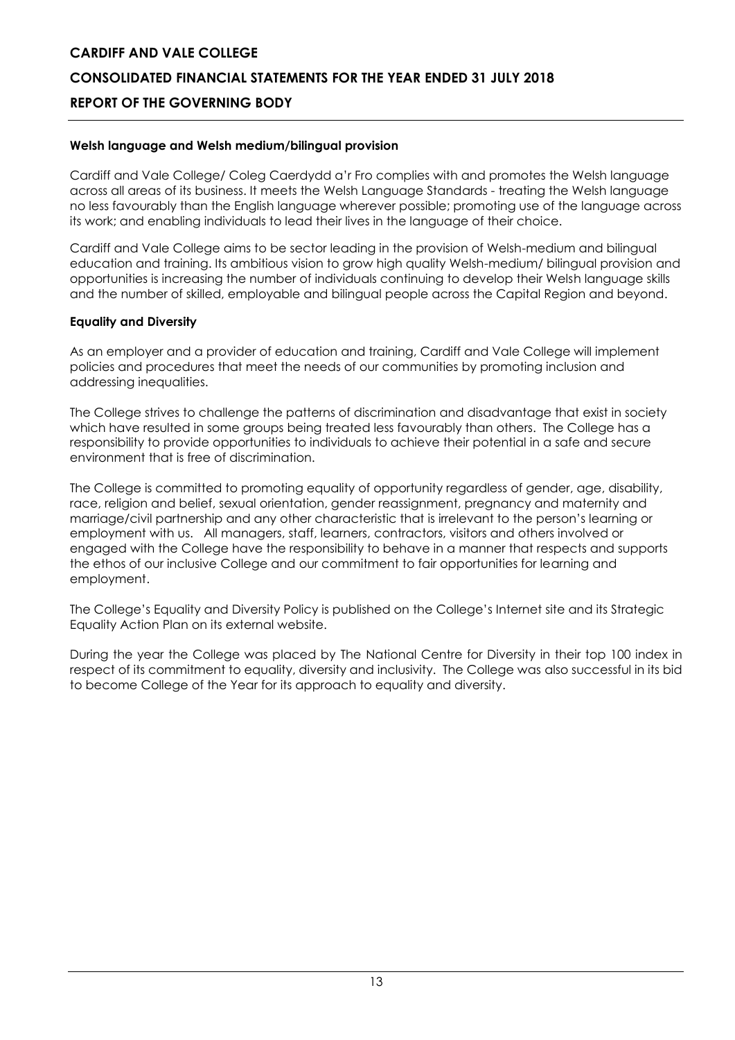### Welsh language and Welsh medium/bilingual provision

Cardiff and Vale College/ Coleg Caerdydd a'r Fro complies with and promotes the Welsh language across all areas of its business. It meets the Welsh Language Standards - treating the Welsh language no less favourably than the English language wherever possible; promoting use of the language across its work; and enabling individuals to lead their lives in the language of their choice.

Cardiff and Vale College aims to be sector leading in the provision of Welsh-medium and bilingual education and training. Its ambitious vision to grow high quality Welsh-medium/ bilingual provision and opportunities is increasing the number of individuals continuing to develop their Welsh language skills and the number of skilled, employable and bilingual people across the Capital Region and beyond.

### Equality and Diversity

As an employer and a provider of education and training, Cardiff and Vale College will implement policies and procedures that meet the needs of our communities by promoting inclusion and addressing inequalities.

The College strives to challenge the patterns of discrimination and disadvantage that exist in society which have resulted in some groups being treated less favourably than others. The College has a responsibility to provide opportunities to individuals to achieve their potential in a safe and secure environment that is free of discrimination.

The College is committed to promoting equality of opportunity regardless of gender, age, disability, race, religion and belief, sexual orientation, gender reassignment, pregnancy and maternity and marriage/civil partnership and any other characteristic that is irrelevant to the person's learning or employment with us. All managers, staff, learners, contractors, visitors and others involved or engaged with the College have the responsibility to behave in a manner that respects and supports the ethos of our inclusive College and our commitment to fair opportunities for learning and employment.

The College's Equality and Diversity Policy is published on the College's Internet site and its Strategic Equality Action Plan on its external website.

During the year the College was placed by The National Centre for Diversity in their top 100 index in respect of its commitment to equality, diversity and inclusivity. The College was also successful in its bid to become College of the Year for its approach to equality and diversity.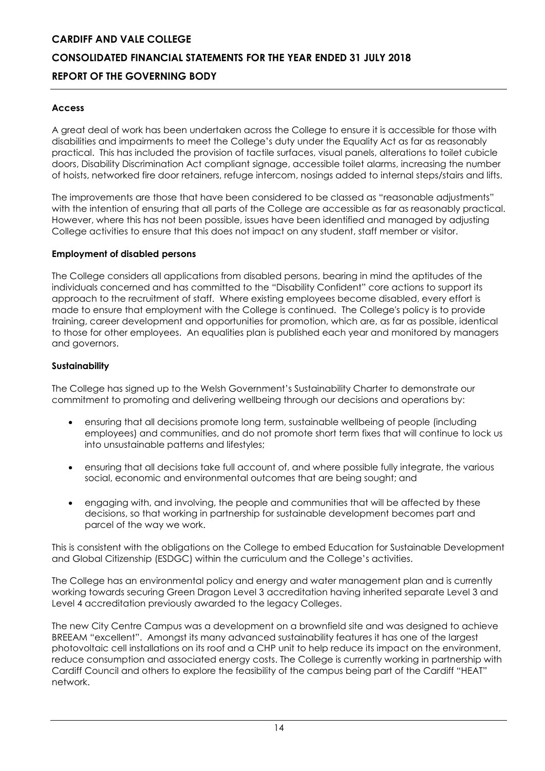### Access

A great deal of work has been undertaken across the College to ensure it is accessible for those with disabilities and impairments to meet the College's duty under the Equality Act as far as reasonably practical. This has included the provision of tactile surfaces, visual panels, alterations to toilet cubicle doors, Disability Discrimination Act compliant signage, accessible toilet alarms, increasing the number of hoists, networked fire door retainers, refuge intercom, nosings added to internal steps/stairs and lifts.

The improvements are those that have been considered to be classed as "reasonable adjustments" with the intention of ensuring that all parts of the College are accessible as far as reasonably practical. However, where this has not been possible, issues have been identified and managed by adjusting College activities to ensure that this does not impact on any student, staff member or visitor.

### Employment of disabled persons

The College considers all applications from disabled persons, bearing in mind the aptitudes of the individuals concerned and has committed to the "Disability Confident" core actions to support its approach to the recruitment of staff. Where existing employees become disabled, every effort is made to ensure that employment with the College is continued. The College's policy is to provide training, career development and opportunities for promotion, which are, as far as possible, identical to those for other employees. An equalities plan is published each year and monitored by managers and governors.

### Sustainability

The College has signed up to the Welsh Government's Sustainability Charter to demonstrate our commitment to promoting and delivering wellbeing through our decisions and operations by:

- ensuring that all decisions promote long term, sustainable wellbeing of people (including employees) and communities, and do not promote short term fixes that will continue to lock us into unsustainable patterns and lifestyles;
- ensuring that all decisions take full account of, and where possible fully integrate, the various social, economic and environmental outcomes that are being sought; and
- engaging with, and involving, the people and communities that will be affected by these decisions, so that working in partnership for sustainable development becomes part and parcel of the way we work.

This is consistent with the obligations on the College to embed Education for Sustainable Development and Global Citizenship (ESDGC) within the curriculum and the College's activities.

The College has an environmental policy and energy and water management plan and is currently working towards securing Green Dragon Level 3 accreditation having inherited separate Level 3 and Level 4 accreditation previously awarded to the legacy Colleges.

The new City Centre Campus was a development on a brownfield site and was designed to achieve BREEAM "excellent". Amongst its many advanced sustainability features it has one of the largest photovoltaic cell installations on its roof and a CHP unit to help reduce its impact on the environment, reduce consumption and associated energy costs. The College is currently working in partnership with Cardiff Council and others to explore the feasibility of the campus being part of the Cardiff "HEAT" network.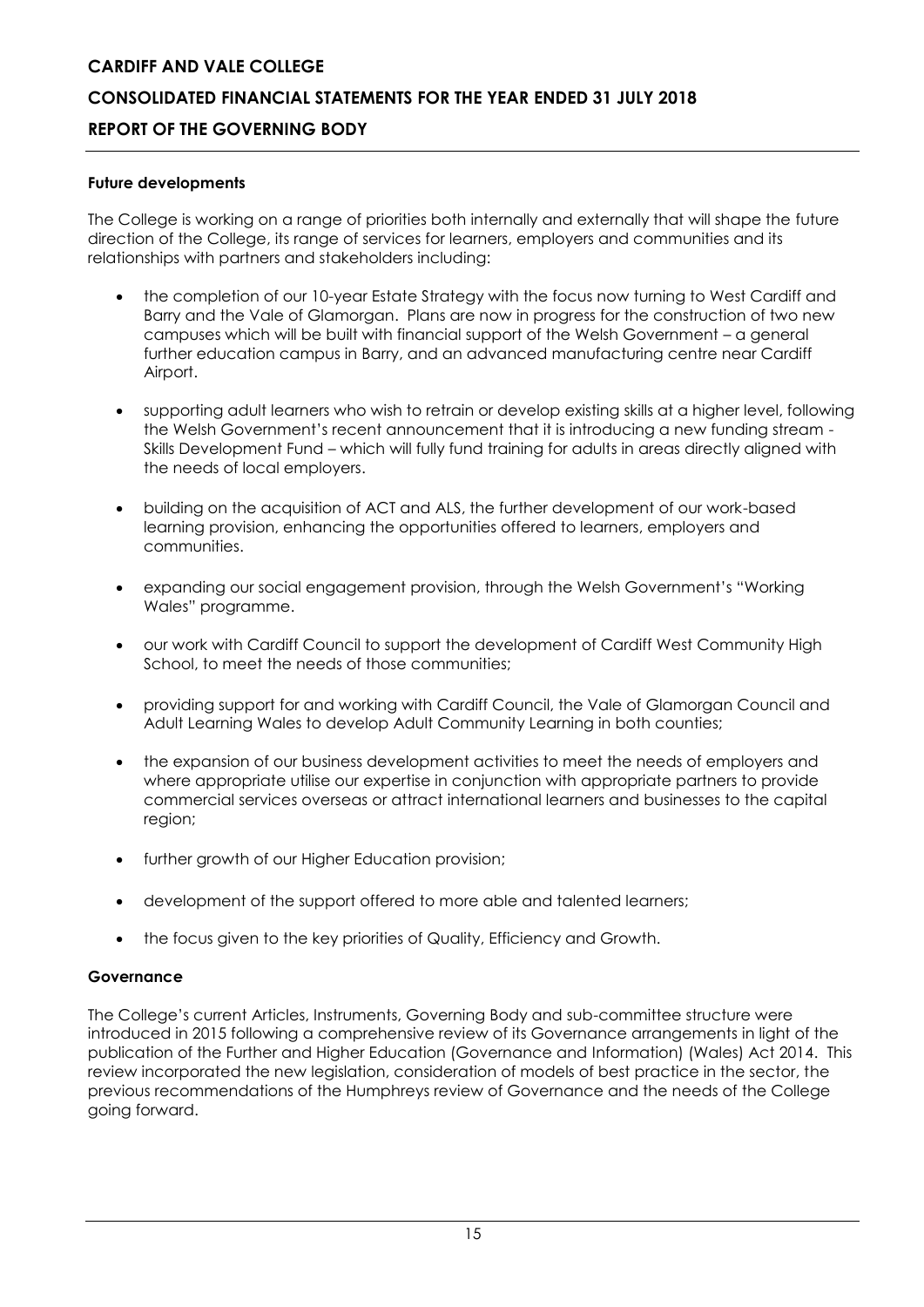**Future developments**

The College is working on a range of priorities both internally and externally that will shape the future direction of the College, its range of services for learners, employers and communities and its relationships with partners and stakeholders including:

- the completion of our 10-year Estate Strategy with the focus now turning to West Cardiff and Barry and the Vale of Glamorgan. Plans are now in progress for the construction of two new campuses which will be built with financial support of the Welsh Government – a general further education campus in Barry, and an advanced manufacturing centre near Cardiff Airport.
- supporting adult learners who wish to retrain or develop existing skills at a higher level, following the Welsh Government's recent announcement that it is introducing a new funding stream - Skills Development Fund – which will fully fund training for adults in areas directly aligned with the needs of local employers.
- building on the acquisition of ACT and ALS, the further development of our work-based learning provision, enhancing the opportunities offered to learners, employers and communities.
- expanding our social engagement provision, through the Welsh Government's "Working Wales" programme.
- our work with Cardiff Council to support the development of Cardiff West Community High School, to meet the needs of those communities;
- providing support for and working with Cardiff Council, the Vale of Glamorgan Council and Adult Learning Wales to develop Adult Community Learning in both counties;
- the expansion of our business development activities to meet the needs of employers and where appropriate utilise our expertise in conjunction with appropriate partners to provide commercial services overseas or attract international learners and businesses to the capital region;
- further growth of our Higher Education provision;
- development of the support offered to more able and talented learners;
- the focus given to the key priorities of Quality, Efficiency and Growth.

**Governance**

The College's current Articles, Instruments, Governing Body and sub-committee structure were introduced in 2015 following a comprehensive review of its Governance arrangements in light of the publication of the Further and Higher Education (Governance and Information) (Wales) Act 2014. This review incorporated the new legislation, consideration of models of best practice in the sector, the previous recommendations of the Humphreys review of Governance and the needs of the College going forward.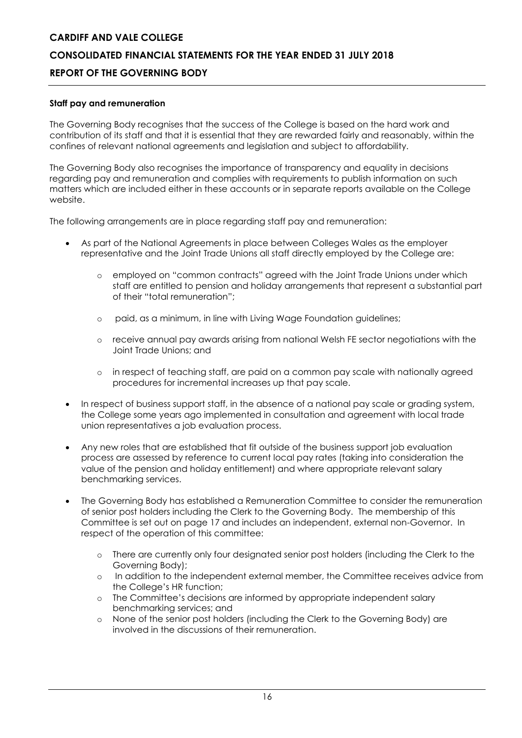**Staff pay and remuneration**

The Governing Body recognises that the success of the College is based on the hard work and contribution of its staff and that it is essential that they are rewarded fairly and reasonably, within the confines of relevant national agreements and legislation and subject to affordability.

The Governing Body also recognises the importance of transparency and equality in decisions regarding pay and remuneration and complies with requirements to publish information on such matters which are included either in these accounts or in separate reports available on the College website.

The following arrangements are in place regarding staff pay and remuneration:

- As part of the National Agreements in place between Colleges Wales as the employer representative and the Joint Trade Unions all staff directly employed by the College are:
    - employed on "common contracts" agreed with the Joint Trade Unions under which staff are entitled to pension and holiday arrangements that represent a substantial part of their "total remuneration";
    - paid, as a minimum, in line with Living Wage Foundation guidelines;
    - receive annual pay awards arising from national Welsh FE sector negotiations with the Joint Trade Unions; and
    - in respect of teaching staff, are paid on a common pay scale with nationally agreed procedures for incremental increases up that pay scale.
- In respect of business support staff, in the absence of a national pay scale or grading system, the College some years ago implemented in consultation and agreement with local trade union representatives a job evaluation process.
- Any new roles that are established that fit outside of the business support job evaluation process are assessed by reference to current local pay rates (taking into consideration the value of the pension and holiday entitlement) and where appropriate relevant salary benchmarking services.
- The Governing Body has established a Remuneration Committee to consider the remuneration of senior post holders including the Clerk to the Governing Body. The membership of this Committee is set out on page 17 and includes an independent, external non-Governor. In respect of the operation of this committee:
    - There are currently only four designated senior post holders (including the Clerk to the Governing Body);
    - In addition to the independent external member, the Committee receives advice from the College's HR function;
    - The Committee's decisions are informed by appropriate independent salary benchmarking services; and
    - None of the senior post holders (including the Clerk to the Governing Body) are involved in the discussions of their remuneration.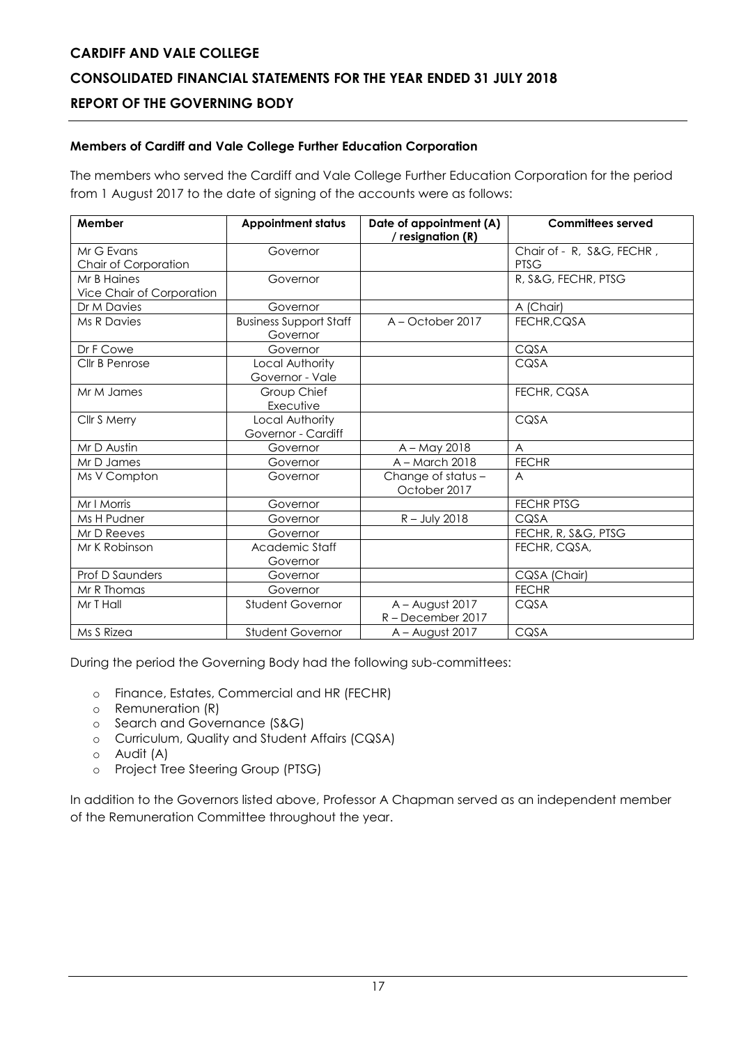**Members of Cardiff and Vale College Further Education Corporation**

The members who served the Cardiff and Vale College Further Education Corporation for the period from 1 August 2017 to the date of signing of the accounts were as follows:

| Member | Appointment status | Date of appointment (A) / resignation (R) | Committees served |
|---|---|---|---|
| Mr G Evans Chair of Corporation | Governor | | Chair of - R, S&G, FECHR , PTSG |
| Mr B Haines Vice Chair of Corporation | Governor | | R, S&G, FECHR, PTSG |
| Dr M Davies | Governor | | A (Chair) |
| Ms R Davies | Business Support Staff Governor | A – October 2017 | FECHR,CQSA |
| Dr F Cowe | Governor | | CQSA |
| Cllr B Penrose | Local Authority Governor - Vale | | CQSA |
| Mr M James | Group Chief Executive | | FECHR, CQSA |
| Cllr S Merry | Local Authority Governor - Cardiff | | CQSA |
| Mr D Austin | Governor | A – May 2018 | A |
| Mr D James | Governor | A – March 2018 | FECHR |
| Ms V Compton | Governor | Change of status – October 2017 | A |
| Mr I Morris | Governor | | FECHR PTSG |
| Ms H Pudner | Governor | R – July 2018 | CQSA |
| Mr D Reeves | Governor | | FECHR, R, S&G, PTSG |
| Mr K Robinson | Academic Staff Governor | | FECHR, CQSA, |
| Prof D Saunders | Governor | | CQSA (Chair) |
| Mr R Thomas | Governor | | FECHR |
| Mr T Hall | Student Governor | A – August 2017 R – December 2017 | CQSA |
| Ms S Rizea | Student Governor | A – August 2017 | CQSA |

During the period the Governing Body had the following sub-committees:

- Finance, Estates, Commercial and HR (FECHR)
- Remuneration (R)
- Search and Governance (S&G)
- Curriculum, Quality and Student Affairs (CQSA)
- Audit (A)
- Project Tree Steering Group (PTSG)

In addition to the Governors listed above, Professor A Chapman served as an independent member of the Remuneration Committee throughout the year.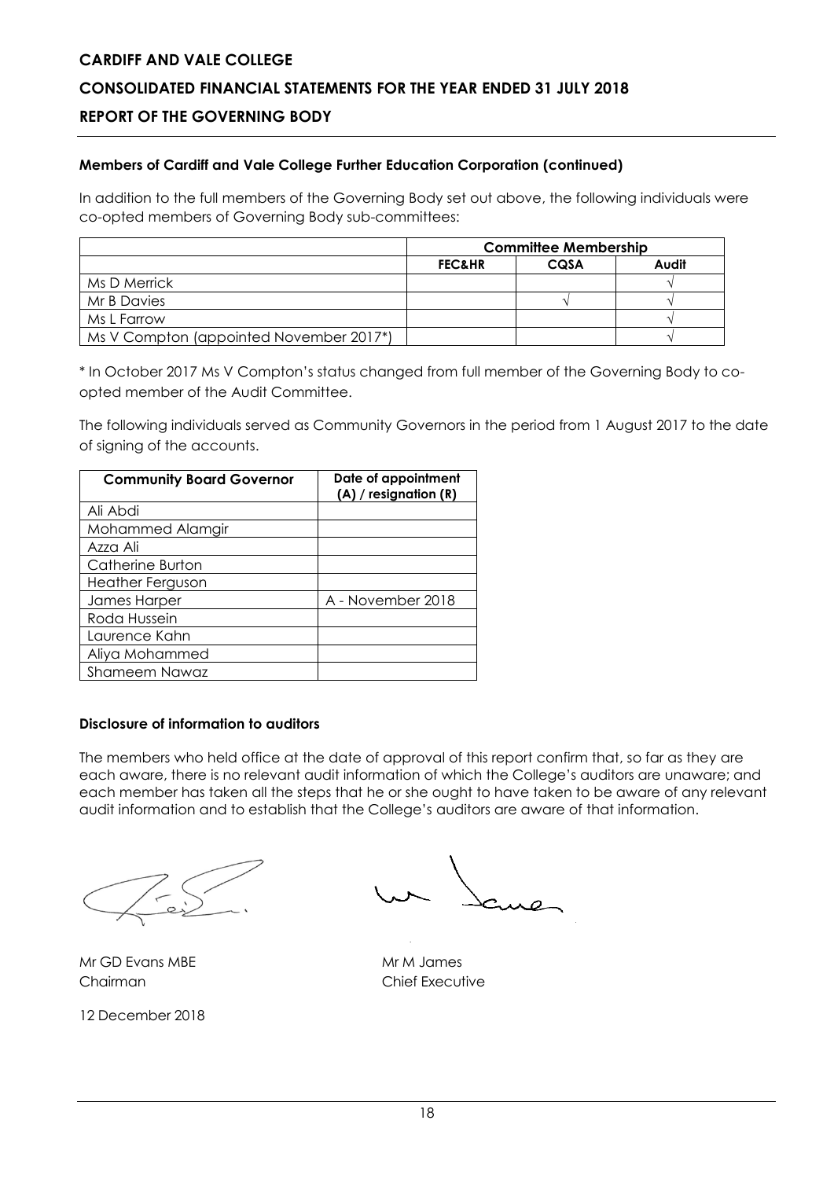**Members of Cardiff and Vale College Further Education Corporation (continued)**

In addition to the full members of the Governing Body set out above, the following individuals were co-opted members of Governing Body sub-committees:

| | Committee Membership | | |
|---|---|---|---|
| | **FEC&HR** | **CQSA** | **Audit** |
| Ms D Merrick | | | √ |
| Mr B Davies | | √ | √ |
| Ms L Farrow | | | √ |
| Ms V Compton (appointed November 2017*) | | | √ |

\* In October 2017 Ms V Compton's status changed from full member of the Governing Body to co-opted member of the Audit Committee.

The following individuals served as Community Governors in the period from 1 August 2017 to the date of signing of the accounts.

| Community Board Governor | Date of appointment (A) / resignation (R) |
|---|---|
| Ali Abdi | |
| Mohammed Alamgir | |
| Azza Ali | |
| Catherine Burton | |
| Heather Ferguson | |
| James Harper | A - November 2018 |
| Roda Hussein | |
| Laurence Kahn | |
| Aliya Mohammed | |
| Shameem Nawaz | |

**Disclosure of information to auditors**

The members who held office at the date of approval of this report confirm that, so far as they are each aware, there is no relevant audit information of which the College's auditors are unaware; and each member has taken all the steps that he or she ought to have taken to be aware of any relevant audit information and to establish that the College's auditors are aware of that information.

Mr GD Evans MBE
Chairman

Mr M James
Chief Executive

12 December 2018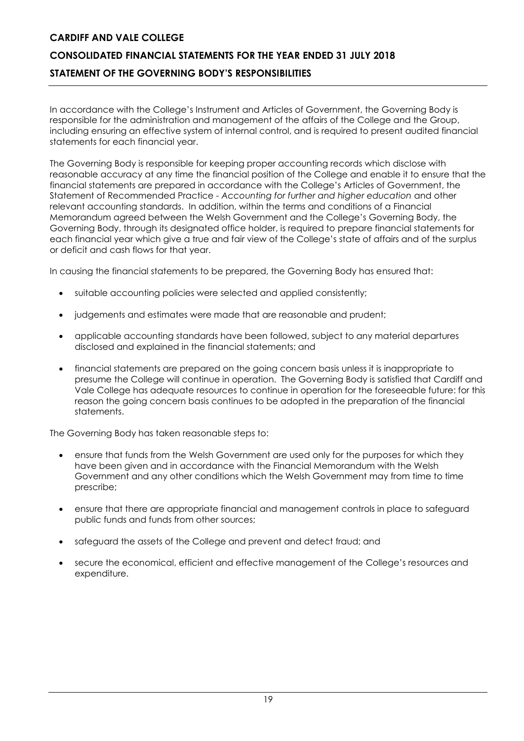# CARDIFF AND VALE COLLEGE

## CONSOLIDATED FINANCIAL STATEMENTS FOR THE YEAR ENDED 31 JULY 2018

## STATEMENT OF THE GOVERNING BODY'S RESPONSIBILITIES

In accordance with the College's Instrument and Articles of Government, the Governing Body is responsible for the administration and management of the affairs of the College and the Group, including ensuring an effective system of internal control, and is required to present audited financial statements for each financial year.

The Governing Body is responsible for keeping proper accounting records which disclose with reasonable accuracy at any time the financial position of the College and enable it to ensure that the financial statements are prepared in accordance with the College's Articles of Government, the Statement of Recommended Practice - *Accounting for further and higher education* and other relevant accounting standards. In addition, within the terms and conditions of a Financial Memorandum agreed between the Welsh Government and the College's Governing Body, the Governing Body, through its designated office holder, is required to prepare financial statements for each financial year which give a true and fair view of the College's state of affairs and of the surplus or deficit and cash flows for that year.

In causing the financial statements to be prepared, the Governing Body has ensured that:

- suitable accounting policies were selected and applied consistently;
- judgements and estimates were made that are reasonable and prudent;
- applicable accounting standards have been followed, subject to any material departures disclosed and explained in the financial statements; and
- financial statements are prepared on the going concern basis unless it is inappropriate to presume the College will continue in operation. The Governing Body is satisfied that Cardiff and Vale College has adequate resources to continue in operation for the foreseeable future: for this reason the going concern basis continues to be adopted in the preparation of the financial statements.

The Governing Body has taken reasonable steps to:

- ensure that funds from the Welsh Government are used only for the purposes for which they have been given and in accordance with the Financial Memorandum with the Welsh Government and any other conditions which the Welsh Government may from time to time prescribe;
- ensure that there are appropriate financial and management controls in place to safeguard public funds and funds from other sources;
- safeguard the assets of the College and prevent and detect fraud; and
- secure the economical, efficient and effective management of the College's resources and expenditure.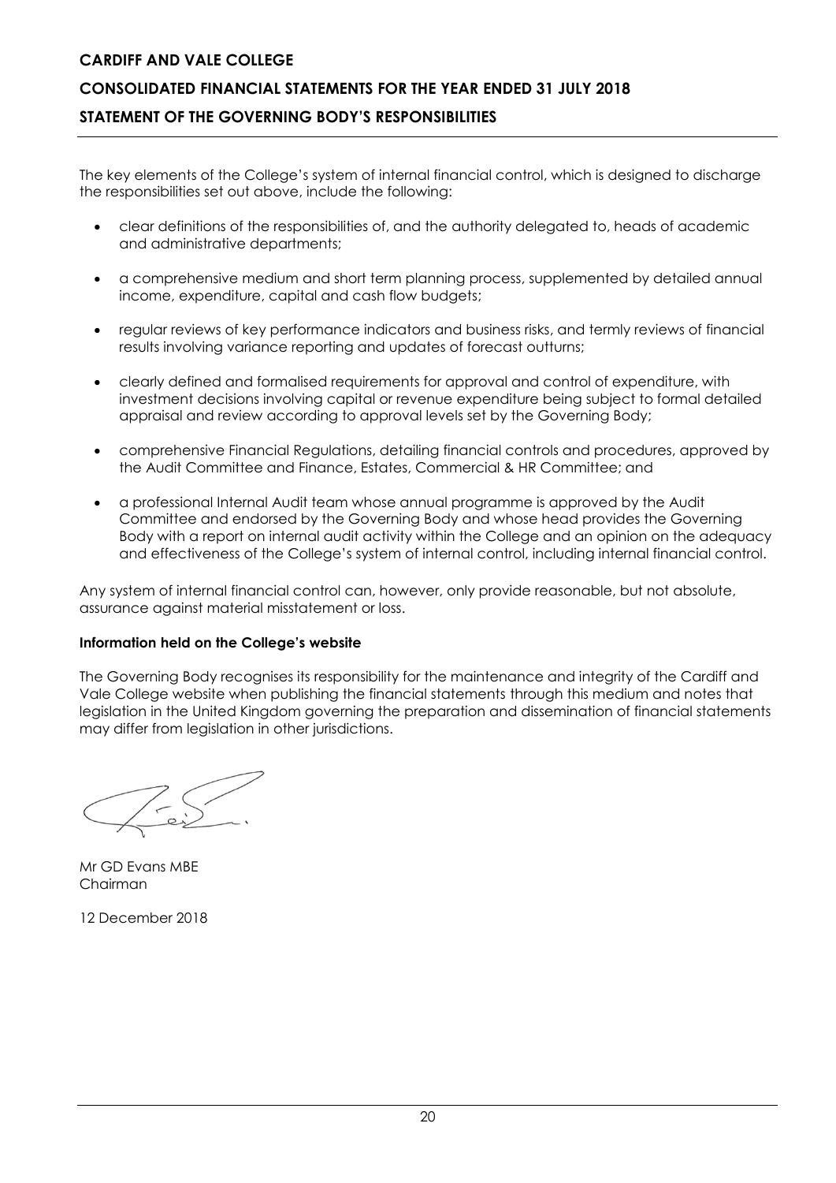The key elements of the College's system of internal financial control, which is designed to discharge the responsibilities set out above, include the following:

- clear definitions of the responsibilities of, and the authority delegated to, heads of academic and administrative departments;
- a comprehensive medium and short term planning process, supplemented by detailed annual income, expenditure, capital and cash flow budgets;
- regular reviews of key performance indicators and business risks, and termly reviews of financial results involving variance reporting and updates of forecast outturns;
- clearly defined and formalised requirements for approval and control of expenditure, with investment decisions involving capital or revenue expenditure being subject to formal detailed appraisal and review according to approval levels set by the Governing Body;
- comprehensive Financial Regulations, detailing financial controls and procedures, approved by the Audit Committee and Finance, Estates, Commercial & HR Committee; and
- a professional Internal Audit team whose annual programme is approved by the Audit Committee and endorsed by the Governing Body and whose head provides the Governing Body with a report on internal audit activity within the College and an opinion on the adequacy and effectiveness of the College's system of internal control, including internal financial control.

Any system of internal financial control can, however, only provide reasonable, but not absolute, assurance against material misstatement or loss.

**Information held on the College's website**

The Governing Body recognises its responsibility for the maintenance and integrity of the Cardiff and Vale College website when publishing the financial statements through this medium and notes that legislation in the United Kingdom governing the preparation and dissemination of financial statements may differ from legislation in other jurisdictions.

Mr GD Evans MBE
Chairman

12 December 2018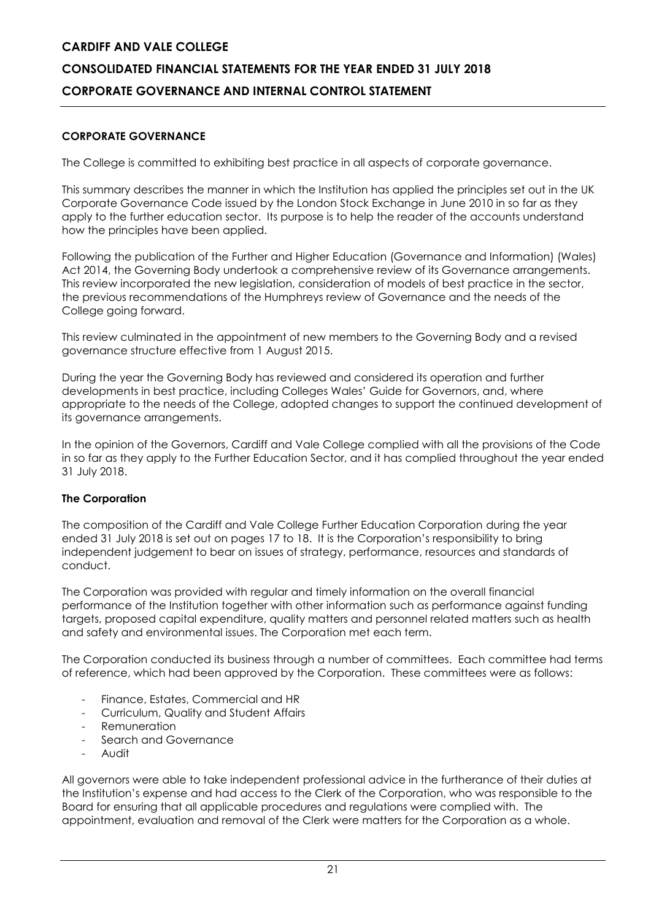# CARDIFF AND VALE COLLEGE

## CONSOLIDATED FINANCIAL STATEMENTS FOR THE YEAR ENDED 31 JULY 2018

## CORPORATE GOVERNANCE AND INTERNAL CONTROL STATEMENT

### CORPORATE GOVERNANCE

The College is committed to exhibiting best practice in all aspects of corporate governance.

This summary describes the manner in which the Institution has applied the principles set out in the UK Corporate Governance Code issued by the London Stock Exchange in June 2010 in so far as they apply to the further education sector. Its purpose is to help the reader of the accounts understand how the principles have been applied.

Following the publication of the Further and Higher Education (Governance and Information) (Wales) Act 2014, the Governing Body undertook a comprehensive review of its Governance arrangements. This review incorporated the new legislation, consideration of models of best practice in the sector, the previous recommendations of the Humphreys review of Governance and the needs of the College going forward.

This review culminated in the appointment of new members to the Governing Body and a revised governance structure effective from 1 August 2015.

During the year the Governing Body has reviewed and considered its operation and further developments in best practice, including Colleges Wales' Guide for Governors, and, where appropriate to the needs of the College, adopted changes to support the continued development of its governance arrangements.

In the opinion of the Governors, Cardiff and Vale College complied with all the provisions of the Code in so far as they apply to the Further Education Sector, and it has complied throughout the year ended 31 July 2018.

#### The Corporation

The composition of the Cardiff and Vale College Further Education Corporation during the year ended 31 July 2018 is set out on pages 17 to 18. It is the Corporation's responsibility to bring independent judgement to bear on issues of strategy, performance, resources and standards of conduct.

The Corporation was provided with regular and timely information on the overall financial performance of the Institution together with other information such as performance against funding targets, proposed capital expenditure, quality matters and personnel related matters such as health and safety and environmental issues. The Corporation met each term.

The Corporation conducted its business through a number of committees. Each committee had terms of reference, which had been approved by the Corporation. These committees were as follows:

- Finance, Estates, Commercial and HR
- Curriculum, Quality and Student Affairs
- Remuneration
- Search and Governance
- Audit

All governors were able to take independent professional advice in the furtherance of their duties at the Institution's expense and had access to the Clerk of the Corporation, who was responsible to the Board for ensuring that all applicable procedures and regulations were complied with. The appointment, evaluation and removal of the Clerk were matters for the Corporation as a whole.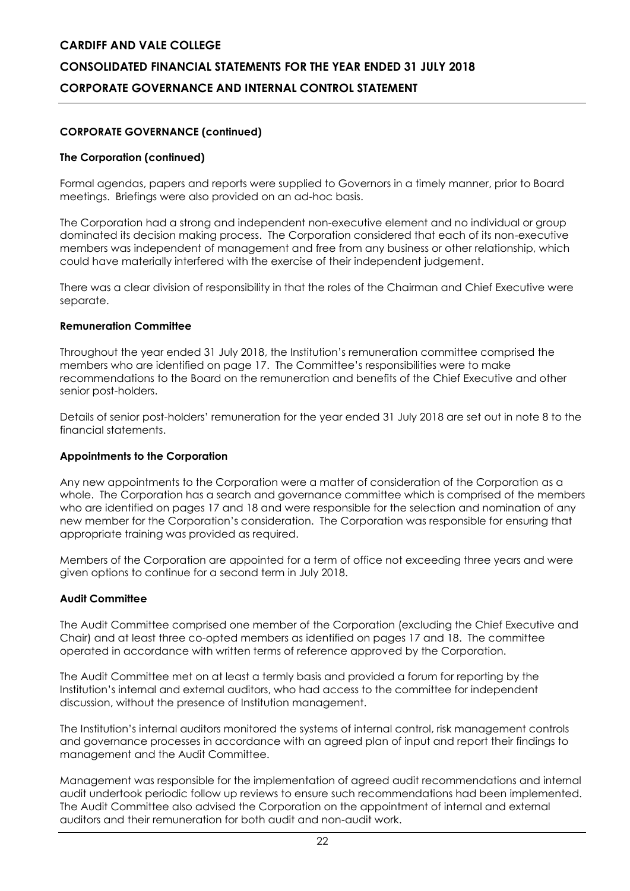### CORPORATE GOVERNANCE (continued)

#### The Corporation (continued)

Formal agendas, papers and reports were supplied to Governors in a timely manner, prior to Board meetings. Briefings were also provided on an ad-hoc basis.

The Corporation had a strong and independent non-executive element and no individual or group dominated its decision making process. The Corporation considered that each of its non-executive members was independent of management and free from any business or other relationship, which could have materially interfered with the exercise of their independent judgement.

There was a clear division of responsibility in that the roles of the Chairman and Chief Executive were separate.

#### Remuneration Committee

Throughout the year ended 31 July 2018, the Institution's remuneration committee comprised the members who are identified on page 17. The Committee's responsibilities were to make recommendations to the Board on the remuneration and benefits of the Chief Executive and other senior post-holders.

Details of senior post-holders' remuneration for the year ended 31 July 2018 are set out in note 8 to the financial statements.

#### Appointments to the Corporation

Any new appointments to the Corporation were a matter of consideration of the Corporation as a whole. The Corporation has a search and governance committee which is comprised of the members who are identified on pages 17 and 18 and were responsible for the selection and nomination of any new member for the Corporation's consideration. The Corporation was responsible for ensuring that appropriate training was provided as required.

Members of the Corporation are appointed for a term of office not exceeding three years and were given options to continue for a second term in July 2018.

#### Audit Committee

The Audit Committee comprised one member of the Corporation (excluding the Chief Executive and Chair) and at least three co-opted members as identified on pages 17 and 18. The committee operated in accordance with written terms of reference approved by the Corporation.

The Audit Committee met on at least a termly basis and provided a forum for reporting by the Institution's internal and external auditors, who had access to the committee for independent discussion, without the presence of Institution management.

The Institution's internal auditors monitored the systems of internal control, risk management controls and governance processes in accordance with an agreed plan of input and report their findings to management and the Audit Committee.

Management was responsible for the implementation of agreed audit recommendations and internal audit undertook periodic follow up reviews to ensure such recommendations had been implemented. The Audit Committee also advised the Corporation on the appointment of internal and external auditors and their remuneration for both audit and non-audit work.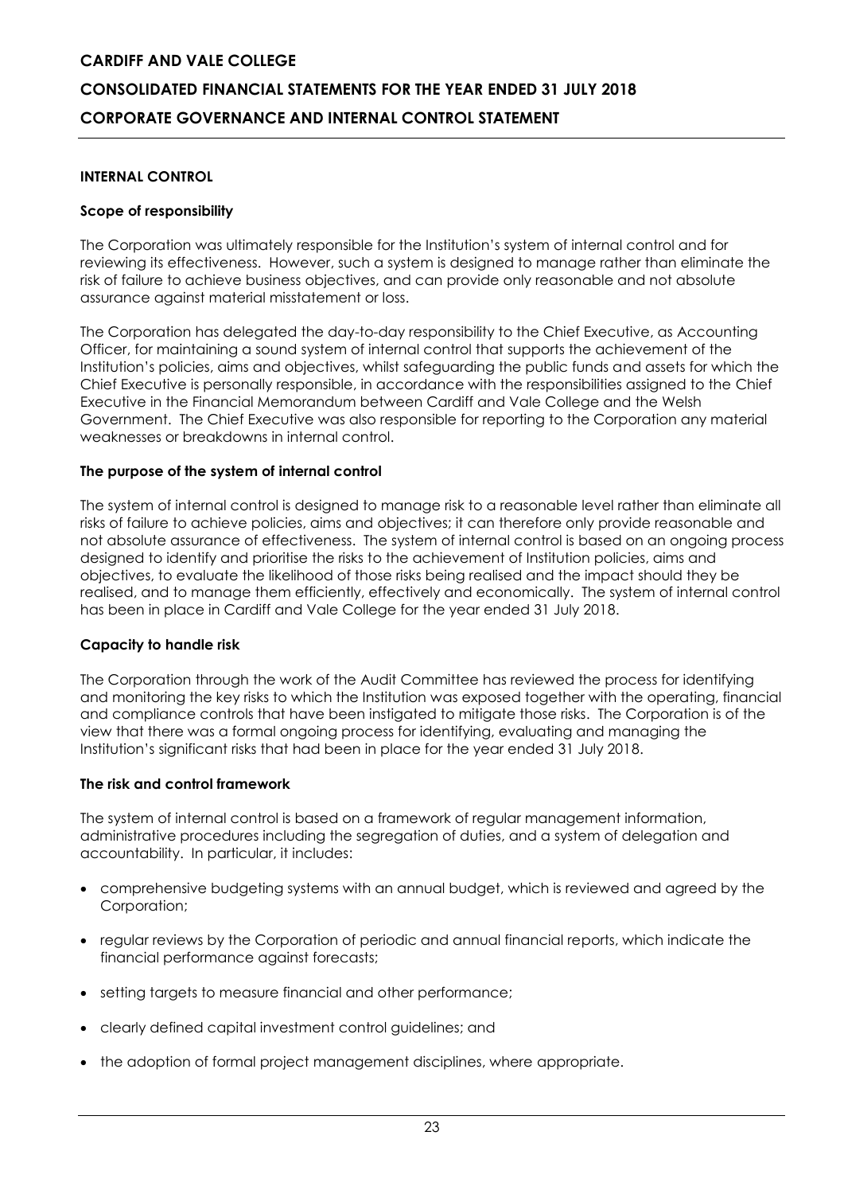## INTERNAL CONTROL

### Scope of responsibility

The Corporation was ultimately responsible for the Institution's system of internal control and for reviewing its effectiveness. However, such a system is designed to manage rather than eliminate the risk of failure to achieve business objectives, and can provide only reasonable and not absolute assurance against material misstatement or loss.

The Corporation has delegated the day-to-day responsibility to the Chief Executive, as Accounting Officer, for maintaining a sound system of internal control that supports the achievement of the Institution's policies, aims and objectives, whilst safeguarding the public funds and assets for which the Chief Executive is personally responsible, in accordance with the responsibilities assigned to the Chief Executive in the Financial Memorandum between Cardiff and Vale College and the Welsh Government. The Chief Executive was also responsible for reporting to the Corporation any material weaknesses or breakdowns in internal control.

### The purpose of the system of internal control

The system of internal control is designed to manage risk to a reasonable level rather than eliminate all risks of failure to achieve policies, aims and objectives; it can therefore only provide reasonable and not absolute assurance of effectiveness. The system of internal control is based on an ongoing process designed to identify and prioritise the risks to the achievement of Institution policies, aims and objectives, to evaluate the likelihood of those risks being realised and the impact should they be realised, and to manage them efficiently, effectively and economically. The system of internal control has been in place in Cardiff and Vale College for the year ended 31 July 2018.

### Capacity to handle risk

The Corporation through the work of the Audit Committee has reviewed the process for identifying and monitoring the key risks to which the Institution was exposed together with the operating, financial and compliance controls that have been instigated to mitigate those risks. The Corporation is of the view that there was a formal ongoing process for identifying, evaluating and managing the Institution's significant risks that had been in place for the year ended 31 July 2018.

### The risk and control framework

The system of internal control is based on a framework of regular management information, administrative procedures including the segregation of duties, and a system of delegation and accountability. In particular, it includes:

- comprehensive budgeting systems with an annual budget, which is reviewed and agreed by the Corporation;
- regular reviews by the Corporation of periodic and annual financial reports, which indicate the financial performance against forecasts;
- setting targets to measure financial and other performance;
- clearly defined capital investment control guidelines; and
- the adoption of formal project management disciplines, where appropriate.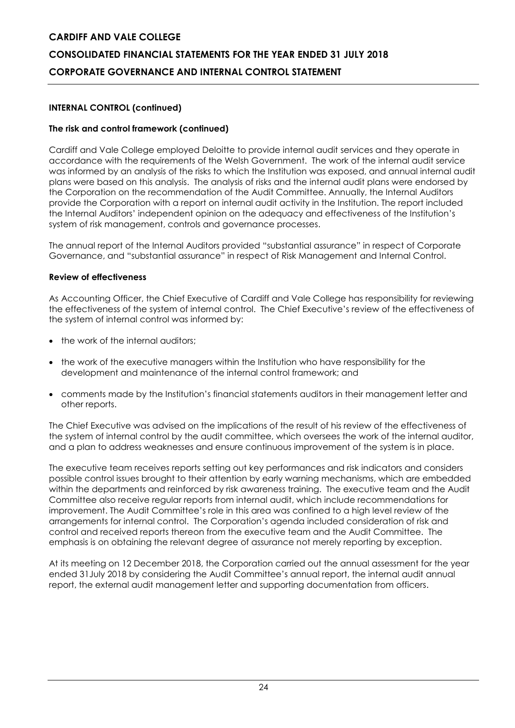**INTERNAL CONTROL (continued)**

**The risk and control framework (continued)**

Cardiff and Vale College employed Deloitte to provide internal audit services and they operate in accordance with the requirements of the Welsh Government. The work of the internal audit service was informed by an analysis of the risks to which the Institution was exposed, and annual internal audit plans were based on this analysis. The analysis of risks and the internal audit plans were endorsed by the Corporation on the recommendation of the Audit Committee. Annually, the Internal Auditors provide the Corporation with a report on internal audit activity in the Institution. The report included the Internal Auditors' independent opinion on the adequacy and effectiveness of the Institution's system of risk management, controls and governance processes.

The annual report of the Internal Auditors provided "substantial assurance" in respect of Corporate Governance, and "substantial assurance" in respect of Risk Management and Internal Control.

**Review of effectiveness**

As Accounting Officer, the Chief Executive of Cardiff and Vale College has responsibility for reviewing the effectiveness of the system of internal control. The Chief Executive's review of the effectiveness of the system of internal control was informed by:

- the work of the internal auditors;
- the work of the executive managers within the Institution who have responsibility for the development and maintenance of the internal control framework; and
- comments made by the Institution's financial statements auditors in their management letter and other reports.

The Chief Executive was advised on the implications of the result of his review of the effectiveness of the system of internal control by the audit committee, which oversees the work of the internal auditor, and a plan to address weaknesses and ensure continuous improvement of the system is in place.

The executive team receives reports setting out key performances and risk indicators and considers possible control issues brought to their attention by early warning mechanisms, which are embedded within the departments and reinforced by risk awareness training. The executive team and the Audit Committee also receive regular reports from internal audit, which include recommendations for improvement. The Audit Committee's role in this area was confined to a high level review of the arrangements for internal control. The Corporation's agenda included consideration of risk and control and received reports thereon from the executive team and the Audit Committee. The emphasis is on obtaining the relevant degree of assurance not merely reporting by exception.

At its meeting on 12 December 2018, the Corporation carried out the annual assessment for the year ended 31July 2018 by considering the Audit Committee's annual report, the internal audit annual report, the external audit management letter and supporting documentation from officers.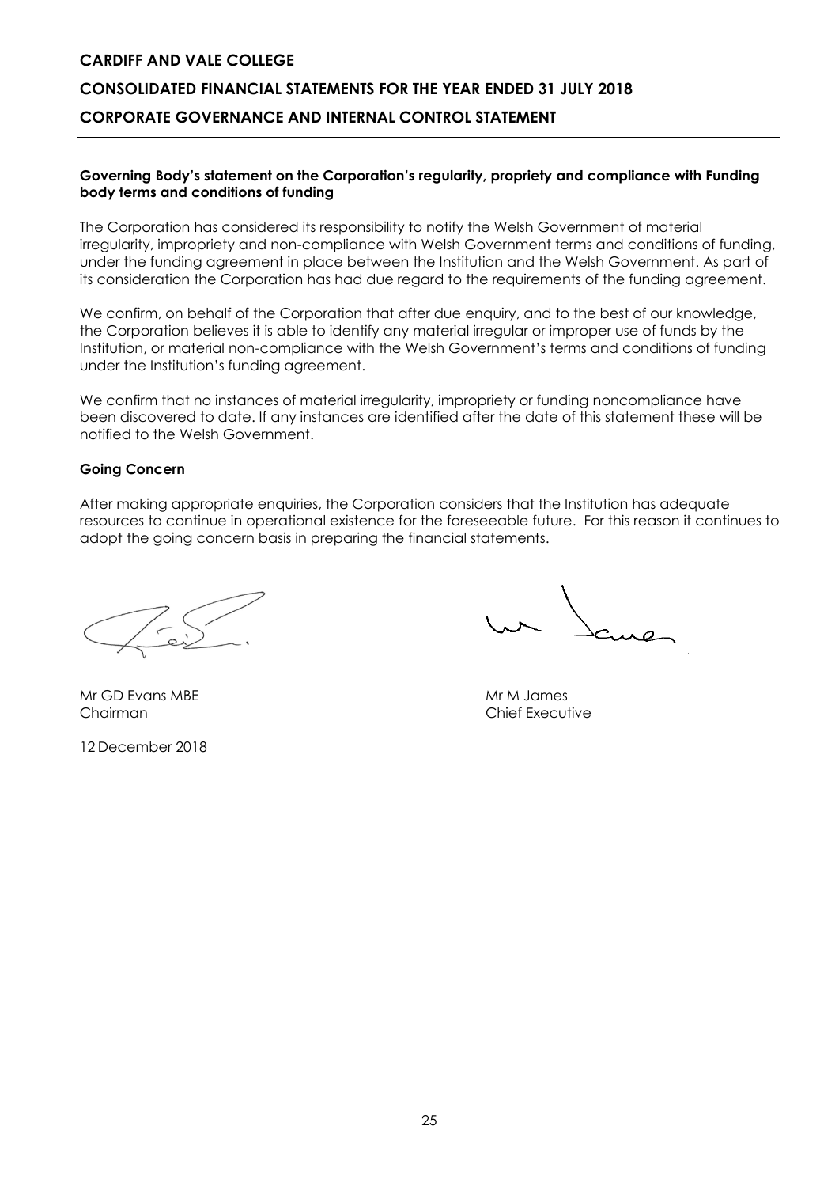# CARDIFF AND VALE COLLEGE

## CONSOLIDATED FINANCIAL STATEMENTS FOR THE YEAR ENDED 31 JULY 2018

## CORPORATE GOVERNANCE AND INTERNAL CONTROL STATEMENT

**Governing Body's statement on the Corporation's regularity, propriety and compliance with Funding body terms and conditions of funding**

The Corporation has considered its responsibility to notify the Welsh Government of material irregularity, impropriety and non-compliance with Welsh Government terms and conditions of funding, under the funding agreement in place between the Institution and the Welsh Government. As part of its consideration the Corporation has had due regard to the requirements of the funding agreement.

We confirm, on behalf of the Corporation that after due enquiry, and to the best of our knowledge, the Corporation believes it is able to identify any material irregular or improper use of funds by the Institution, or material non-compliance with the Welsh Government's terms and conditions of funding under the Institution's funding agreement.

We confirm that no instances of material irregularity, impropriety or funding noncompliance have been discovered to date. If any instances are identified after the date of this statement these will be notified to the Welsh Government.

**Going Concern**

After making appropriate enquiries, the Corporation considers that the Institution has adequate resources to continue in operational existence for the foreseeable future. For this reason it continues to adopt the going concern basis in preparing the financial statements.

Mr GD Evans MBE
Chairman

Mr M James
Chief Executive

12 December 2018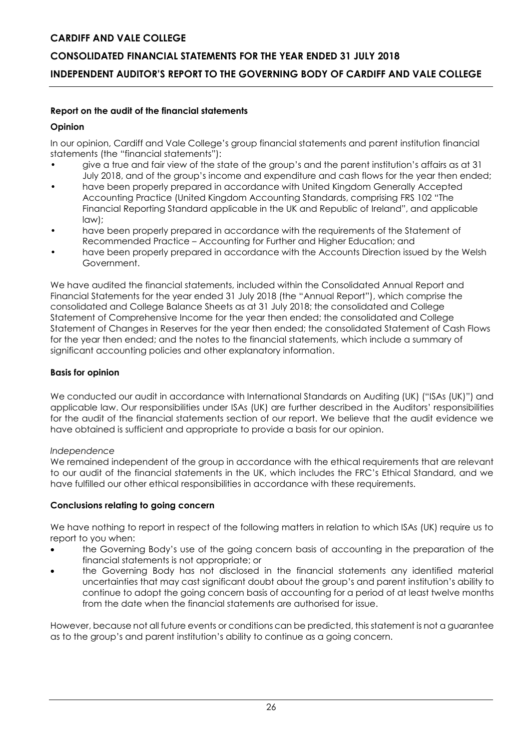# CARDIFF AND VALE COLLEGE

## CONSOLIDATED FINANCIAL STATEMENTS FOR THE YEAR ENDED 31 JULY 2018

## INDEPENDENT AUDITOR'S REPORT TO THE GOVERNING BODY OF CARDIFF AND VALE COLLEGE

### Report on the audit of the financial statements

#### Opinion

In our opinion, Cardiff and Vale College's group financial statements and parent institution financial statements (the "financial statements"):

- give a true and fair view of the state of the group's and the parent institution's affairs as at 31 July 2018, and of the group's income and expenditure and cash flows for the year then ended;
- have been properly prepared in accordance with United Kingdom Generally Accepted Accounting Practice (United Kingdom Accounting Standards, comprising FRS 102 "The Financial Reporting Standard applicable in the UK and Republic of Ireland", and applicable law);
- have been properly prepared in accordance with the requirements of the Statement of Recommended Practice – Accounting for Further and Higher Education; and
- have been properly prepared in accordance with the Accounts Direction issued by the Welsh Government.

We have audited the financial statements, included within the Consolidated Annual Report and Financial Statements for the year ended 31 July 2018 (the "Annual Report"), which comprise the consolidated and College Balance Sheets as at 31 July 2018; the consolidated and College Statement of Comprehensive Income for the year then ended; the consolidated and College Statement of Changes in Reserves for the year then ended; the consolidated Statement of Cash Flows for the year then ended; and the notes to the financial statements, which include a summary of significant accounting policies and other explanatory information.

#### Basis for opinion

We conducted our audit in accordance with International Standards on Auditing (UK) ("ISAs (UK)") and applicable law. Our responsibilities under ISAs (UK) are further described in the Auditors' responsibilities for the audit of the financial statements section of our report. We believe that the audit evidence we have obtained is sufficient and appropriate to provide a basis for our opinion.

*Independence*

We remained independent of the group in accordance with the ethical requirements that are relevant to our audit of the financial statements in the UK, which includes the FRC's Ethical Standard, and we have fulfilled our other ethical responsibilities in accordance with these requirements.

#### Conclusions relating to going concern

We have nothing to report in respect of the following matters in relation to which ISAs (UK) require us to report to you when:

- the Governing Body's use of the going concern basis of accounting in the preparation of the financial statements is not appropriate; or
- the Governing Body has not disclosed in the financial statements any identified material uncertainties that may cast significant doubt about the group's and parent institution's ability to continue to adopt the going concern basis of accounting for a period of at least twelve months from the date when the financial statements are authorised for issue.

However, because not all future events or conditions can be predicted, this statement is not a guarantee as to the group's and parent institution's ability to continue as a going concern.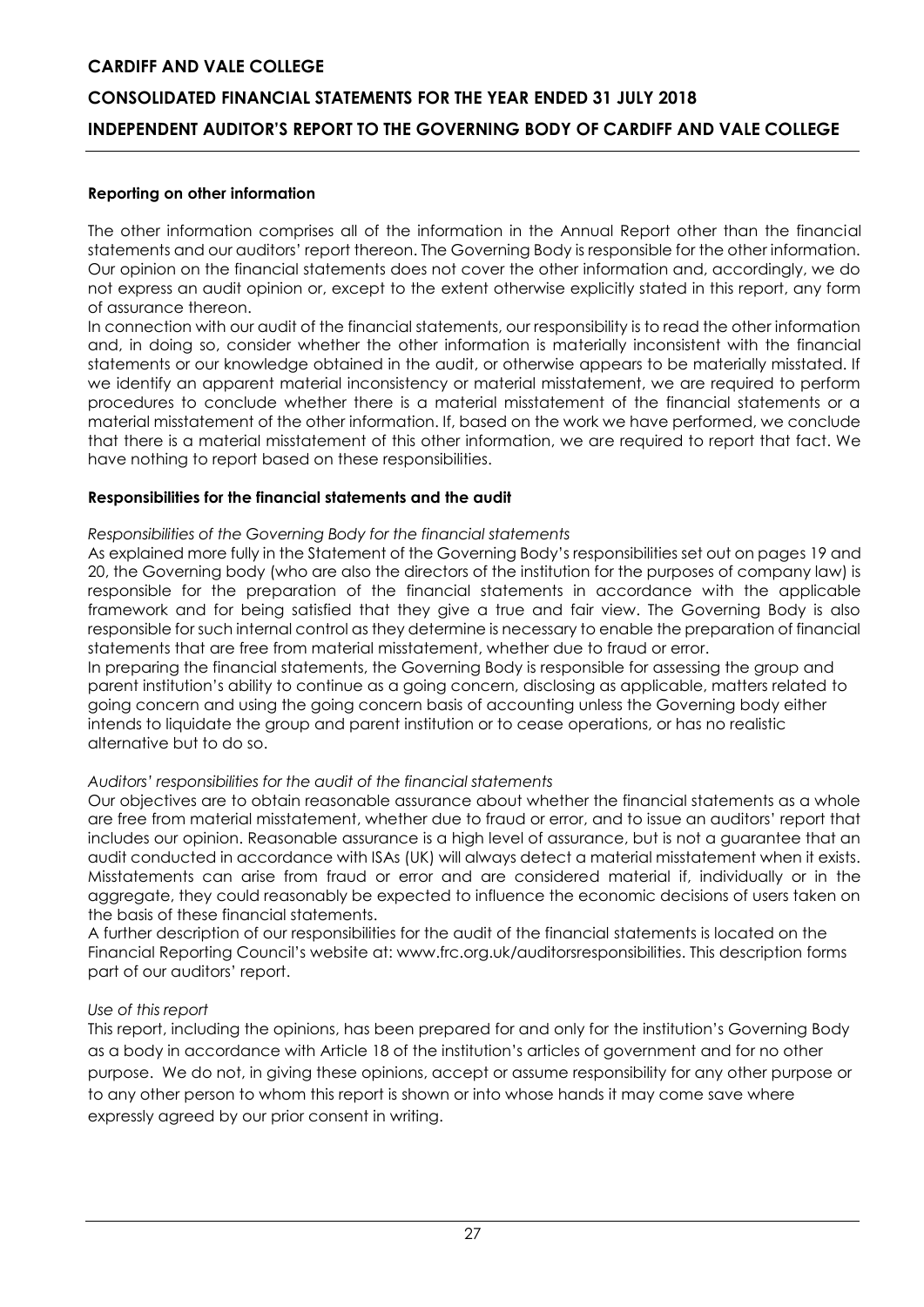**Reporting on other information**

The other information comprises all of the information in the Annual Report other than the financial statements and our auditors' report thereon. The Governing Body is responsible for the other information. Our opinion on the financial statements does not cover the other information and, accordingly, we do not express an audit opinion or, except to the extent otherwise explicitly stated in this report, any form of assurance thereon.

In connection with our audit of the financial statements, our responsibility is to read the other information and, in doing so, consider whether the other information is materially inconsistent with the financial statements or our knowledge obtained in the audit, or otherwise appears to be materially misstated. If we identify an apparent material inconsistency or material misstatement, we are required to perform procedures to conclude whether there is a material misstatement of the financial statements or a material misstatement of the other information. If, based on the work we have performed, we conclude that there is a material misstatement of this other information, we are required to report that fact. We have nothing to report based on these responsibilities.

**Responsibilities for the financial statements and the audit**

*Responsibilities of the Governing Body for the financial statements*

As explained more fully in the Statement of the Governing Body's responsibilities set out on pages 19 and 20, the Governing body (who are also the directors of the institution for the purposes of company law) is responsible for the preparation of the financial statements in accordance with the applicable framework and for being satisfied that they give a true and fair view. The Governing Body is also responsible for such internal control as they determine is necessary to enable the preparation of financial statements that are free from material misstatement, whether due to fraud or error.

In preparing the financial statements, the Governing Body is responsible for assessing the group and parent institution's ability to continue as a going concern, disclosing as applicable, matters related to going concern and using the going concern basis of accounting unless the Governing body either intends to liquidate the group and parent institution or to cease operations, or has no realistic alternative but to do so.

*Auditors' responsibilities for the audit of the financial statements*

Our objectives are to obtain reasonable assurance about whether the financial statements as a whole are free from material misstatement, whether due to fraud or error, and to issue an auditors' report that includes our opinion. Reasonable assurance is a high level of assurance, but is not a guarantee that an audit conducted in accordance with ISAs (UK) will always detect a material misstatement when it exists. Misstatements can arise from fraud or error and are considered material if, individually or in the aggregate, they could reasonably be expected to influence the economic decisions of users taken on the basis of these financial statements.

A further description of our responsibilities for the audit of the financial statements is located on the Financial Reporting Council's website at: www.frc.org.uk/auditorsresponsibilities. This description forms part of our auditors' report.

*Use of this report*

This report, including the opinions, has been prepared for and only for the institution's Governing Body as a body in accordance with Article 18 of the institution's articles of government and for no other purpose. We do not, in giving these opinions, accept or assume responsibility for any other purpose or to any other person to whom this report is shown or into whose hands it may come save where expressly agreed by our prior consent in writing.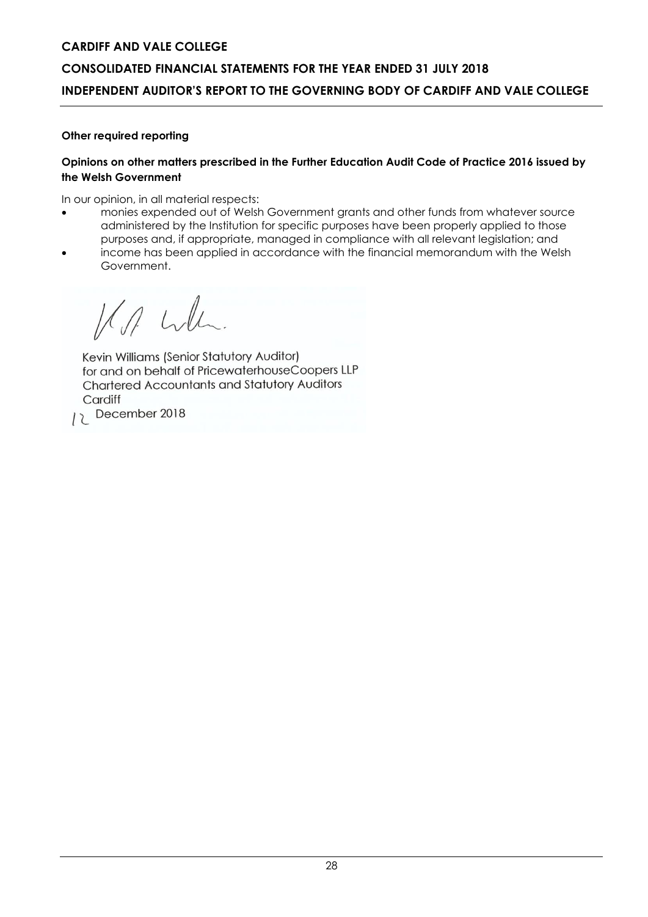**Other required reporting**

**Opinions on other matters prescribed in the Further Education Audit Code of Practice 2016 issued by the Welsh Government**

In our opinion, in all material respects:

- monies expended out of Welsh Government grants and other funds from whatever source administered by the Institution for specific purposes have been properly applied to those purposes and, if appropriate, managed in compliance with all relevant legislation; and
- income has been applied in accordance with the financial memorandum with the Welsh Government.

Kevin Williams (Senior Statutory Auditor)
for and on behalf of PricewaterhouseCoopers LLP
Chartered Accountants and Statutory Auditors
Cardiff
12 December 2018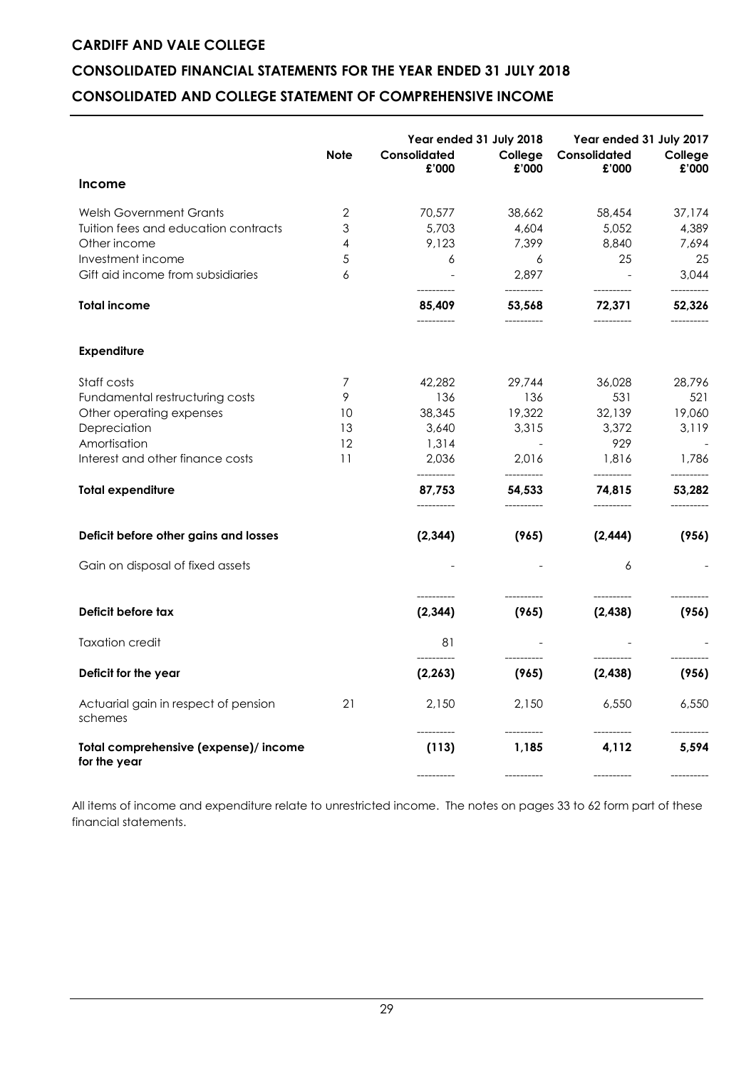# CARDIFF AND VALE COLLEGE

## CONSOLIDATED FINANCIAL STATEMENTS FOR THE YEAR ENDED 31 JULY 2018

## CONSOLIDATED AND COLLEGE STATEMENT OF COMPREHENSIVE INCOME

| | Note | Year ended 31 July 2018 | | Year ended 31 July 2017 | |
|---|---|---|---|---|---|
| | | Consolidated £'000 | College £'000 | Consolidated £'000 | College £'000 |
| **Income** | | | | | |
| Welsh Government Grants | 2 | 70,577 | 38,662 | 58,454 | 37,174 |
| Tuition fees and education contracts | 3 | 5,703 | 4,604 | 5,052 | 4,389 |
| Other income | 4 | 9,123 | 7,399 | 8,840 | 7,694 |
| Investment income | 5 | 6 | 6 | 25 | 25 |
| Gift aid income from subsidiaries | 6 | - | 2,897 | - | 3,044 |
| **Total income** | | **85,409** | **53,568** | **72,371** | **52,326** |
| **Expenditure** | | | | | |
| Staff costs | 7 | 42,282 | 29,744 | 36,028 | 28,796 |
| Fundamental restructuring costs | 9 | 136 | 136 | 531 | 521 |
| Other operating expenses | 10 | 38,345 | 19,322 | 32,139 | 19,060 |
| Depreciation | 13 | 3,640 | 3,315 | 3,372 | 3,119 |
| Amortisation | 12 | 1,314 | - | 929 | - |
| Interest and other finance costs | 11 | 2,036 | 2,016 | 1,816 | 1,786 |
| **Total expenditure** | | **87,753** | **54,533** | **74,815** | **53,282** |
| **Deficit before other gains and losses** | | **(2,344)** | **(965)** | **(2,444)** | **(956)** |
| Gain on disposal of fixed assets | | - | - | 6 | - |
| **Deficit before tax** | | **(2,344)** | **(965)** | **(2,438)** | **(956)** |
| Taxation credit | | 81 | - | - | - |
| **Deficit for the year** | | **(2,263)** | **(965)** | **(2,438)** | **(956)** |
| Actuarial gain in respect of pension schemes | 21 | 2,150 | 2,150 | 6,550 | 6,550 |
| **Total comprehensive (expense)/ income for the year** | | **(113)** | **1,185** | **4,112** | **5,594** |

All items of income and expenditure relate to unrestricted income. The notes on pages 33 to 62 form part of these financial statements.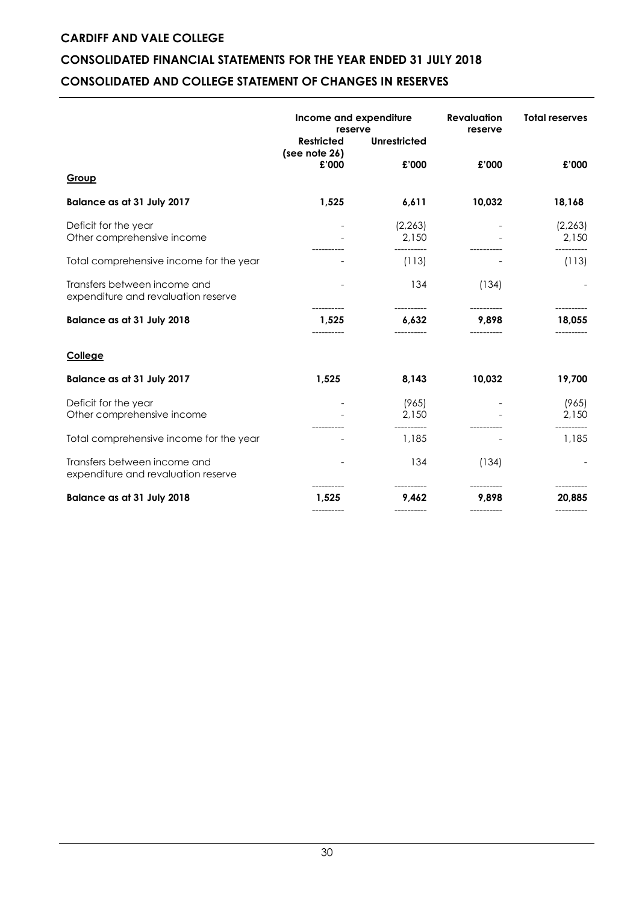**CARDIFF AND VALE COLLEGE**

**CONSOLIDATED FINANCIAL STATEMENTS FOR THE YEAR ENDED 31 JULY 2018**

**CONSOLIDATED AND COLLEGE STATEMENT OF CHANGES IN RESERVES**

| | Income and expenditure reserve | | Revaluation reserve | Total reserves |
|---|---|---|---|---|
| | Restricted (see note 26) | Unrestricted | | |
| | £'000 | £'000 | £'000 | £'000 |
| **Group** | | | | |
| **Balance as at 31 July 2017** | **1,525** | **6,611** | **10,032** | **18,168** |
| Deficit for the year | - | (2,263) | - | (2,263) |
| Other comprehensive income | - | 2,150 | - | 2,150 |
| Total comprehensive income for the year | - | (113) | - | (113) |
| Transfers between income and expenditure and revaluation reserve | - | 134 | (134) | - |
| **Balance as at 31 July 2018** | **1,525** | **6,632** | **9,898** | **18,055** |
| **College** | | | | |
| **Balance as at 31 July 2017** | **1,525** | **8,143** | **10,032** | **19,700** |
| Deficit for the year | - | (965) | - | (965) |
| Other comprehensive income | - | 2,150 | - | 2,150 |
| Total comprehensive income for the year | - | 1,185 | - | 1,185 |
| Transfers between income and expenditure and revaluation reserve | - | 134 | (134) | - |
| **Balance as at 31 July 2018** | **1,525** | **9,462** | **9,898** | **20,885** |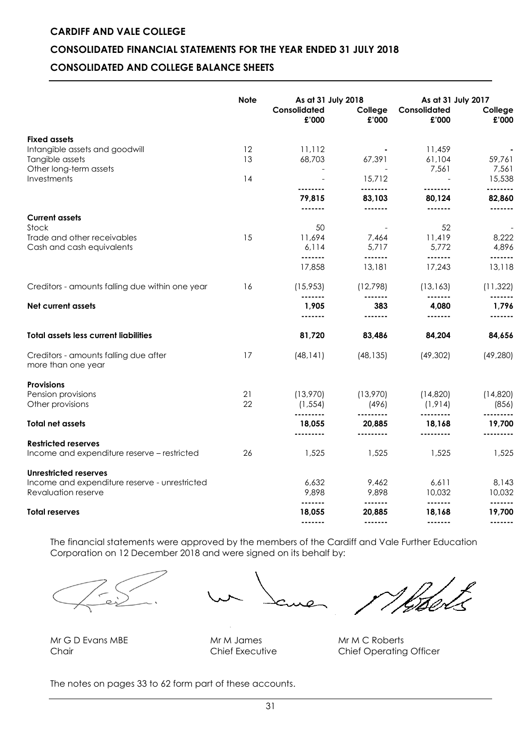# CARDIFF AND VALE COLLEGE

## CONSOLIDATED FINANCIAL STATEMENTS FOR THE YEAR ENDED 31 JULY 2018

## CONSOLIDATED AND COLLEGE BALANCE SHEETS

| | Note | As at 31 July 2018 | | As at 31 July 2017 | |
|---|---|---|---|---|---|
| | | Consolidated £'000 | College £'000 | Consolidated £'000 | College £'000 |
| **Fixed assets** | | | | | |
| Intangible assets and goodwill | 12 | 11,112 | - | 11,459 | - |
| Tangible assets | 13 | 68,703 | 67,391 | 61,104 | 59,761 |
| Other long-term assets | | - | - | 7,561 | 7,561 |
| Investments | 14 | - | 15,712 | - | 15,538 |
| | | **79,815** | **83,103** | **80,124** | **82,860** |
| **Current assets** | | | | | |
| Stock | | 50 | - | 52 | - |
| Trade and other receivables | 15 | 11,694 | 7,464 | 11,419 | 8,222 |
| Cash and cash equivalents | | 6,114 | 5,717 | 5,772 | 4,896 |
| | | 17,858 | 13,181 | 17,243 | 13,118 |
| Creditors - amounts falling due within one year | 16 | (15,953) | (12,798) | (13,163) | (11,322) |
| **Net current assets** | | **1,905** | **383** | **4,080** | **1,796** |
| **Total assets less current liabilities** | | **81,720** | **83,486** | **84,204** | **84,656** |
| Creditors - amounts falling due after more than one year | 17 | (48,141) | (48,135) | (49,302) | (49,280) |
| **Provisions** | | | | | |
| Pension provisions | 21 | (13,970) | (13,970) | (14,820) | (14,820) |
| Other provisions | 22 | (1,554) | (496) | (1,914) | (856) |
| **Total net assets** | | **18,055** | **20,885** | **18,168** | **19,700** |
| **Restricted reserves** | | | | | |
| Income and expenditure reserve – restricted | 26 | 1,525 | 1,525 | 1,525 | 1,525 |
| **Unrestricted reserves** | | | | | |
| Income and expenditure reserve - unrestricted | | 6,632 | 9,462 | 6,611 | 8,143 |
| Revaluation reserve | | 9,898 | 9,898 | 10,032 | 10,032 |
| **Total reserves** | | **18,055** | **20,885** | **18,168** | **19,700** |

The financial statements were approved by the members of the Cardiff and Vale Further Education Corporation on 12 December 2018 and were signed on its behalf by:

Mr G D Evans MBE
Chair

Mr M James
Chief Executive

Mr M C Roberts
Chief Operating Officer

The notes on pages 33 to 62 form part of these accounts.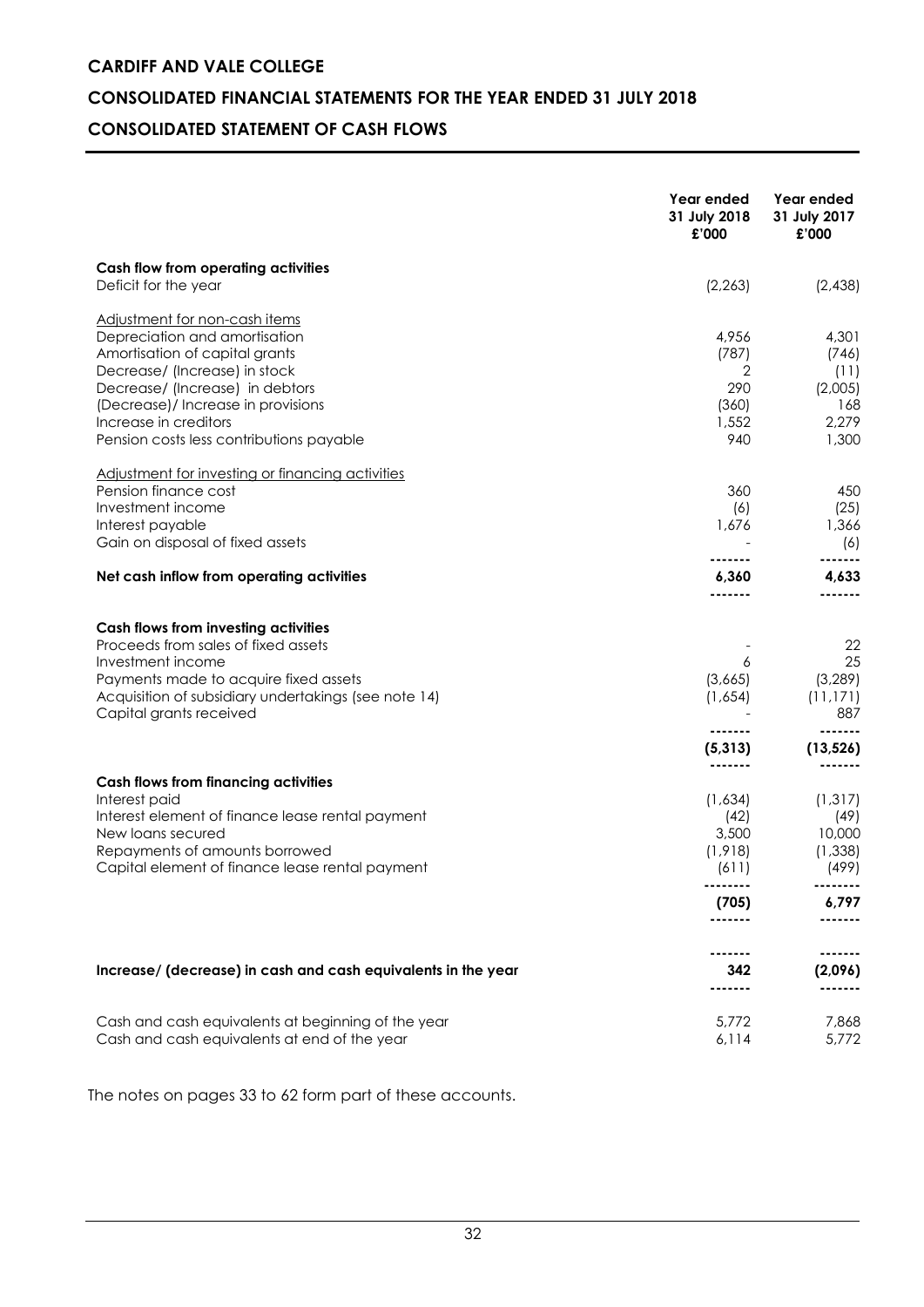# CARDIFF AND VALE COLLEGE

## CONSOLIDATED FINANCIAL STATEMENTS FOR THE YEAR ENDED 31 JULY 2018

## CONSOLIDATED STATEMENT OF CASH FLOWS

| | Year ended 31 July 2018 £'000 | Year ended 31 July 2017 £'000 |
|---|---|---|
| **Cash flow from operating activities** | | |
| Deficit for the year | (2,263) | (2,438) |
| Adjustment for non-cash items | | |
| Depreciation and amortisation | 4,956 | 4,301 |
| Amortisation of capital grants | (787) | (746) |
| Decrease/ (Increase) in stock | 2 | (11) |
| Decrease/ (Increase) in debtors | 290 | (2,005) |
| (Decrease)/ Increase in provisions | (360) | 168 |
| Increase in creditors | 1,552 | 2,279 |
| Pension costs less contributions payable | 940 | 1,300 |
| Adjustment for investing or financing activities | | |
| Pension finance cost | 360 | 450 |
| Investment income | (6) | (25) |
| Interest payable | 1,676 | 1,366 |
| Gain on disposal of fixed assets | - | (6) |
| **Net cash inflow from operating activities** | **6,360** | **4,633** |
| **Cash flows from investing activities** | | |
| Proceeds from sales of fixed assets | - | 22 |
| Investment income | 6 | 25 |
| Payments made to acquire fixed assets | (3,665) | (3,289) |
| Acquisition of subsidiary undertakings (see note 14) | (1,654) | (11,171) |
| Capital grants received | - | 887 |
| | **(5,313)** | **(13,526)** |
| **Cash flows from financing activities** | | |
| Interest paid | (1,634) | (1,317) |
| Interest element of finance lease rental payment | (42) | (49) |
| New loans secured | 3,500 | 10,000 |
| Repayments of amounts borrowed | (1,918) | (1,338) |
| Capital element of finance lease rental payment | (611) | (499) |
| | **(705)** | **6,797** |
| **Increase/ (decrease) in cash and cash equivalents in the year** | **342** | **(2,096)** |
| Cash and cash equivalents at beginning of the year | 5,772 | 7,868 |
| Cash and cash equivalents at end of the year | 6,114 | 5,772 |

The notes on pages 33 to 62 form part of these accounts.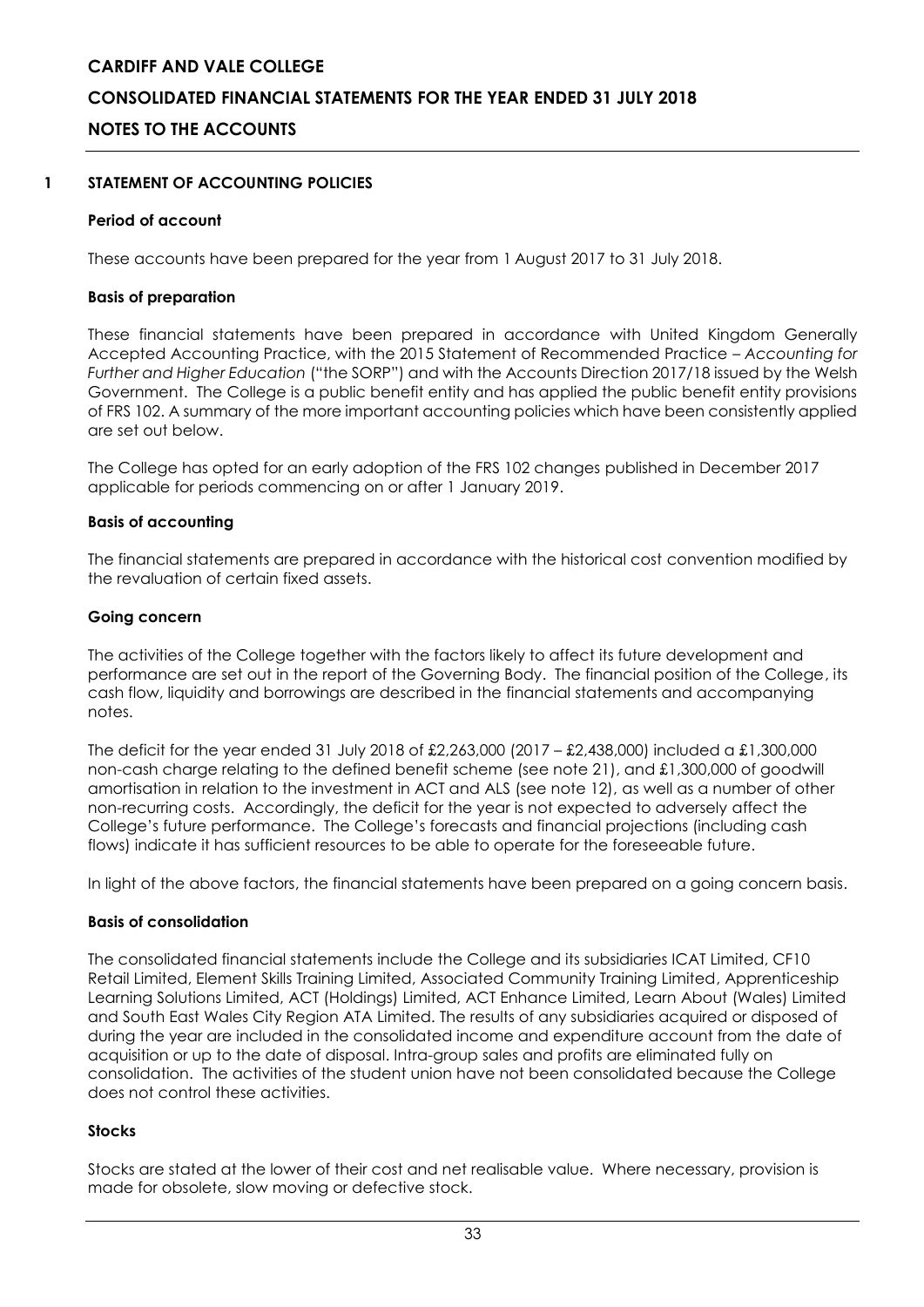# CARDIFF AND VALE COLLEGE

## CONSOLIDATED FINANCIAL STATEMENTS FOR THE YEAR ENDED 31 JULY 2018

## NOTES TO THE ACCOUNTS

### 1 STATEMENT OF ACCOUNTING POLICIES

**Period of account**

These accounts have been prepared for the year from 1 August 2017 to 31 July 2018.

**Basis of preparation**

These financial statements have been prepared in accordance with United Kingdom Generally Accepted Accounting Practice, with the 2015 Statement of Recommended Practice – *Accounting for Further and Higher Education* ("the SORP") and with the Accounts Direction 2017/18 issued by the Welsh Government. The College is a public benefit entity and has applied the public benefit entity provisions of FRS 102. A summary of the more important accounting policies which have been consistently applied are set out below.

The College has opted for an early adoption of the FRS 102 changes published in December 2017 applicable for periods commencing on or after 1 January 2019.

**Basis of accounting**

The financial statements are prepared in accordance with the historical cost convention modified by the revaluation of certain fixed assets.

**Going concern**

The activities of the College together with the factors likely to affect its future development and performance are set out in the report of the Governing Body. The financial position of the College, its cash flow, liquidity and borrowings are described in the financial statements and accompanying notes.

The deficit for the year ended 31 July 2018 of £2,263,000 (2017 – £2,438,000) included a £1,300,000 non-cash charge relating to the defined benefit scheme (see note 21), and £1,300,000 of goodwill amortisation in relation to the investment in ACT and ALS (see note 12), as well as a number of other non-recurring costs. Accordingly, the deficit for the year is not expected to adversely affect the College's future performance. The College's forecasts and financial projections (including cash flows) indicate it has sufficient resources to be able to operate for the foreseeable future.

In light of the above factors, the financial statements have been prepared on a going concern basis.

**Basis of consolidation**

The consolidated financial statements include the College and its subsidiaries ICAT Limited, CF10 Retail Limited, Element Skills Training Limited, Associated Community Training Limited, Apprenticeship Learning Solutions Limited, ACT (Holdings) Limited, ACT Enhance Limited, Learn About (Wales) Limited and South East Wales City Region ATA Limited. The results of any subsidiaries acquired or disposed of during the year are included in the consolidated income and expenditure account from the date of acquisition or up to the date of disposal. Intra-group sales and profits are eliminated fully on consolidation. The activities of the student union have not been consolidated because the College does not control these activities.

**Stocks**

Stocks are stated at the lower of their cost and net realisable value. Where necessary, provision is made for obsolete, slow moving or defective stock.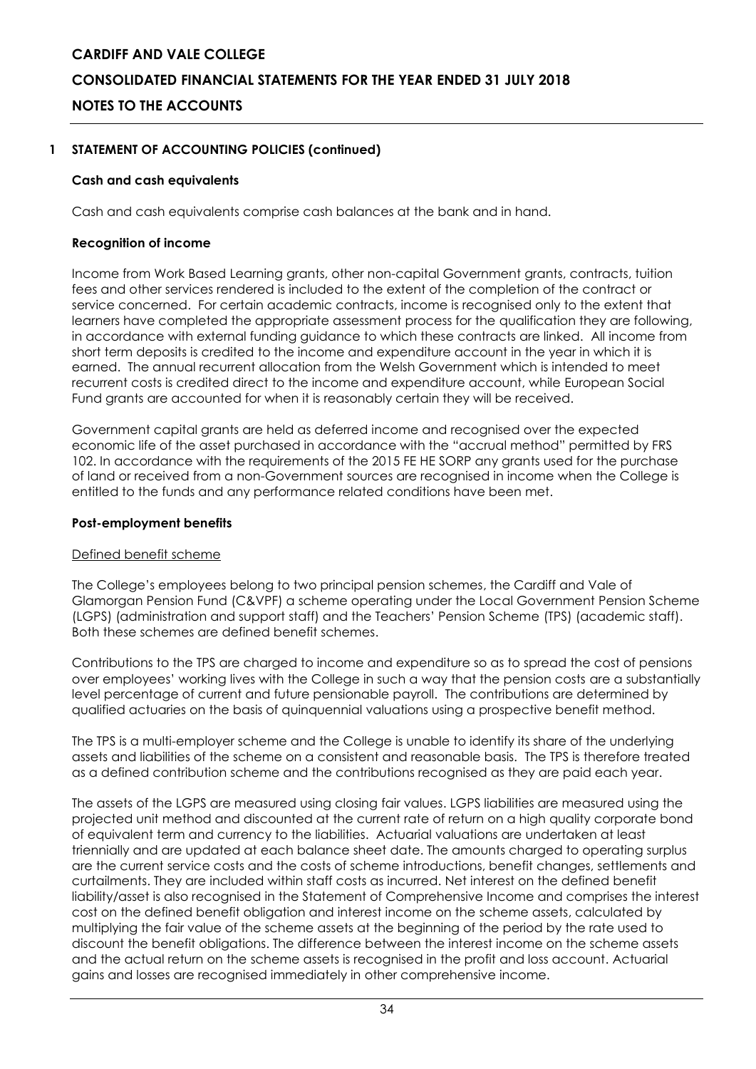# CARDIFF AND VALE COLLEGE

## CONSOLIDATED FINANCIAL STATEMENTS FOR THE YEAR ENDED 31 JULY 2018

## NOTES TO THE ACCOUNTS

### 1 STATEMENT OF ACCOUNTING POLICIES (continued)

**Cash and cash equivalents**

Cash and cash equivalents comprise cash balances at the bank and in hand.

**Recognition of income**

Income from Work Based Learning grants, other non-capital Government grants, contracts, tuition fees and other services rendered is included to the extent of the completion of the contract or service concerned. For certain academic contracts, income is recognised only to the extent that learners have completed the appropriate assessment process for the qualification they are following, in accordance with external funding guidance to which these contracts are linked. All income from short term deposits is credited to the income and expenditure account in the year in which it is earned. The annual recurrent allocation from the Welsh Government which is intended to meet recurrent costs is credited direct to the income and expenditure account, while European Social Fund grants are accounted for when it is reasonably certain they will be received.

Government capital grants are held as deferred income and recognised over the expected economic life of the asset purchased in accordance with the "accrual method" permitted by FRS 102. In accordance with the requirements of the 2015 FE HE SORP any grants used for the purchase of land or received from a non-Government sources are recognised in income when the College is entitled to the funds and any performance related conditions have been met.

**Post-employment benefits**

Defined benefit scheme

The College's employees belong to two principal pension schemes, the Cardiff and Vale of Glamorgan Pension Fund (C&VPF) a scheme operating under the Local Government Pension Scheme (LGPS) (administration and support staff) and the Teachers' Pension Scheme (TPS) (academic staff). Both these schemes are defined benefit schemes.

Contributions to the TPS are charged to income and expenditure so as to spread the cost of pensions over employees' working lives with the College in such a way that the pension costs are a substantially level percentage of current and future pensionable payroll. The contributions are determined by qualified actuaries on the basis of quinquennial valuations using a prospective benefit method.

The TPS is a multi-employer scheme and the College is unable to identify its share of the underlying assets and liabilities of the scheme on a consistent and reasonable basis. The TPS is therefore treated as a defined contribution scheme and the contributions recognised as they are paid each year.

The assets of the LGPS are measured using closing fair values. LGPS liabilities are measured using the projected unit method and discounted at the current rate of return on a high quality corporate bond of equivalent term and currency to the liabilities. Actuarial valuations are undertaken at least triennially and are updated at each balance sheet date. The amounts charged to operating surplus are the current service costs and the costs of scheme introductions, benefit changes, settlements and curtailments. They are included within staff costs as incurred. Net interest on the defined benefit liability/asset is also recognised in the Statement of Comprehensive Income and comprises the interest cost on the defined benefit obligation and interest income on the scheme assets, calculated by multiplying the fair value of the scheme assets at the beginning of the period by the rate used to discount the benefit obligations. The difference between the interest income on the scheme assets and the actual return on the scheme assets is recognised in the profit and loss account. Actuarial gains and losses are recognised immediately in other comprehensive income.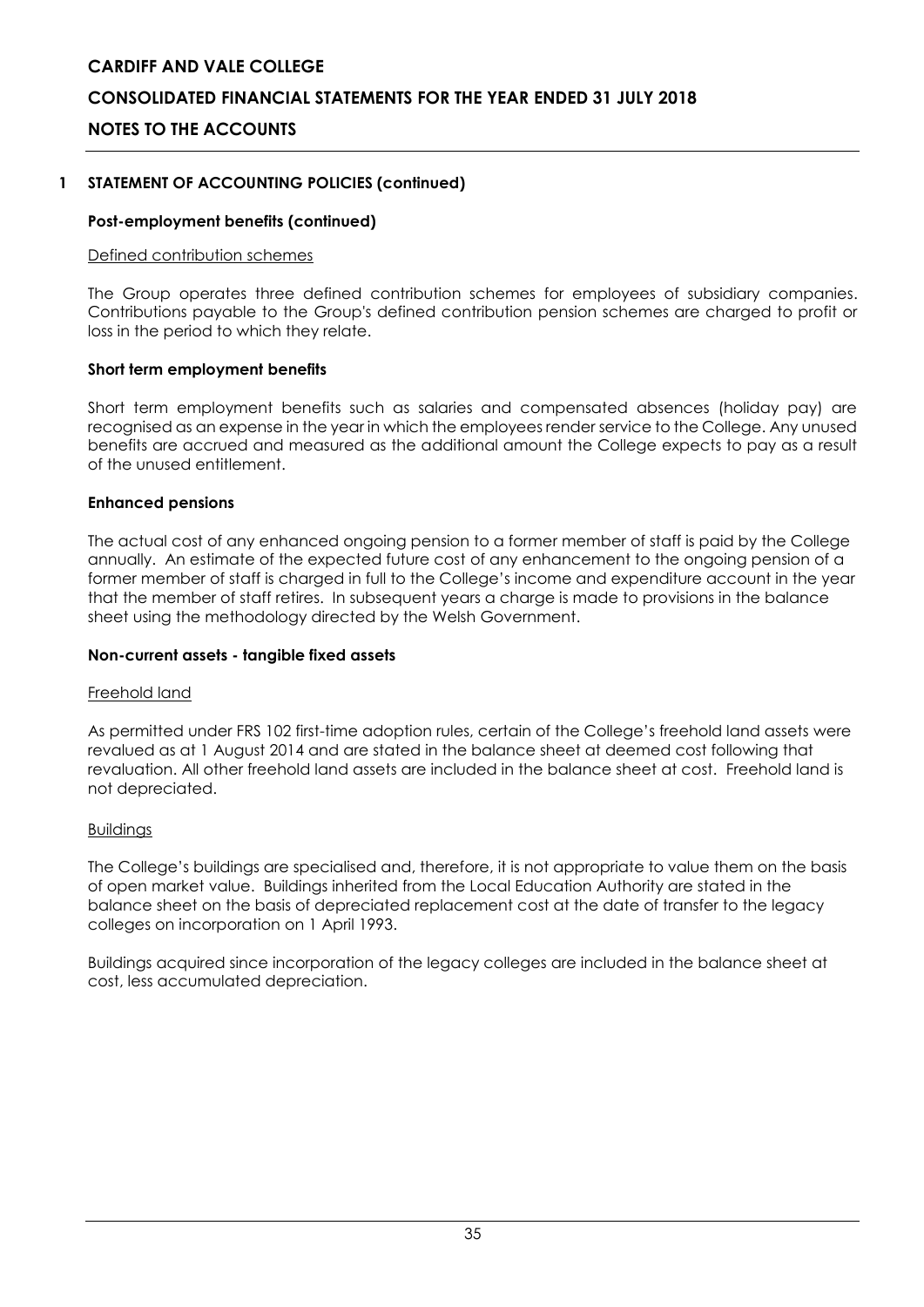## 1 STATEMENT OF ACCOUNTING POLICIES (continued)

### Post-employment benefits (continued)

Defined contribution schemes

The Group operates three defined contribution schemes for employees of subsidiary companies. Contributions payable to the Group's defined contribution pension schemes are charged to profit or loss in the period to which they relate.

### Short term employment benefits

Short term employment benefits such as salaries and compensated absences (holiday pay) are recognised as an expense in the year in which the employees render service to the College. Any unused benefits are accrued and measured as the additional amount the College expects to pay as a result of the unused entitlement.

### Enhanced pensions

The actual cost of any enhanced ongoing pension to a former member of staff is paid by the College annually. An estimate of the expected future cost of any enhancement to the ongoing pension of a former member of staff is charged in full to the College's income and expenditure account in the year that the member of staff retires. In subsequent years a charge is made to provisions in the balance sheet using the methodology directed by the Welsh Government.

### Non-current assets - tangible fixed assets

Freehold land

As permitted under FRS 102 first-time adoption rules, certain of the College's freehold land assets were revalued as at 1 August 2014 and are stated in the balance sheet at deemed cost following that revaluation. All other freehold land assets are included in the balance sheet at cost. Freehold land is not depreciated.

Buildings

The College's buildings are specialised and, therefore, it is not appropriate to value them on the basis of open market value. Buildings inherited from the Local Education Authority are stated in the balance sheet on the basis of depreciated replacement cost at the date of transfer to the legacy colleges on incorporation on 1 April 1993.

Buildings acquired since incorporation of the legacy colleges are included in the balance sheet at cost, less accumulated depreciation.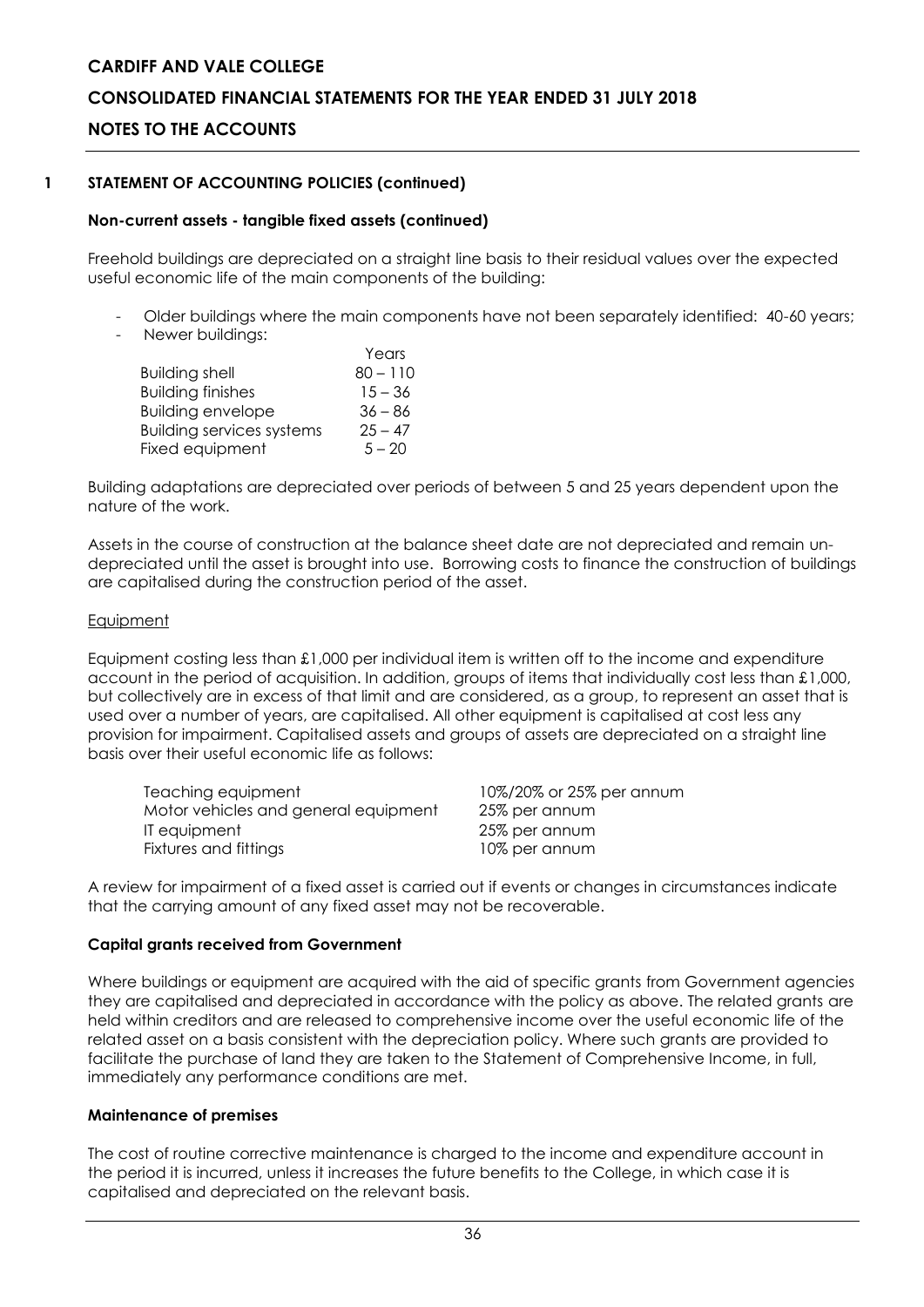## 1 STATEMENT OF ACCOUNTING POLICIES (continued)

### Non-current assets - tangible fixed assets (continued)

Freehold buildings are depreciated on a straight line basis to their residual values over the expected useful economic life of the main components of the building:

- Older buildings where the main components have not been separately identified: 40-60 years;
- Newer buildings:

| | Years |
|---|---|
| Building shell | 80 – 110 |
| Building finishes | 15 – 36 |
| Building envelope | 36 – 86 |
| Building services systems | 25 – 47 |
| Fixed equipment | 5 – 20 |

Building adaptations are depreciated over periods of between 5 and 25 years dependent upon the nature of the work.

Assets in the course of construction at the balance sheet date are not depreciated and remain un-depreciated until the asset is brought into use. Borrowing costs to finance the construction of buildings are capitalised during the construction period of the asset.

Equipment

Equipment costing less than £1,000 per individual item is written off to the income and expenditure account in the period of acquisition. In addition, groups of items that individually cost less than £1,000, but collectively are in excess of that limit and are considered, as a group, to represent an asset that is used over a number of years, are capitalised. All other equipment is capitalised at cost less any provision for impairment. Capitalised assets and groups of assets are depreciated on a straight line basis over their useful economic life as follows:

| | |
|---|---|
| Teaching equipment | 10%/20% or 25% per annum |
| Motor vehicles and general equipment | 25% per annum |
| IT equipment | 25% per annum |
| Fixtures and fittings | 10% per annum |

A review for impairment of a fixed asset is carried out if events or changes in circumstances indicate that the carrying amount of any fixed asset may not be recoverable.

### Capital grants received from Government

Where buildings or equipment are acquired with the aid of specific grants from Government agencies they are capitalised and depreciated in accordance with the policy as above. The related grants are held within creditors and are released to comprehensive income over the useful economic life of the related asset on a basis consistent with the depreciation policy. Where such grants are provided to facilitate the purchase of land they are taken to the Statement of Comprehensive Income, in full, immediately any performance conditions are met.

### Maintenance of premises

The cost of routine corrective maintenance is charged to the income and expenditure account in the period it is incurred, unless it increases the future benefits to the College, in which case it is capitalised and depreciated on the relevant basis.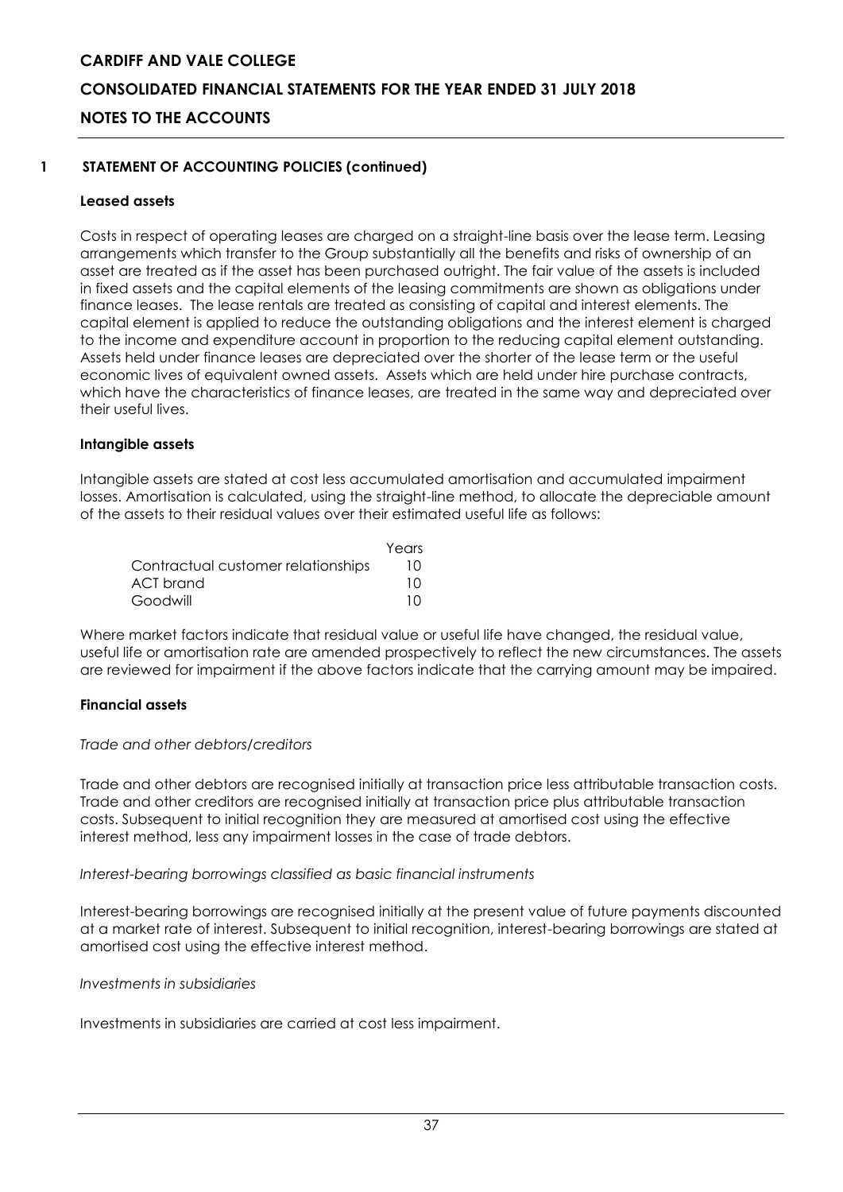## 1 STATEMENT OF ACCOUNTING POLICIES (continued)

### Leased assets

Costs in respect of operating leases are charged on a straight-line basis over the lease term. Leasing arrangements which transfer to the Group substantially all the benefits and risks of ownership of an asset are treated as if the asset has been purchased outright. The fair value of the assets is included in fixed assets and the capital elements of the leasing commitments are shown as obligations under finance leases. The lease rentals are treated as consisting of capital and interest elements. The capital element is applied to reduce the outstanding obligations and the interest element is charged to the income and expenditure account in proportion to the reducing capital element outstanding. Assets held under finance leases are depreciated over the shorter of the lease term or the useful economic lives of equivalent owned assets. Assets which are held under hire purchase contracts, which have the characteristics of finance leases, are treated in the same way and depreciated over their useful lives.

### Intangible assets

Intangible assets are stated at cost less accumulated amortisation and accumulated impairment losses. Amortisation is calculated, using the straight-line method, to allocate the depreciable amount of the assets to their residual values over their estimated useful life as follows:

| | Years |
|---|---|
| Contractual customer relationships | 10 |
| ACT brand | 10 |
| Goodwill | 10 |

Where market factors indicate that residual value or useful life have changed, the residual value, useful life or amortisation rate are amended prospectively to reflect the new circumstances. The assets are reviewed for impairment if the above factors indicate that the carrying amount may be impaired.

### Financial assets

*Trade and other debtors/creditors*

Trade and other debtors are recognised initially at transaction price less attributable transaction costs. Trade and other creditors are recognised initially at transaction price plus attributable transaction costs. Subsequent to initial recognition they are measured at amortised cost using the effective interest method, less any impairment losses in the case of trade debtors.

*Interest-bearing borrowings classified as basic financial instruments*

Interest-bearing borrowings are recognised initially at the present value of future payments discounted at a market rate of interest. Subsequent to initial recognition, interest-bearing borrowings are stated at amortised cost using the effective interest method.

*Investments in subsidiaries*

Investments in subsidiaries are carried at cost less impairment.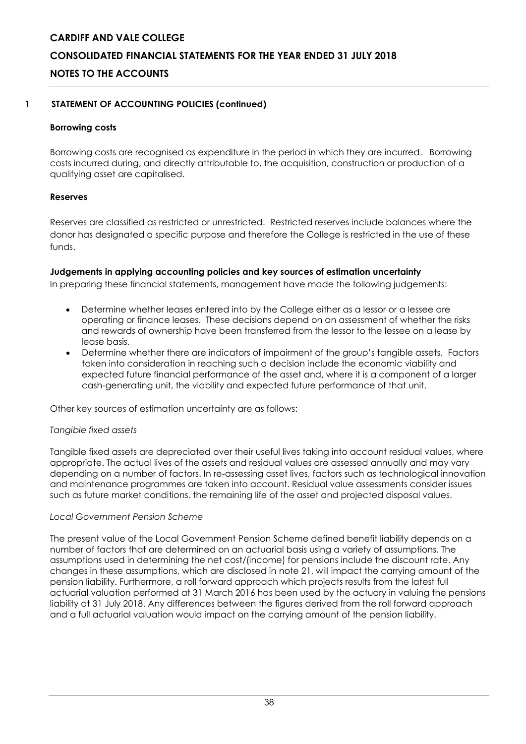## 1 STATEMENT OF ACCOUNTING POLICIES (continued)

### Borrowing costs

Borrowing costs are recognised as expenditure in the period in which they are incurred. Borrowing costs incurred during, and directly attributable to, the acquisition, construction or production of a qualifying asset are capitalised.

### Reserves

Reserves are classified as restricted or unrestricted. Restricted reserves include balances where the donor has designated a specific purpose and therefore the College is restricted in the use of these funds.

### Judgements in applying accounting policies and key sources of estimation uncertainty

In preparing these financial statements, management have made the following judgements:

- Determine whether leases entered into by the College either as a lessor or a lessee are operating or finance leases. These decisions depend on an assessment of whether the risks and rewards of ownership have been transferred from the lessor to the lessee on a lease by lease basis.
- Determine whether there are indicators of impairment of the group's tangible assets. Factors taken into consideration in reaching such a decision include the economic viability and expected future financial performance of the asset and, where it is a component of a larger cash-generating unit, the viability and expected future performance of that unit.

Other key sources of estimation uncertainty are as follows:

*Tangible fixed assets*

Tangible fixed assets are depreciated over their useful lives taking into account residual values, where appropriate. The actual lives of the assets and residual values are assessed annually and may vary depending on a number of factors. In re-assessing asset lives, factors such as technological innovation and maintenance programmes are taken into account. Residual value assessments consider issues such as future market conditions, the remaining life of the asset and projected disposal values.

*Local Government Pension Scheme*

The present value of the Local Government Pension Scheme defined benefit liability depends on a number of factors that are determined on an actuarial basis using a variety of assumptions. The assumptions used in determining the net cost/(income) for pensions include the discount rate. Any changes in these assumptions, which are disclosed in note 21, will impact the carrying amount of the pension liability. Furthermore, a roll forward approach which projects results from the latest full actuarial valuation performed at 31 March 2016 has been used by the actuary in valuing the pensions liability at 31 July 2018. Any differences between the figures derived from the roll forward approach and a full actuarial valuation would impact on the carrying amount of the pension liability.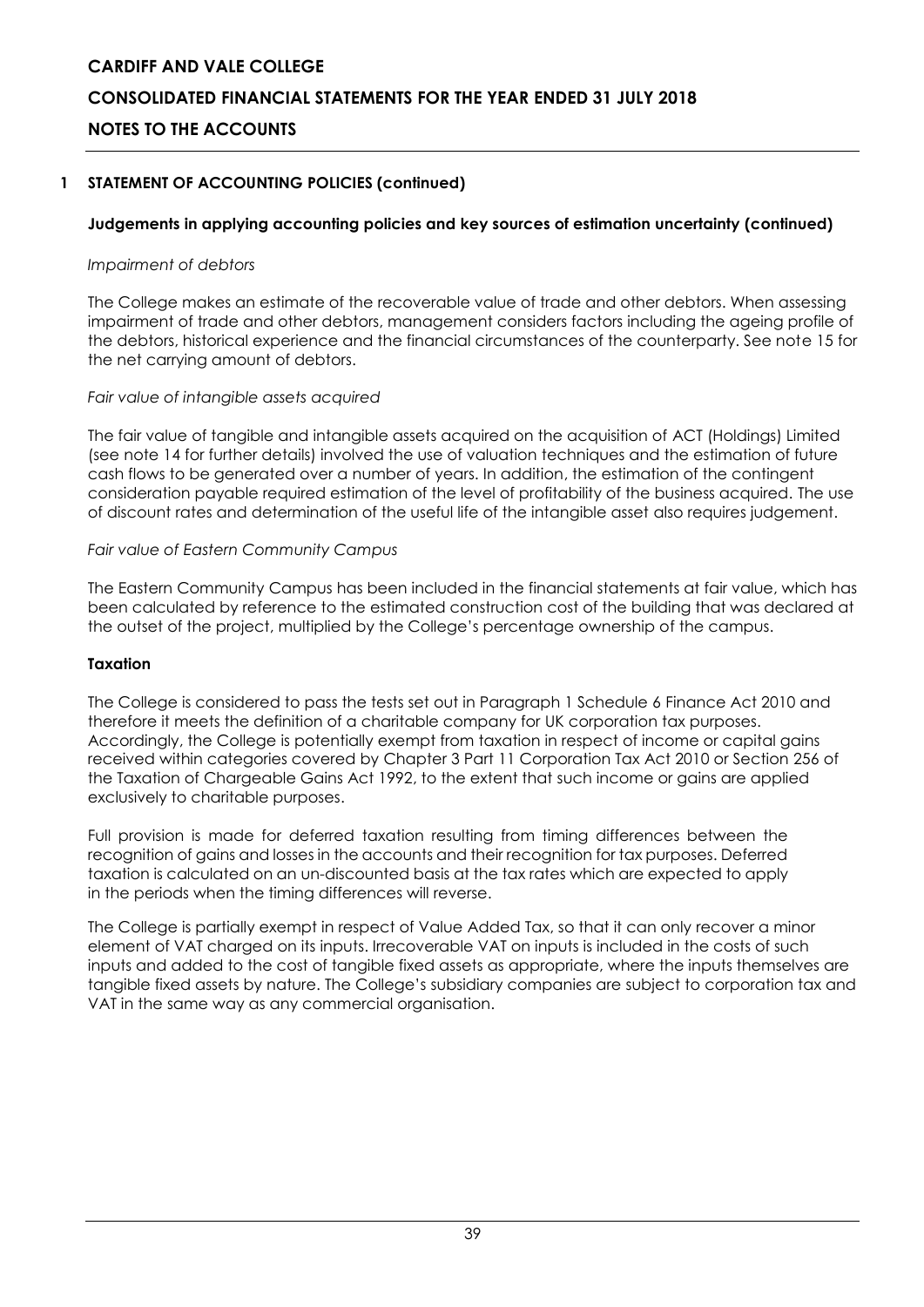## 1 STATEMENT OF ACCOUNTING POLICIES (continued)

### Judgements in applying accounting policies and key sources of estimation uncertainty (continued)

*Impairment of debtors*

The College makes an estimate of the recoverable value of trade and other debtors. When assessing impairment of trade and other debtors, management considers factors including the ageing profile of the debtors, historical experience and the financial circumstances of the counterparty. See note 15 for the net carrying amount of debtors.

*Fair value of intangible assets acquired*

The fair value of tangible and intangible assets acquired on the acquisition of ACT (Holdings) Limited (see note 14 for further details) involved the use of valuation techniques and the estimation of future cash flows to be generated over a number of years. In addition, the estimation of the contingent consideration payable required estimation of the level of profitability of the business acquired. The use of discount rates and determination of the useful life of the intangible asset also requires judgement.

*Fair value of Eastern Community Campus*

The Eastern Community Campus has been included in the financial statements at fair value, which has been calculated by reference to the estimated construction cost of the building that was declared at the outset of the project, multiplied by the College's percentage ownership of the campus.

### Taxation

The College is considered to pass the tests set out in Paragraph 1 Schedule 6 Finance Act 2010 and therefore it meets the definition of a charitable company for UK corporation tax purposes. Accordingly, the College is potentially exempt from taxation in respect of income or capital gains received within categories covered by Chapter 3 Part 11 Corporation Tax Act 2010 or Section 256 of the Taxation of Chargeable Gains Act 1992, to the extent that such income or gains are applied exclusively to charitable purposes.

Full provision is made for deferred taxation resulting from timing differences between the recognition of gains and losses in the accounts and their recognition for tax purposes. Deferred taxation is calculated on an un-discounted basis at the tax rates which are expected to apply in the periods when the timing differences will reverse.

The College is partially exempt in respect of Value Added Tax, so that it can only recover a minor element of VAT charged on its inputs. Irrecoverable VAT on inputs is included in the costs of such inputs and added to the cost of tangible fixed assets as appropriate, where the inputs themselves are tangible fixed assets by nature. The College's subsidiary companies are subject to corporation tax and VAT in the same way as any commercial organisation.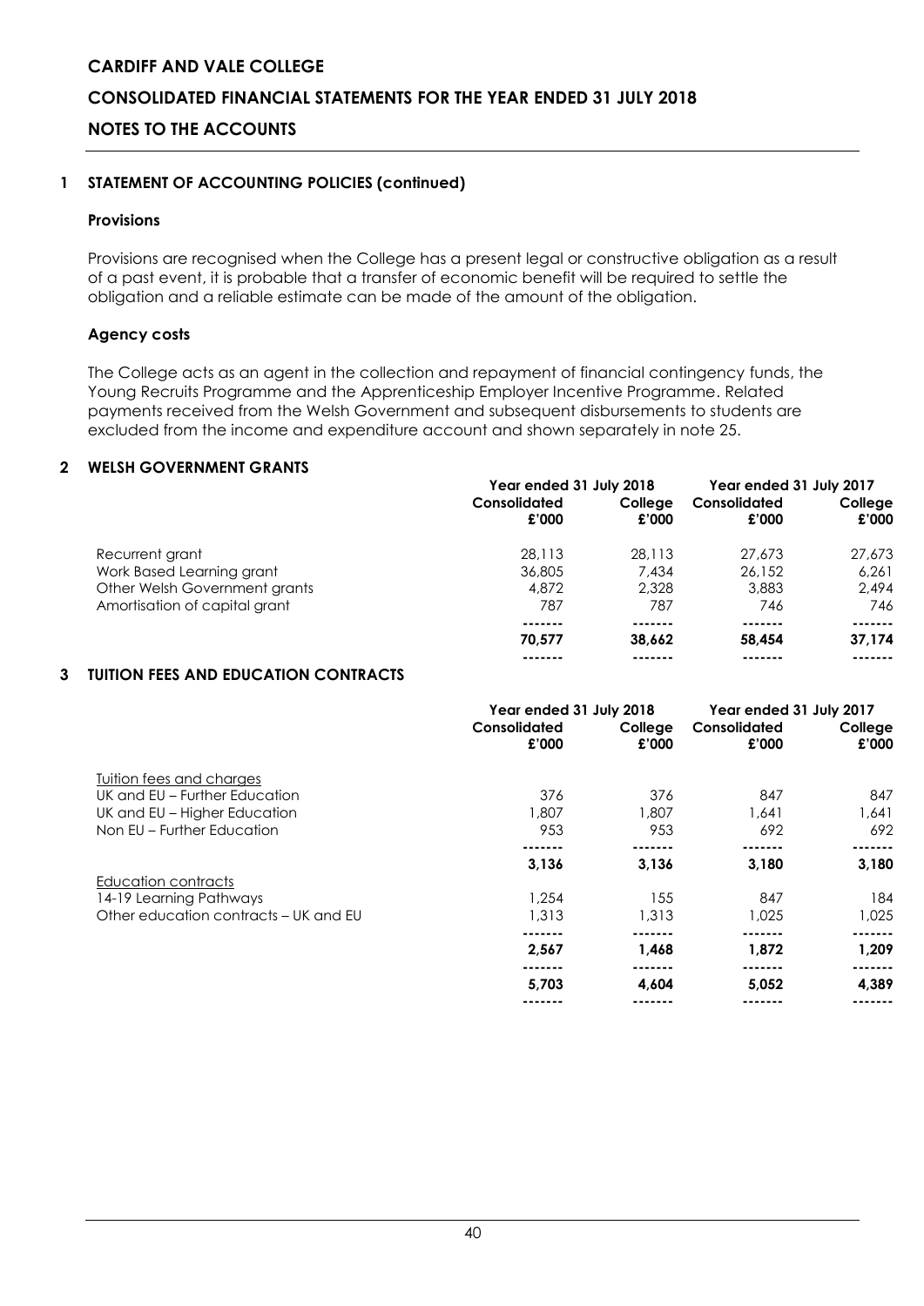# CARDIFF AND VALE COLLEGE

## CONSOLIDATED FINANCIAL STATEMENTS FOR THE YEAR ENDED 31 JULY 2018

## NOTES TO THE ACCOUNTS

### 1 STATEMENT OF ACCOUNTING POLICIES (continued)

**Provisions**

Provisions are recognised when the College has a present legal or constructive obligation as a result of a past event, it is probable that a transfer of economic benefit will be required to settle the obligation and a reliable estimate can be made of the amount of the obligation.

**Agency costs**

The College acts as an agent in the collection and repayment of financial contingency funds, the Young Recruits Programme and the Apprenticeship Employer Incentive Programme. Related payments received from the Welsh Government and subsequent disbursements to students are excluded from the income and expenditure account and shown separately in note 25.

### 2 WELSH GOVERNMENT GRANTS

| | Year ended 31 July 2018 | | Year ended 31 July 2017 | |
|---|---|---|---|---|
| | Consolidated £'000 | College £'000 | Consolidated £'000 | College £'000 |
| Recurrent grant | 28,113 | 28,113 | 27,673 | 27,673 |
| Work Based Learning grant | 36,805 | 7,434 | 26,152 | 6,261 |
| Other Welsh Government grants | 4,872 | 2,328 | 3,883 | 2,494 |
| Amortisation of capital grant | 787 | 787 | 746 | 746 |
| | 70,577 | 38,662 | 58,454 | 37,174 |

### 3 TUITION FEES AND EDUCATION CONTRACTS

| | Year ended 31 July 2018 | | Year ended 31 July 2017 | |
|---|---|---|---|---|
| | Consolidated £'000 | College £'000 | Consolidated £'000 | College £'000 |
| <u>Tuition fees and charges</u> | | | | |
| UK and EU – Further Education | 376 | 376 | 847 | 847 |
| UK and EU – Higher Education | 1,807 | 1,807 | 1,641 | 1,641 |
| Non EU – Further Education | 953 | 953 | 692 | 692 |
| | 3,136 | 3,136 | 3,180 | 3,180 |
| <u>Education contracts</u> | | | | |
| 14-19 Learning Pathways | 1,254 | 155 | 847 | 184 |
| Other education contracts – UK and EU | 1,313 | 1,313 | 1,025 | 1,025 |
| | 2,567 | 1,468 | 1,872 | 1,209 |
| | 5,703 | 4,604 | 5,052 | 4,389 |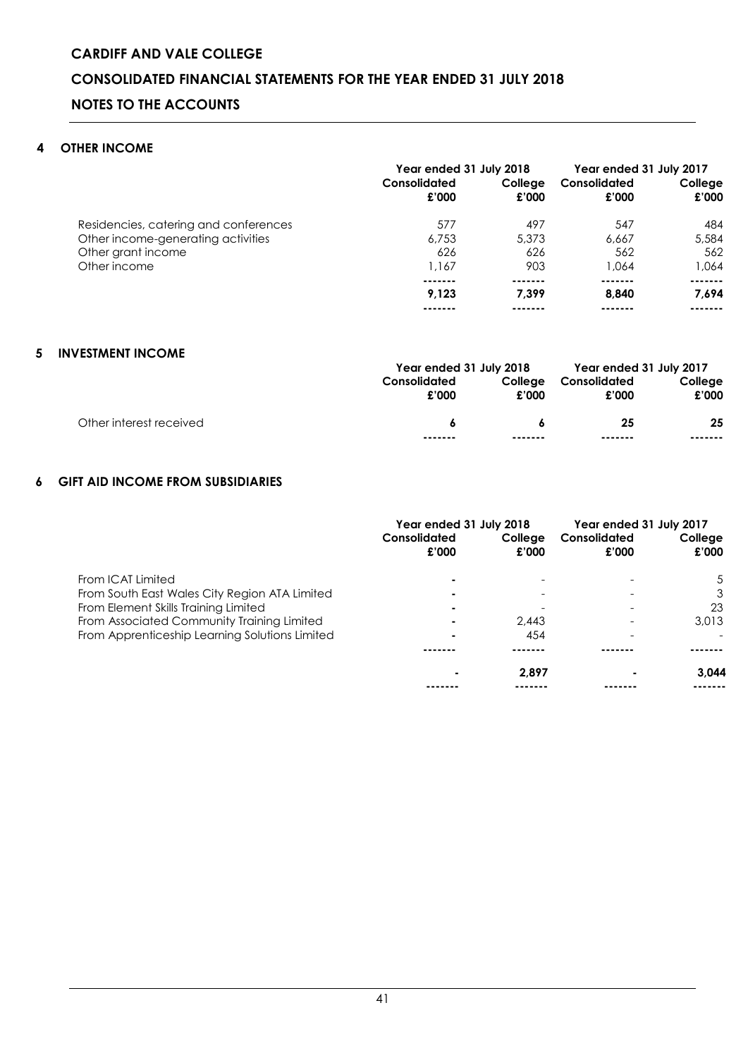# CARDIFF AND VALE COLLEGE

## CONSOLIDATED FINANCIAL STATEMENTS FOR THE YEAR ENDED 31 JULY 2018

## NOTES TO THE ACCOUNTS

### 4 OTHER INCOME

| | Year ended 31 July 2018 | | Year ended 31 July 2017 | |
|---|---|---|---|---|
| | Consolidated £'000 | College £'000 | Consolidated £'000 | College £'000 |
| Residencies, catering and conferences | 577 | 497 | 547 | 484 |
| Other income-generating activities | 6,753 | 5,373 | 6,667 | 5,584 |
| Other grant income | 626 | 626 | 562 | 562 |
| Other income | 1,167 | 903 | 1,064 | 1,064 |
| | **9,123** | **7,399** | **8,840** | **7,694** |

### 5 INVESTMENT INCOME

| | Year ended 31 July 2018 | | Year ended 31 July 2017 | |
|---|---|---|---|---|
| | Consolidated £'000 | College £'000 | Consolidated £'000 | College £'000 |
| Other interest received | **6** | **6** | **25** | **25** |

### 6 GIFT AID INCOME FROM SUBSIDIARIES

| | Year ended 31 July 2018 | | Year ended 31 July 2017 | |
|---|---|---|---|---|
| | Consolidated £'000 | College £'000 | Consolidated £'000 | College £'000 |
| From ICAT Limited | - | - | - | 5 |
| From South East Wales City Region ATA Limited | - | - | - | 3 |
| From Element Skills Training Limited | - | - | - | 23 |
| From Associated Community Training Limited | - | 2,443 | - | 3,013 |
| From Apprenticeship Learning Solutions Limited | - | 454 | - | - |
| | **-** | **2,897** | **-** | **3,044** |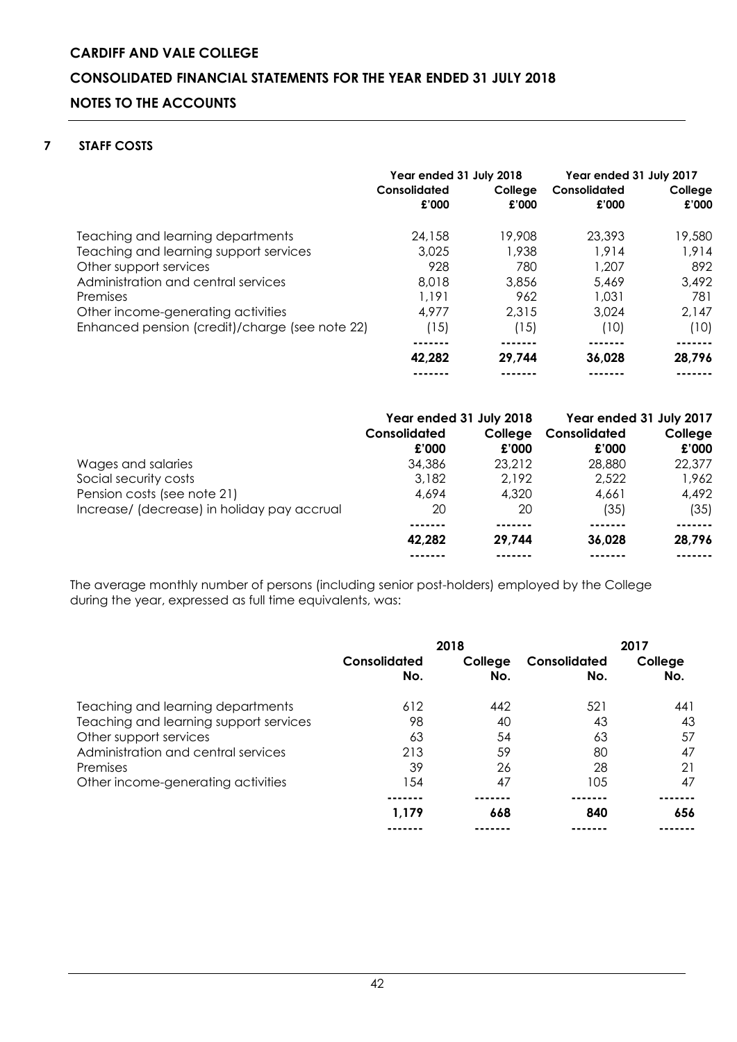## CARDIFF AND VALE COLLEGE

## CONSOLIDATED FINANCIAL STATEMENTS FOR THE YEAR ENDED 31 JULY 2018

## NOTES TO THE ACCOUNTS

### 7 STAFF COSTS

| | Year ended 31 July 2018 | | Year ended 31 July 2017 | |
|---|---|---|---|---|
| | Consolidated £'000 | College £'000 | Consolidated £'000 | College £'000 |
| Teaching and learning departments | 24,158 | 19,908 | 23,393 | 19,580 |
| Teaching and learning support services | 3,025 | 1,938 | 1,914 | 1,914 |
| Other support services | 928 | 780 | 1,207 | 892 |
| Administration and central services | 8,018 | 3,856 | 5,469 | 3,492 |
| Premises | 1,191 | 962 | 1,031 | 781 |
| Other income-generating activities | 4,977 | 2,315 | 3,024 | 2,147 |
| Enhanced pension (credit)/charge (see note 22) | (15) | (15) | (10) | (10) |
| | **42,282** | **29,744** | **36,028** | **28,796** |

| | Year ended 31 July 2018 | | Year ended 31 July 2017 | |
|---|---|---|---|---|
| | Consolidated £'000 | College £'000 | Consolidated £'000 | College £'000 |
| Wages and salaries | 34,386 | 23,212 | 28,880 | 22,377 |
| Social security costs | 3,182 | 2,192 | 2,522 | 1,962 |
| Pension costs (see note 21) | 4,694 | 4,320 | 4,661 | 4,492 |
| Increase/ (decrease) in holiday pay accrual | 20 | 20 | (35) | (35) |
| | **42,282** | **29,744** | **36,028** | **28,796** |

The average monthly number of persons (including senior post-holders) employed by the College during the year, expressed as full time equivalents, was:

| | 2018 | | 2017 | |
|---|---|---|---|---|
| | Consolidated No. | College No. | Consolidated No. | College No. |
| Teaching and learning departments | 612 | 442 | 521 | 441 |
| Teaching and learning support services | 98 | 40 | 43 | 43 |
| Other support services | 63 | 54 | 63 | 57 |
| Administration and central services | 213 | 59 | 80 | 47 |
| Premises | 39 | 26 | 28 | 21 |
| Other income-generating activities | 154 | 47 | 105 | 47 |
| | **1,179** | **668** | **840** | **656** |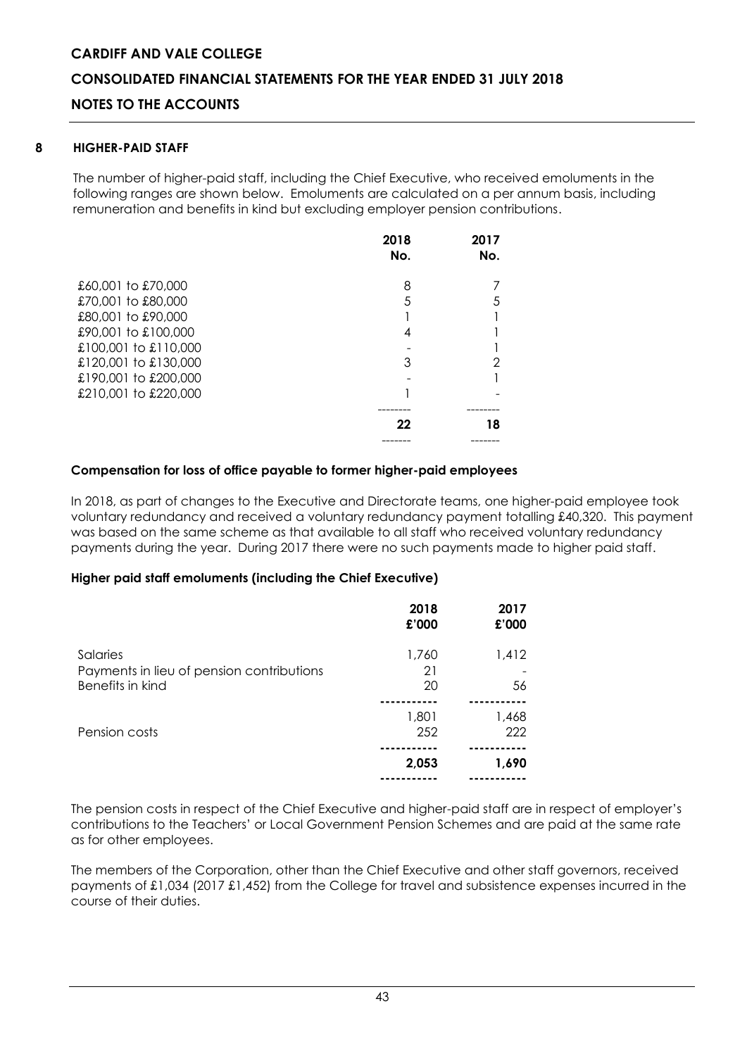## 8 HIGHER-PAID STAFF

The number of higher-paid staff, including the Chief Executive, who received emoluments in the following ranges are shown below. Emoluments are calculated on a per annum basis, including remuneration and benefits in kind but excluding employer pension contributions.

| | 2018 No. | 2017 No. |
|---|---|---|
| £60,001 to £70,000 | 8 | 7 |
| £70,001 to £80,000 | 5 | 5 |
| £80,001 to £90,000 | 1 | 1 |
| £90,001 to £100,000 | 4 | 1 |
| £100,001 to £110,000 | - | 1 |
| £120,001 to £130,000 | 3 | 2 |
| £190,001 to £200,000 | - | 1 |
| £210,001 to £220,000 | 1 | - |
| | **22** | **18** |

### Compensation for loss of office payable to former higher-paid employees

In 2018, as part of changes to the Executive and Directorate teams, one higher-paid employee took voluntary redundancy and received a voluntary redundancy payment totalling £40,320. This payment was based on the same scheme as that available to all staff who received voluntary redundancy payments during the year. During 2017 there were no such payments made to higher paid staff.

### Higher paid staff emoluments (including the Chief Executive)

| | 2018 £'000 | 2017 £'000 |
|---|---|---|
| Salaries | 1,760 | 1,412 |
| Payments in lieu of pension contributions | 21 | - |
| Benefits in kind | 20 | 56 |
| | 1,801 | 1,468 |
| Pension costs | 252 | 222 |
| | **2,053** | **1,690** |

The pension costs in respect of the Chief Executive and higher-paid staff are in respect of employer's contributions to the Teachers' or Local Government Pension Schemes and are paid at the same rate as for other employees.

The members of the Corporation, other than the Chief Executive and other staff governors, received payments of £1,034 (2017 £1,452) from the College for travel and subsistence expenses incurred in the course of their duties.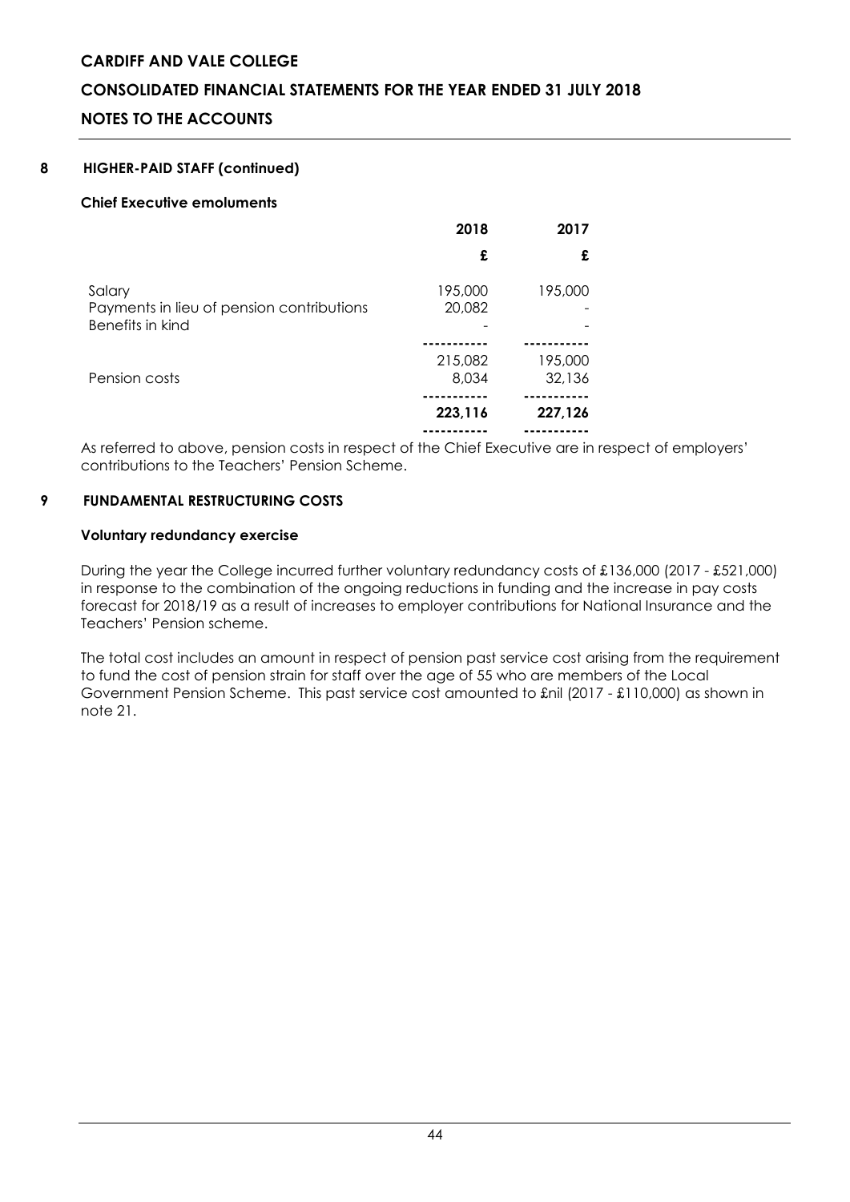**CARDIFF AND VALE COLLEGE**

**CONSOLIDATED FINANCIAL STATEMENTS FOR THE YEAR ENDED 31 JULY 2018**

**NOTES TO THE ACCOUNTS**

## 8 HIGHER-PAID STAFF (continued)

### Chief Executive emoluments

| | 2018 | 2017 |
|---|---|---|
| | £ | £ |
| Salary | 195,000 | 195,000 |
| Payments in lieu of pension contributions | 20,082 | - |
| Benefits in kind | - | - |
| | 215,082 | 195,000 |
| Pension costs | 8,034 | 32,136 |
| | **223,116** | **227,126** |

As referred to above, pension costs in respect of the Chief Executive are in respect of employers' contributions to the Teachers' Pension Scheme.

## 9 FUNDAMENTAL RESTRUCTURING COSTS

### Voluntary redundancy exercise

During the year the College incurred further voluntary redundancy costs of £136,000 (2017 - £521,000) in response to the combination of the ongoing reductions in funding and the increase in pay costs forecast for 2018/19 as a result of increases to employer contributions for National Insurance and the Teachers' Pension scheme.

The total cost includes an amount in respect of pension past service cost arising from the requirement to fund the cost of pension strain for staff over the age of 55 who are members of the Local Government Pension Scheme. This past service cost amounted to £nil (2017 - £110,000) as shown in note 21.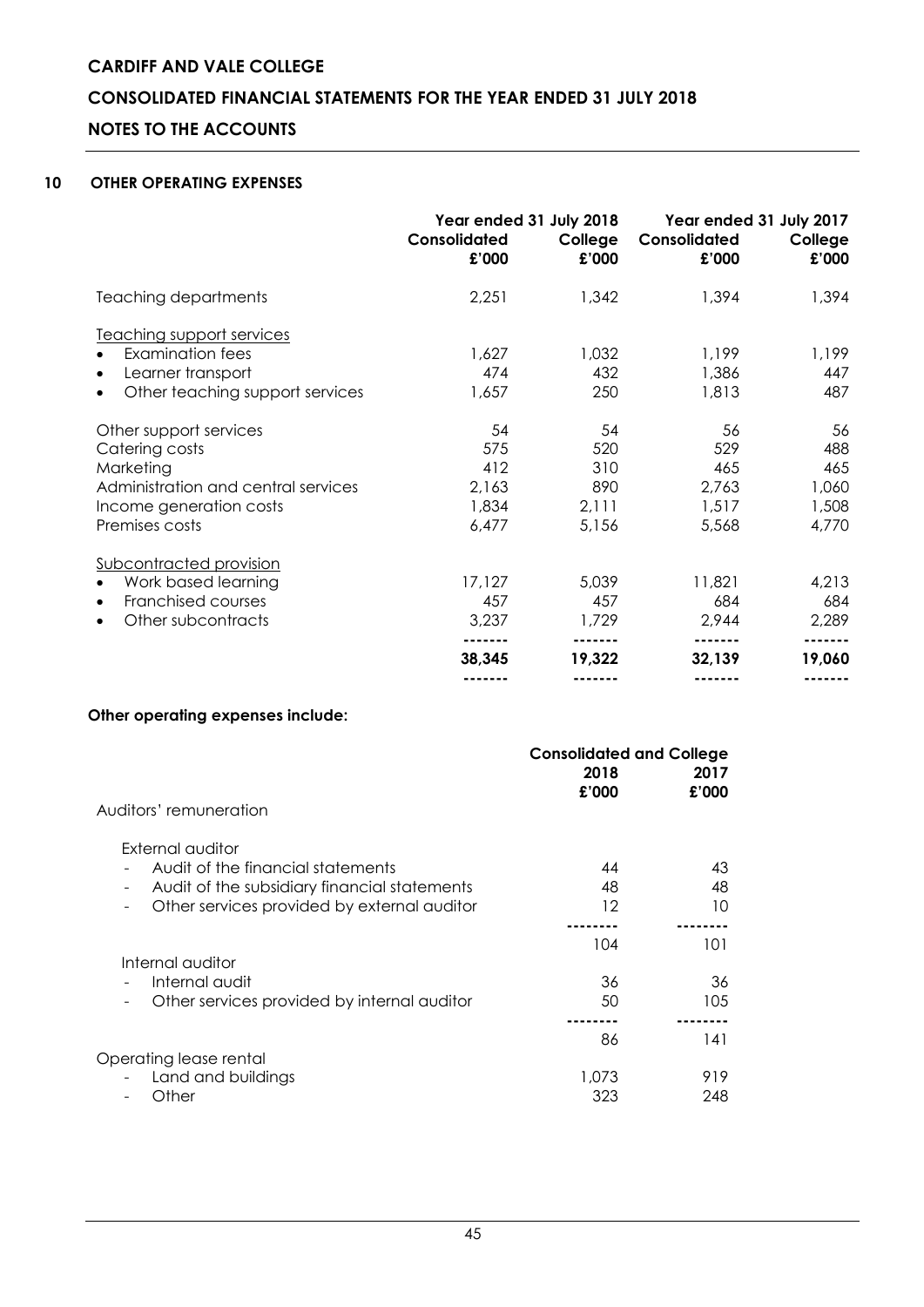## 10 OTHER OPERATING EXPENSES

| | Year ended 31 July 2018 | | Year ended 31 July 2017 | |
|---|---|---|---|---|
| | Consolidated £'000 | College £'000 | Consolidated £'000 | College £'000 |
| Teaching departments | 2,251 | 1,342 | 1,394 | 1,394 |
| Teaching support services | | | | |
| • Examination fees | 1,627 | 1,032 | 1,199 | 1,199 |
| • Learner transport | 474 | 432 | 1,386 | 447 |
| • Other teaching support services | 1,657 | 250 | 1,813 | 487 |
| Other support services | 54 | 54 | 56 | 56 |
| Catering costs | 575 | 520 | 529 | 488 |
| Marketing | 412 | 310 | 465 | 465 |
| Administration and central services | 2,163 | 890 | 2,763 | 1,060 |
| Income generation costs | 1,834 | 2,111 | 1,517 | 1,508 |
| Premises costs | 6,477 | 5,156 | 5,568 | 4,770 |
| Subcontracted provision | | | | |
| • Work based learning | 17,127 | 5,039 | 11,821 | 4,213 |
| • Franchised courses | 457 | 457 | 684 | 684 |
| • Other subcontracts | 3,237 | 1,729 | 2,944 | 2,289 |
| | **38,345** | **19,322** | **32,139** | **19,060** |

**Other operating expenses include:**

| | Consolidated and College | |
|---|---|---|
| | 2018 £'000 | 2017 £'000 |
| Auditors' remuneration | | |
| External auditor | | |
| - Audit of the financial statements | 44 | 43 |
| - Audit of the subsidiary financial statements | 48 | 48 |
| - Other services provided by external auditor | 12 | 10 |
| | 104 | 101 |
| Internal auditor | | |
| - Internal audit | 36 | 36 |
| - Other services provided by internal auditor | 50 | 105 |
| | 86 | 141 |
| Operating lease rental | | |
| - Land and buildings | 1,073 | 919 |
| - Other | 323 | 248 |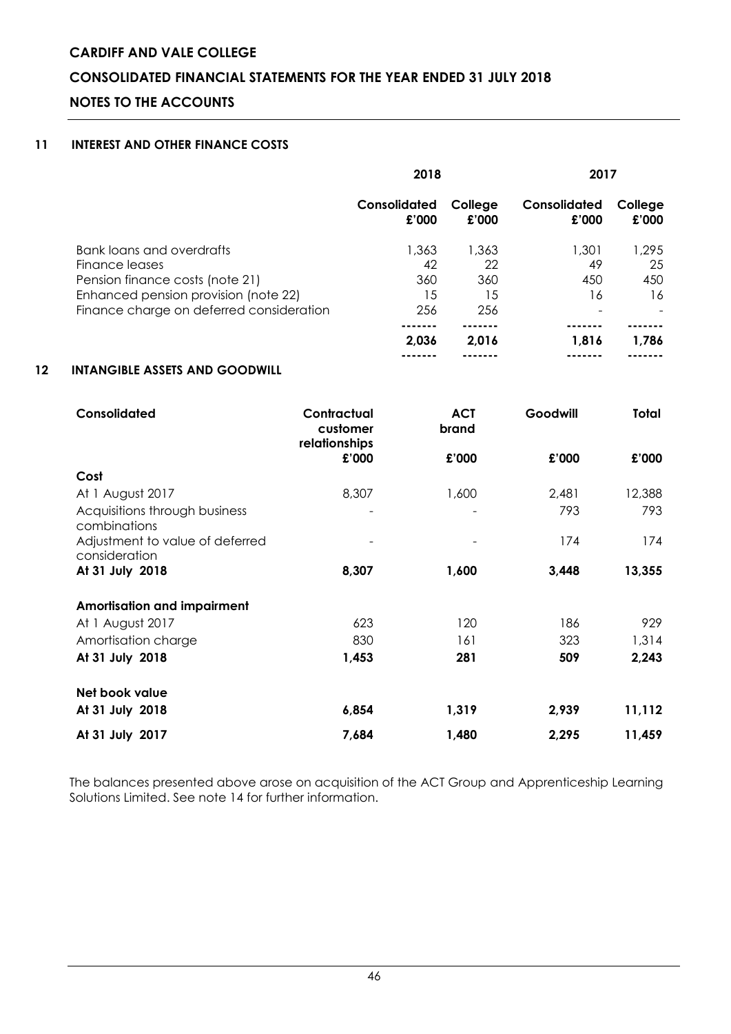# CARDIFF AND VALE COLLEGE

## CONSOLIDATED FINANCIAL STATEMENTS FOR THE YEAR ENDED 31 JULY 2018

## NOTES TO THE ACCOUNTS

### 11 INTEREST AND OTHER FINANCE COSTS

| | 2018 | | 2017 | |
|---|---|---|---|---|
| | **Consolidated £'000** | **College £'000** | **Consolidated £'000** | **College £'000** |
| Bank loans and overdrafts | 1,363 | 1,363 | 1,301 | 1,295 |
| Finance leases | 42 | 22 | 49 | 25 |
| Pension finance costs (note 21) | 360 | 360 | 450 | 450 |
| Enhanced pension provision (note 22) | 15 | 15 | 16 | 16 |
| Finance charge on deferred consideration | 256 | 256 | - | - |
| | **2,036** | **2,016** | **1,816** | **1,786** |

### 12 INTANGIBLE ASSETS AND GOODWILL

| **Consolidated** | **Contractual customer relationships** | **ACT brand** | **Goodwill** | **Total** |
|---|---|---|---|---|
| | **£'000** | **£'000** | **£'000** | **£'000** |
| **Cost** | | | | |
| At 1 August 2017 | 8,307 | 1,600 | 2,481 | 12,388 |
| Acquisitions through business combinations | - | - | 793 | 793 |
| Adjustment to value of deferred consideration | - | - | 174 | 174 |
| **At 31 July 2018** | **8,307** | **1,600** | **3,448** | **13,355** |
| | | | | |
| **Amortisation and impairment** | | | | |
| At 1 August 2017 | 623 | 120 | 186 | 929 |
| Amortisation charge | 830 | 161 | 323 | 1,314 |
| **At 31 July 2018** | **1,453** | **281** | **509** | **2,243** |
| | | | | |
| **Net book value** | | | | |
| **At 31 July 2018** | **6,854** | **1,319** | **2,939** | **11,112** |
| **At 31 July 2017** | **7,684** | **1,480** | **2,295** | **11,459** |

The balances presented above arose on acquisition of the ACT Group and Apprenticeship Learning Solutions Limited. See note 14 for further information.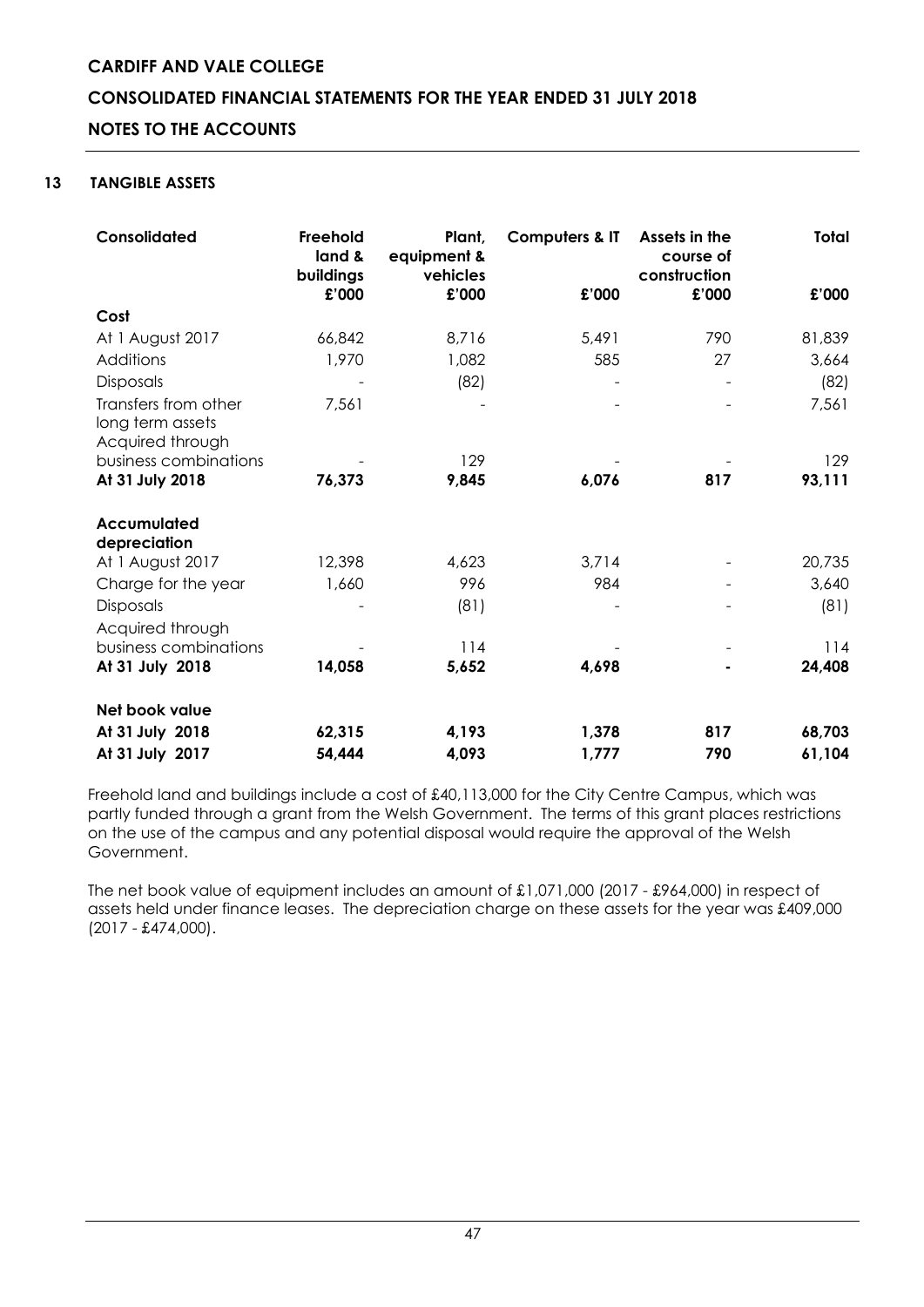## 13 TANGIBLE ASSETS

| Consolidated | Freehold land & buildings £'000 | Plant, equipment & vehicles £'000 | Computers & IT £'000 | Assets in the course of construction £'000 | Total £'000 |
|---|---|---|---|---|---|
| **Cost** | | | | | |
| At 1 August 2017 | 66,842 | 8,716 | 5,491 | 790 | 81,839 |
| Additions | 1,970 | 1,082 | 585 | 27 | 3,664 |
| Disposals | - | (82) | - | - | (82) |
| Transfers from other long term assets | 7,561 | - | - | - | 7,561 |
| Acquired through business combinations | - | 129 | - | - | 129 |
| **At 31 July 2018** | **76,373** | **9,845** | **6,076** | **817** | **93,111** |
| **Accumulated depreciation** | | | | | |
| At 1 August 2017 | 12,398 | 4,623 | 3,714 | - | 20,735 |
| Charge for the year | 1,660 | 996 | 984 | - | 3,640 |
| Disposals | - | (81) | - | - | (81) |
| Acquired through business combinations | - | 114 | - | - | 114 |
| **At 31 July 2018** | **14,058** | **5,652** | **4,698** | **-** | **24,408** |
| **Net book value** | | | | | |
| **At 31 July 2018** | **62,315** | **4,193** | **1,378** | **817** | **68,703** |
| **At 31 July 2017** | **54,444** | **4,093** | **1,777** | **790** | **61,104** |

Freehold land and buildings include a cost of £40,113,000 for the City Centre Campus, which was partly funded through a grant from the Welsh Government. The terms of this grant places restrictions on the use of the campus and any potential disposal would require the approval of the Welsh Government.

The net book value of equipment includes an amount of £1,071,000 (2017 - £964,000) in respect of assets held under finance leases. The depreciation charge on these assets for the year was £409,000 (2017 - £474,000).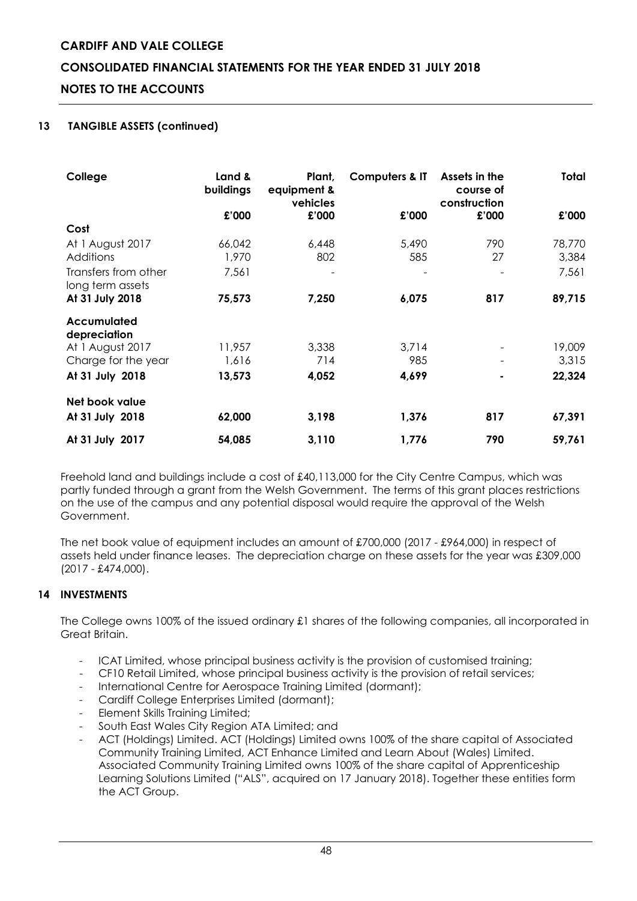**CARDIFF AND VALE COLLEGE**

**CONSOLIDATED FINANCIAL STATEMENTS FOR THE YEAR ENDED 31 JULY 2018**

**NOTES TO THE ACCOUNTS**

## 13 TANGIBLE ASSETS (continued)

| College | Land & buildings | Plant, equipment & vehicles | Computers & IT | Assets in the course of construction | Total |
|---|---|---|---|---|---|
| | £'000 | £'000 | £'000 | £'000 | £'000 |
| **Cost** | | | | | |
| At 1 August 2017 | 66,042 | 6,448 | 5,490 | 790 | 78,770 |
| Additions | 1,970 | 802 | 585 | 27 | 3,384 |
| Transfers from other long term assets | 7,561 | - | - | - | 7,561 |
| **At 31 July 2018** | **75,573** | **7,250** | **6,075** | **817** | **89,715** |
| **Accumulated depreciation** | | | | | |
| At 1 August 2017 | 11,957 | 3,338 | 3,714 | - | 19,009 |
| Charge for the year | 1,616 | 714 | 985 | - | 3,315 |
| **At 31 July 2018** | **13,573** | **4,052** | **4,699** | **-** | **22,324** |
| **Net book value** | | | | | |
| **At 31 July 2018** | **62,000** | **3,198** | **1,376** | **817** | **67,391** |
| **At 31 July 2017** | **54,085** | **3,110** | **1,776** | **790** | **59,761** |

Freehold land and buildings include a cost of £40,113,000 for the City Centre Campus, which was partly funded through a grant from the Welsh Government. The terms of this grant places restrictions on the use of the campus and any potential disposal would require the approval of the Welsh Government.

The net book value of equipment includes an amount of £700,000 (2017 - £964,000) in respect of assets held under finance leases. The depreciation charge on these assets for the year was £309,000 (2017 - £474,000).

## 14 INVESTMENTS

The College owns 100% of the issued ordinary £1 shares of the following companies, all incorporated in Great Britain.

- ICAT Limited, whose principal business activity is the provision of customised training;
- CF10 Retail Limited, whose principal business activity is the provision of retail services;
- International Centre for Aerospace Training Limited (dormant);
- Cardiff College Enterprises Limited (dormant);
- Element Skills Training Limited;
- South East Wales City Region ATA Limited; and
- ACT (Holdings) Limited. ACT (Holdings) Limited owns 100% of the share capital of Associated Community Training Limited, ACT Enhance Limited and Learn About (Wales) Limited. Associated Community Training Limited owns 100% of the share capital of Apprenticeship Learning Solutions Limited ("ALS", acquired on 17 January 2018). Together these entities form the ACT Group.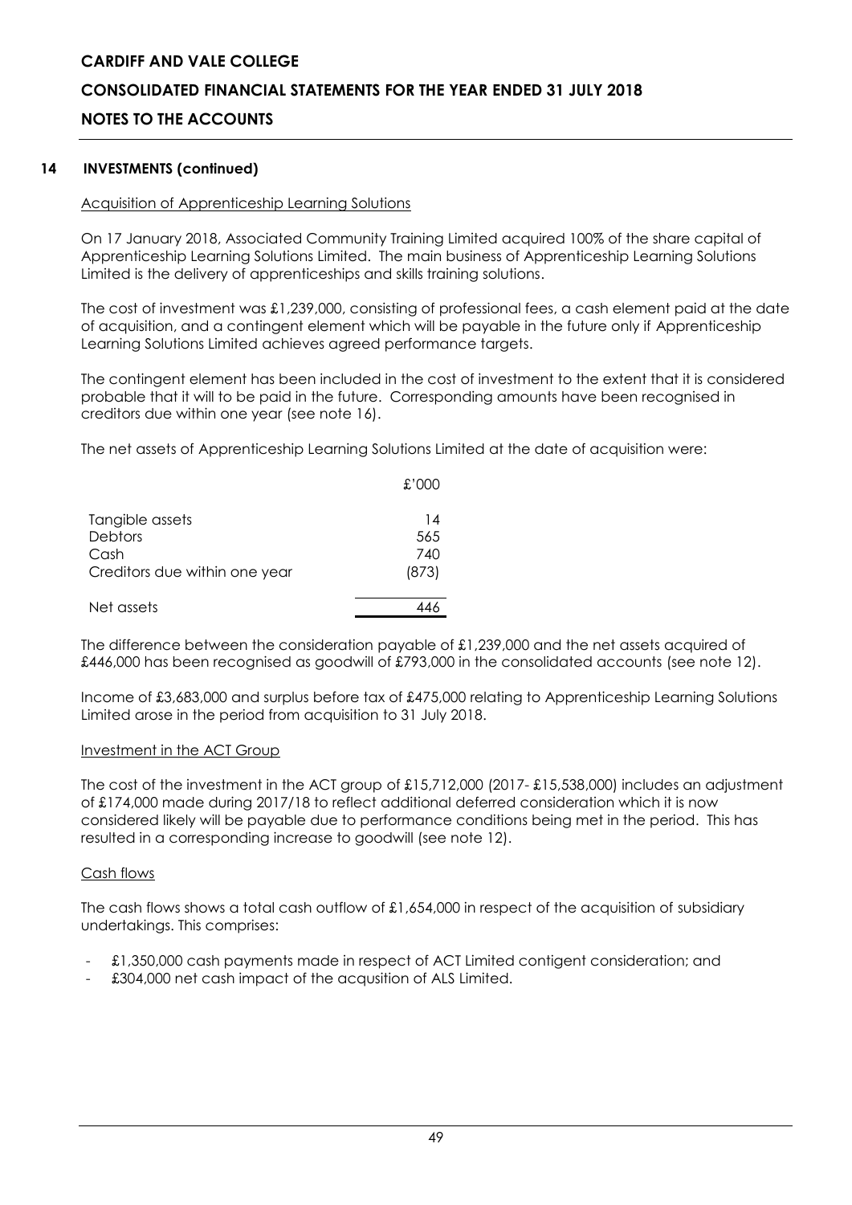## 14 INVESTMENTS (continued)

Acquisition of Apprenticeship Learning Solutions

On 17 January 2018, Associated Community Training Limited acquired 100% of the share capital of Apprenticeship Learning Solutions Limited. The main business of Apprenticeship Learning Solutions Limited is the delivery of apprenticeships and skills training solutions.

The cost of investment was £1,239,000, consisting of professional fees, a cash element paid at the date of acquisition, and a contingent element which will be payable in the future only if Apprenticeship Learning Solutions Limited achieves agreed performance targets.

The contingent element has been included in the cost of investment to the extent that it is considered probable that it will to be paid in the future. Corresponding amounts have been recognised in creditors due within one year (see note 16).

The net assets of Apprenticeship Learning Solutions Limited at the date of acquisition were:

| | £'000 |
|---|---|
| Tangible assets | 14 |
| Debtors | 565 |
| Cash | 740 |
| Creditors due within one year | (873) |
| Net assets | 446 |

The difference between the consideration payable of £1,239,000 and the net assets acquired of £446,000 has been recognised as goodwill of £793,000 in the consolidated accounts (see note 12).

Income of £3,683,000 and surplus before tax of £475,000 relating to Apprenticeship Learning Solutions Limited arose in the period from acquisition to 31 July 2018.

Investment in the ACT Group

The cost of the investment in the ACT group of £15,712,000 (2017- £15,538,000) includes an adjustment of £174,000 made during 2017/18 to reflect additional deferred consideration which it is now considered likely will be payable due to performance conditions being met in the period. This has resulted in a corresponding increase to goodwill (see note 12).

Cash flows

The cash flows shows a total cash outflow of £1,654,000 in respect of the acquisition of subsidiary undertakings. This comprises:

- £1,350,000 cash payments made in respect of ACT Limited contigent consideration; and
- £304,000 net cash impact of the acqusition of ALS Limited.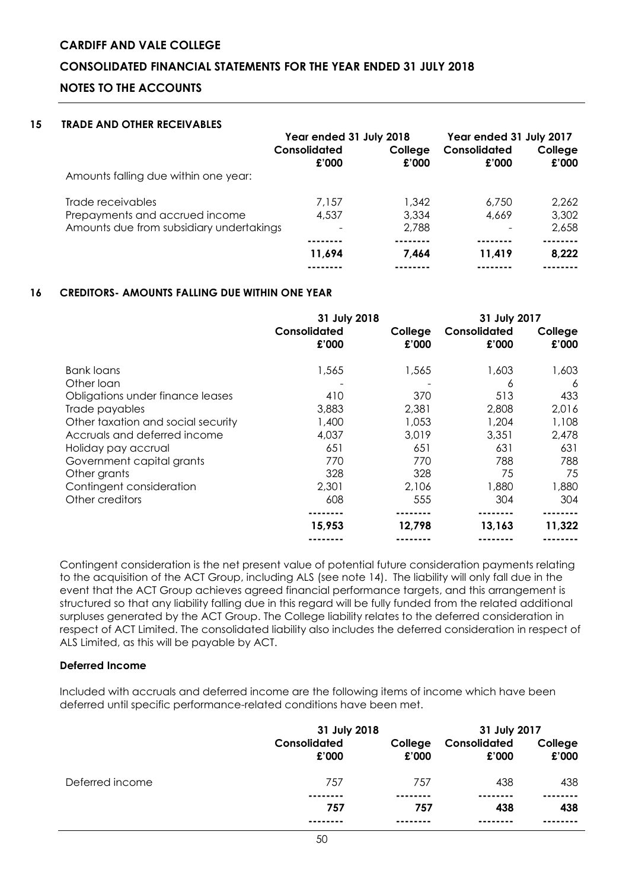## 15 TRADE AND OTHER RECEIVABLES

| | Year ended 31 July 2018 | | Year ended 31 July 2017 | |
|---|---|---|---|---|
| | Consolidated £'000 | College £'000 | Consolidated £'000 | College £'000 |
| Amounts falling due within one year: | | | | |
| Trade receivables | 7,157 | 1,342 | 6,750 | 2,262 |
| Prepayments and accrued income | 4,537 | 3,334 | 4,669 | 3,302 |
| Amounts due from subsidiary undertakings | - | 2,788 | - | 2,658 |
| | 11,694 | 7,464 | 11,419 | 8,222 |

## 16 CREDITORS- AMOUNTS FALLING DUE WITHIN ONE YEAR

| | 31 July 2018 | | 31 July 2017 | |
|---|---|---|---|---|
| | Consolidated £'000 | College £'000 | Consolidated £'000 | College £'000 |
| Bank loans | 1,565 | 1,565 | 1,603 | 1,603 |
| Other loan | - | - | 6 | 6 |
| Obligations under finance leases | 410 | 370 | 513 | 433 |
| Trade payables | 3,883 | 2,381 | 2,808 | 2,016 |
| Other taxation and social security | 1,400 | 1,053 | 1,204 | 1,108 |
| Accruals and deferred income | 4,037 | 3,019 | 3,351 | 2,478 |
| Holiday pay accrual | 651 | 651 | 631 | 631 |
| Government capital grants | 770 | 770 | 788 | 788 |
| Other grants | 328 | 328 | 75 | 75 |
| Contingent consideration | 2,301 | 2,106 | 1,880 | 1,880 |
| Other creditors | 608 | 555 | 304 | 304 |
| | 15,953 | 12,798 | 13,163 | 11,322 |

Contingent consideration is the net present value of potential future consideration payments relating to the acquisition of the ACT Group, including ALS (see note 14). The liability will only fall due in the event that the ACT Group achieves agreed financial performance targets, and this arrangement is structured so that any liability falling due in this regard will be fully funded from the related additional surpluses generated by the ACT Group. The College liability relates to the deferred consideration in respect of ACT Limited. The consolidated liability also includes the deferred consideration in respect of ALS Limited, as this will be payable by ACT.

**Deferred Income**

Included with accruals and deferred income are the following items of income which have been deferred until specific performance-related conditions have been met.

| | 31 July 2018 | | 31 July 2017 | |
|---|---|---|---|---|
| | Consolidated £'000 | College £'000 | Consolidated £'000 | College £'000 |
| Deferred income | 757 | 757 | 438 | 438 |
| | 757 | 757 | 438 | 438 |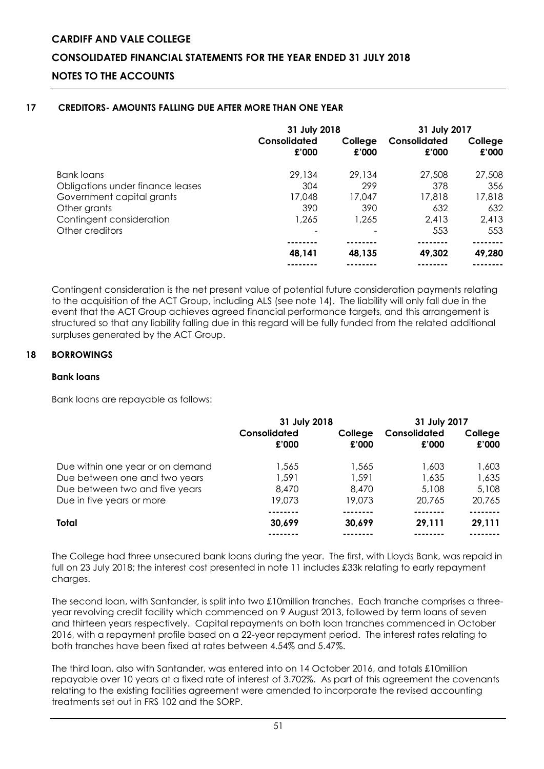## 17 CREDITORS- AMOUNTS FALLING DUE AFTER MORE THAN ONE YEAR

| | 31 July 2018 | | 31 July 2017 | |
|---|---|---|---|---|
| | Consolidated £'000 | College £'000 | Consolidated £'000 | College £'000 |
| Bank loans | 29,134 | 29,134 | 27,508 | 27,508 |
| Obligations under finance leases | 304 | 299 | 378 | 356 |
| Government capital grants | 17,048 | 17,047 | 17,818 | 17,818 |
| Other grants | 390 | 390 | 632 | 632 |
| Contingent consideration | 1,265 | 1,265 | 2,413 | 2,413 |
| Other creditors | - | - | 553 | 553 |
| | 48,141 | 48,135 | 49,302 | 49,280 |

Contingent consideration is the net present value of potential future consideration payments relating to the acquisition of the ACT Group, including ALS (see note 14). The liability will only fall due in the event that the ACT Group achieves agreed financial performance targets, and this arrangement is structured so that any liability falling due in this regard will be fully funded from the related additional surpluses generated by the ACT Group.

## 18 BORROWINGS

### Bank loans

Bank loans are repayable as follows:

| | 31 July 2018 | | 31 July 2017 | |
|---|---|---|---|---|
| | Consolidated £'000 | College £'000 | Consolidated £'000 | College £'000 |
| Due within one year or on demand | 1,565 | 1,565 | 1,603 | 1,603 |
| Due between one and two years | 1,591 | 1,591 | 1,635 | 1,635 |
| Due between two and five years | 8,470 | 8,470 | 5,108 | 5,108 |
| Due in five years or more | 19,073 | 19,073 | 20,765 | 20,765 |
| **Total** | **30,699** | **30,699** | **29,111** | **29,111** |

The College had three unsecured bank loans during the year. The first, with Lloyds Bank, was repaid in full on 23 July 2018; the interest cost presented in note 11 includes £33k relating to early repayment charges.

The second loan, with Santander, is split into two £10million tranches. Each tranche comprises a three-year revolving credit facility which commenced on 9 August 2013, followed by term loans of seven and thirteen years respectively. Capital repayments on both loan tranches commenced in October 2016, with a repayment profile based on a 22-year repayment period. The interest rates relating to both tranches have been fixed at rates between 4.54% and 5.47%.

The third loan, also with Santander, was entered into on 14 October 2016, and totals £10million repayable over 10 years at a fixed rate of interest of 3.702%. As part of this agreement the covenants relating to the existing facilities agreement were amended to incorporate the revised accounting treatments set out in FRS 102 and the SORP.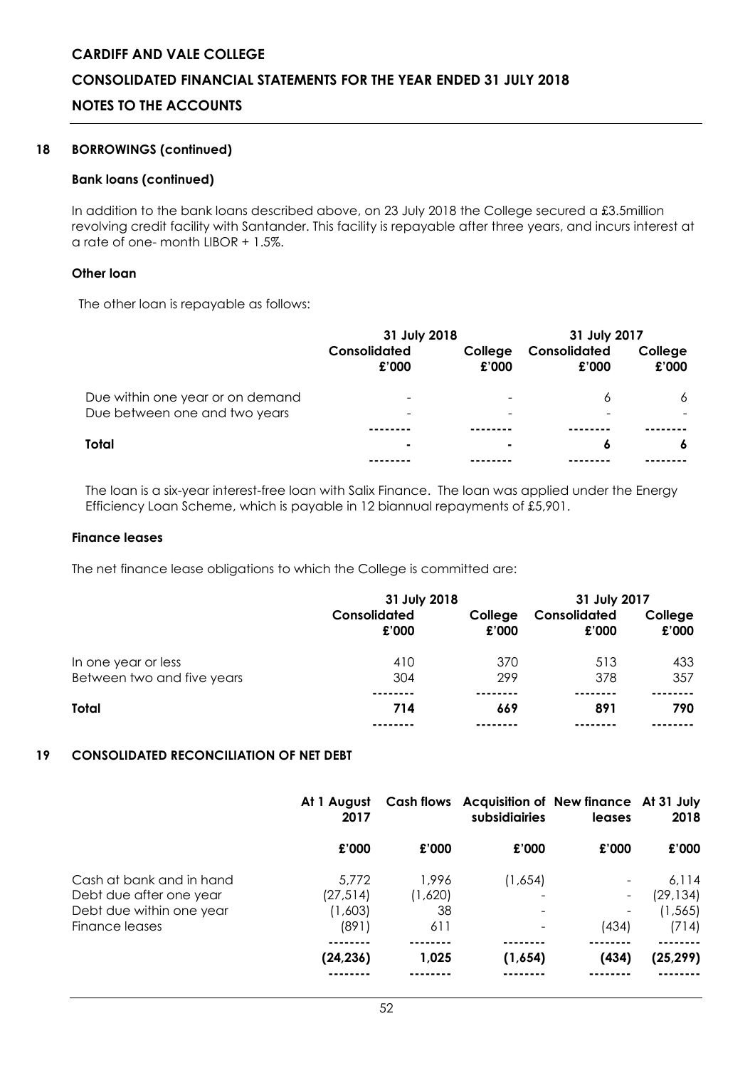## 18 BORROWINGS (continued)

### Bank loans (continued)

In addition to the bank loans described above, on 23 July 2018 the College secured a £3.5million revolving credit facility with Santander. This facility is repayable after three years, and incurs interest at a rate of one- month LIBOR + 1.5%.

### Other loan

The other loan is repayable as follows:

| | 31 July 2018 | | 31 July 2017 | |
|---|---|---|---|---|
| | Consolidated £'000 | College £'000 | Consolidated £'000 | College £'000 |
| Due within one year or on demand | - | - | 6 | 6 |
| Due between one and two years | - | - | - | - |
| **Total** | **-** | **-** | **6** | **6** |

The loan is a six-year interest-free loan with Salix Finance. The loan was applied under the Energy Efficiency Loan Scheme, which is payable in 12 biannual repayments of £5,901.

### Finance leases

The net finance lease obligations to which the College is committed are:

| | 31 July 2018 | | 31 July 2017 | |
|---|---|---|---|---|
| | Consolidated £'000 | College £'000 | Consolidated £'000 | College £'000 |
| In one year or less | 410 | 370 | 513 | 433 |
| Between two and five years | 304 | 299 | 378 | 357 |
| **Total** | **714** | **669** | **891** | **790** |

## 19 CONSOLIDATED RECONCILIATION OF NET DEBT

| | At 1 August 2017 | Cash flows | Acquisition of subsidiairies | New finance leases | At 31 July 2018 |
|---|---|---|---|---|---|
| | £'000 | £'000 | £'000 | £'000 | £'000 |
| Cash at bank and in hand | 5,772 | 1,996 | (1,654) | - | 6,114 |
| Debt due after one year | (27,514) | (1,620) | - | - | (29,134) |
| Debt due within one year | (1,603) | 38 | - | - | (1,565) |
| Finance leases | (891) | 611 | - | (434) | (714) |
| | **(24,236)** | **1,025** | **(1,654)** | **(434)** | **(25,299)** |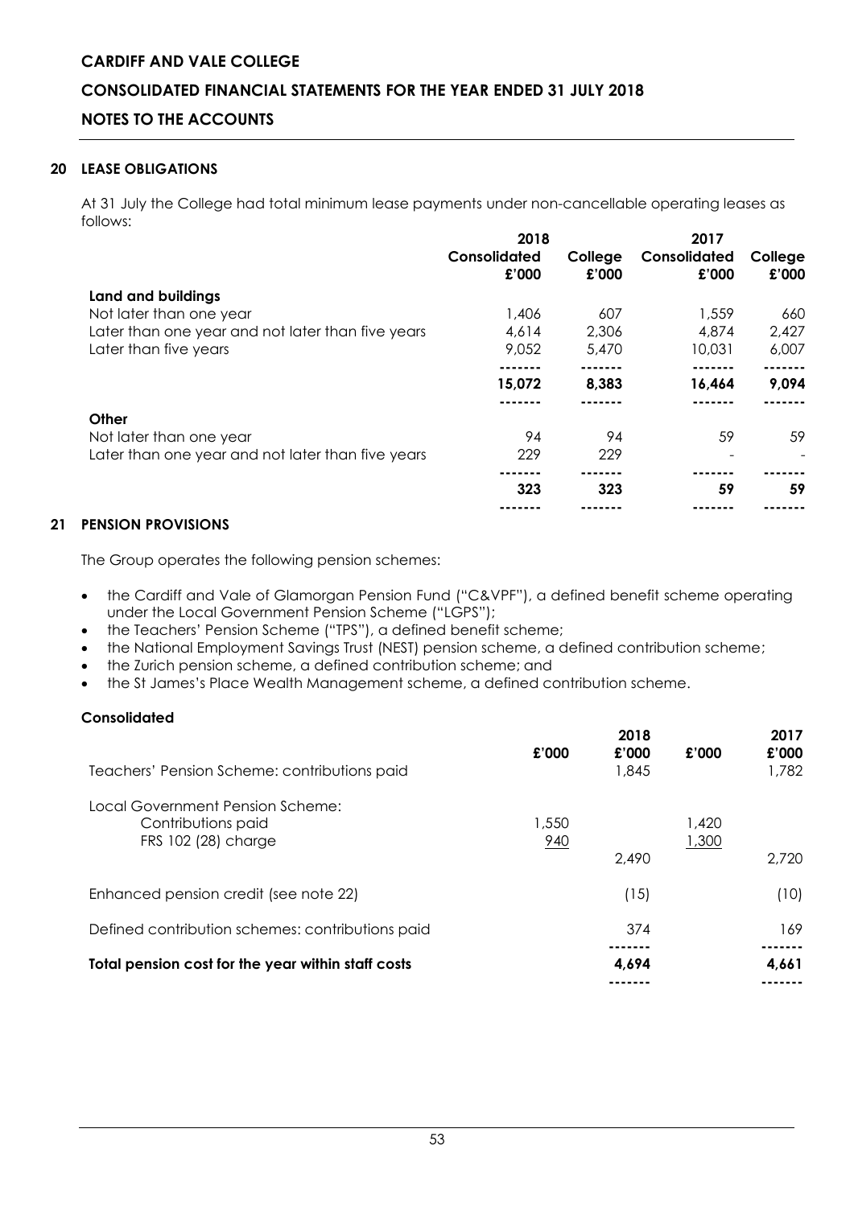## 20 LEASE OBLIGATIONS

At 31 July the College had total minimum lease payments under non-cancellable operating leases as follows:

| | 2018 | | 2017 | |
|---|---|---|---|---|
| | Consolidated £'000 | College £'000 | Consolidated £'000 | College £'000 |
| **Land and buildings** | | | | |
| Not later than one year | 1,406 | 607 | 1,559 | 660 |
| Later than one year and not later than five years | 4,614 | 2,306 | 4,874 | 2,427 |
| Later than five years | 9,052 | 5,470 | 10,031 | 6,007 |
| | **15,072** | **8,383** | **16,464** | **9,094** |
| **Other** | | | | |
| Not later than one year | 94 | 94 | 59 | 59 |
| Later than one year and not later than five years | 229 | 229 | - | - |
| | **323** | **323** | **59** | **59** |

## 21 PENSION PROVISIONS

The Group operates the following pension schemes:

- the Cardiff and Vale of Glamorgan Pension Fund ("C&VPF"), a defined benefit scheme operating under the Local Government Pension Scheme ("LGPS");
- the Teachers' Pension Scheme ("TPS"), a defined benefit scheme;
- the National Employment Savings Trust (NEST) pension scheme, a defined contribution scheme;
- the Zurich pension scheme, a defined contribution scheme; and
- the St James's Place Wealth Management scheme, a defined contribution scheme.

**Consolidated**

| | £'000 | 2018 £'000 | £'000 | 2017 £'000 |
|---|---|---|---|---|
| Teachers' Pension Scheme: contributions paid | | 1,845 | | 1,782 |
| Local Government Pension Scheme: | | | | |
| Contributions paid | 1,550 | | 1,420 | |
| FRS 102 (28) charge | 940 | | 1,300 | |
| | | 2,490 | | 2,720 |
| Enhanced pension credit (see note 22) | | (15) | | (10) |
| Defined contribution schemes: contributions paid | | 374 | | 169 |
| **Total pension cost for the year within staff costs** | | **4,694** | | **4,661** |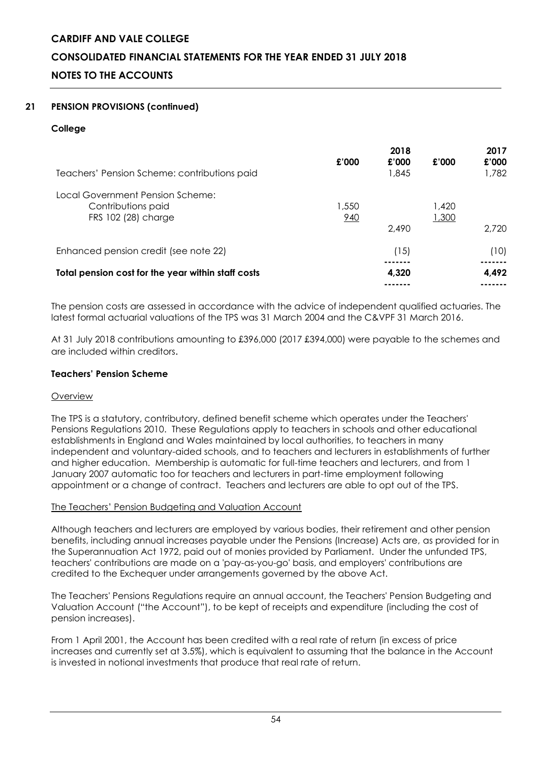## 21 PENSION PROVISIONS (continued)

### College

| | 2018 | | 2017 | |
|---|---|---|---|---|
| | £'000 | £'000 | £'000 | £'000 |
| Teachers' Pension Scheme: contributions paid | | 1,845 | | 1,782 |
| Local Government Pension Scheme: | | | | |
| Contributions paid | 1,550 | | 1,420 | |
| FRS 102 (28) charge | 940 | | 1,300 | |
| | | 2,490 | | 2,720 |
| Enhanced pension credit (see note 22) | | (15) | | (10) |
| **Total pension cost for the year within staff costs** | | **4,320** | | **4,492** |

The pension costs are assessed in accordance with the advice of independent qualified actuaries. The latest formal actuarial valuations of the TPS was 31 March 2004 and the C&VPF 31 March 2016.

At 31 July 2018 contributions amounting to £396,000 (2017 £394,000) were payable to the schemes and are included within creditors.

### Teachers' Pension Scheme

Overview

The TPS is a statutory, contributory, defined benefit scheme which operates under the Teachers' Pensions Regulations 2010. These Regulations apply to teachers in schools and other educational establishments in England and Wales maintained by local authorities, to teachers in many independent and voluntary-aided schools, and to teachers and lecturers in establishments of further and higher education. Membership is automatic for full-time teachers and lecturers, and from 1 January 2007 automatic too for teachers and lecturers in part-time employment following appointment or a change of contract. Teachers and lecturers are able to opt out of the TPS.

The Teachers' Pension Budgeting and Valuation Account

Although teachers and lecturers are employed by various bodies, their retirement and other pension benefits, including annual increases payable under the Pensions (Increase) Acts are, as provided for in the Superannuation Act 1972, paid out of monies provided by Parliament. Under the unfunded TPS, teachers' contributions are made on a 'pay-as-you-go' basis, and employers' contributions are credited to the Exchequer under arrangements governed by the above Act.

The Teachers' Pensions Regulations require an annual account, the Teachers' Pension Budgeting and Valuation Account ("the Account"), to be kept of receipts and expenditure (including the cost of pension increases).

From 1 April 2001, the Account has been credited with a real rate of return (in excess of price increases and currently set at 3.5%), which is equivalent to assuming that the balance in the Account is invested in notional investments that produce that real rate of return.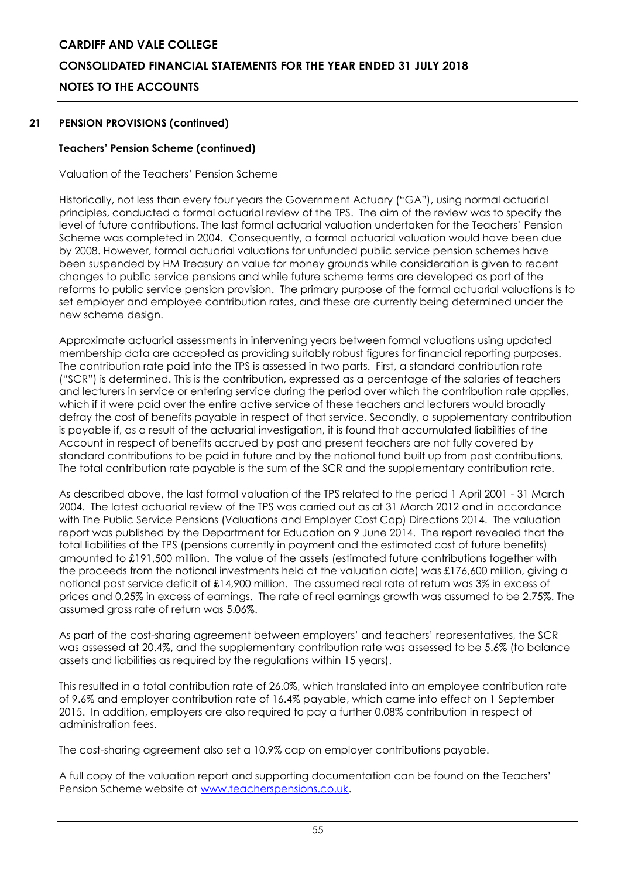## 21 PENSION PROVISIONS (continued)

### Teachers' Pension Scheme (continued)

Valuation of the Teachers' Pension Scheme

Historically, not less than every four years the Government Actuary ("GA"), using normal actuarial principles, conducted a formal actuarial review of the TPS. The aim of the review was to specify the level of future contributions. The last formal actuarial valuation undertaken for the Teachers' Pension Scheme was completed in 2004. Consequently, a formal actuarial valuation would have been due by 2008. However, formal actuarial valuations for unfunded public service pension schemes have been suspended by HM Treasury on value for money grounds while consideration is given to recent changes to public service pensions and while future scheme terms are developed as part of the reforms to public service pension provision. The primary purpose of the formal actuarial valuations is to set employer and employee contribution rates, and these are currently being determined under the new scheme design.

Approximate actuarial assessments in intervening years between formal valuations using updated membership data are accepted as providing suitably robust figures for financial reporting purposes. The contribution rate paid into the TPS is assessed in two parts. First, a standard contribution rate ("SCR") is determined. This is the contribution, expressed as a percentage of the salaries of teachers and lecturers in service or entering service during the period over which the contribution rate applies, which if it were paid over the entire active service of these teachers and lecturers would broadly defray the cost of benefits payable in respect of that service. Secondly, a supplementary contribution is payable if, as a result of the actuarial investigation, it is found that accumulated liabilities of the Account in respect of benefits accrued by past and present teachers are not fully covered by standard contributions to be paid in future and by the notional fund built up from past contributions. The total contribution rate payable is the sum of the SCR and the supplementary contribution rate.

As described above, the last formal valuation of the TPS related to the period 1 April 2001 - 31 March 2004. The latest actuarial review of the TPS was carried out as at 31 March 2012 and in accordance with The Public Service Pensions (Valuations and Employer Cost Cap) Directions 2014. The valuation report was published by the Department for Education on 9 June 2014. The report revealed that the total liabilities of the TPS (pensions currently in payment and the estimated cost of future benefits) amounted to £191,500 million. The value of the assets (estimated future contributions together with the proceeds from the notional investments held at the valuation date) was £176,600 million, giving a notional past service deficit of £14,900 million. The assumed real rate of return was 3% in excess of prices and 0.25% in excess of earnings. The rate of real earnings growth was assumed to be 2.75%. The assumed gross rate of return was 5.06%.

As part of the cost-sharing agreement between employers' and teachers' representatives, the SCR was assessed at 20.4%, and the supplementary contribution rate was assessed to be 5.6% (to balance assets and liabilities as required by the regulations within 15 years).

This resulted in a total contribution rate of 26.0%, which translated into an employee contribution rate of 9.6% and employer contribution rate of 16.4% payable, which came into effect on 1 September 2015. In addition, employers are also required to pay a further 0.08% contribution in respect of administration fees.

The cost-sharing agreement also set a 10.9% cap on employer contributions payable.

A full copy of the valuation report and supporting documentation can be found on the Teachers' Pension Scheme website at www.teacherspensions.co.uk.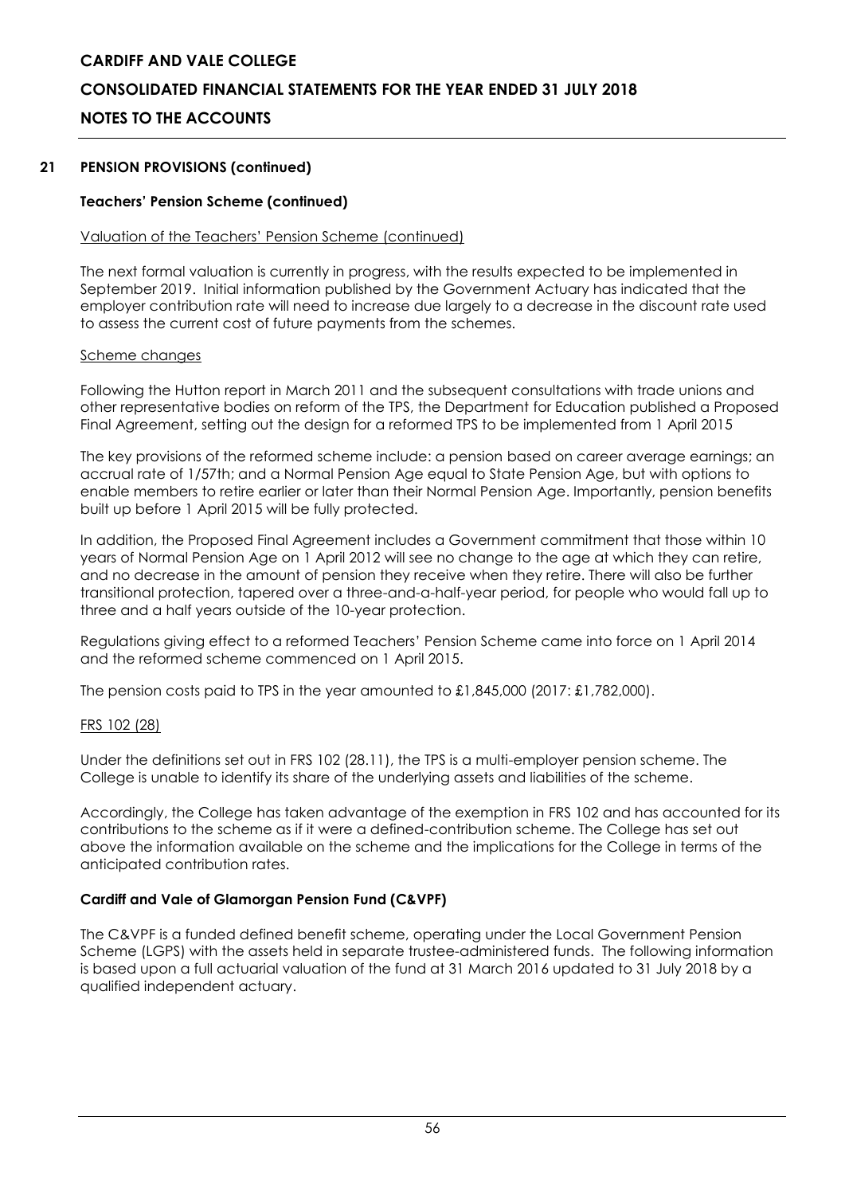## 21 PENSION PROVISIONS (continued)

### Teachers' Pension Scheme (continued)

Valuation of the Teachers' Pension Scheme (continued)

The next formal valuation is currently in progress, with the results expected to be implemented in September 2019. Initial information published by the Government Actuary has indicated that the employer contribution rate will need to increase due largely to a decrease in the discount rate used to assess the current cost of future payments from the schemes.

Scheme changes

Following the Hutton report in March 2011 and the subsequent consultations with trade unions and other representative bodies on reform of the TPS, the Department for Education published a Proposed Final Agreement, setting out the design for a reformed TPS to be implemented from 1 April 2015

The key provisions of the reformed scheme include: a pension based on career average earnings; an accrual rate of 1/57th; and a Normal Pension Age equal to State Pension Age, but with options to enable members to retire earlier or later than their Normal Pension Age. Importantly, pension benefits built up before 1 April 2015 will be fully protected.

In addition, the Proposed Final Agreement includes a Government commitment that those within 10 years of Normal Pension Age on 1 April 2012 will see no change to the age at which they can retire, and no decrease in the amount of pension they receive when they retire. There will also be further transitional protection, tapered over a three-and-a-half-year period, for people who would fall up to three and a half years outside of the 10-year protection.

Regulations giving effect to a reformed Teachers' Pension Scheme came into force on 1 April 2014 and the reformed scheme commenced on 1 April 2015.

The pension costs paid to TPS in the year amounted to £1,845,000 (2017: £1,782,000).

FRS 102 (28)

Under the definitions set out in FRS 102 (28.11), the TPS is a multi-employer pension scheme. The College is unable to identify its share of the underlying assets and liabilities of the scheme.

Accordingly, the College has taken advantage of the exemption in FRS 102 and has accounted for its contributions to the scheme as if it were a defined-contribution scheme. The College has set out above the information available on the scheme and the implications for the College in terms of the anticipated contribution rates.

### Cardiff and Vale of Glamorgan Pension Fund (C&VPF)

The C&VPF is a funded defined benefit scheme, operating under the Local Government Pension Scheme (LGPS) with the assets held in separate trustee-administered funds. The following information is based upon a full actuarial valuation of the fund at 31 March 2016 updated to 31 July 2018 by a qualified independent actuary.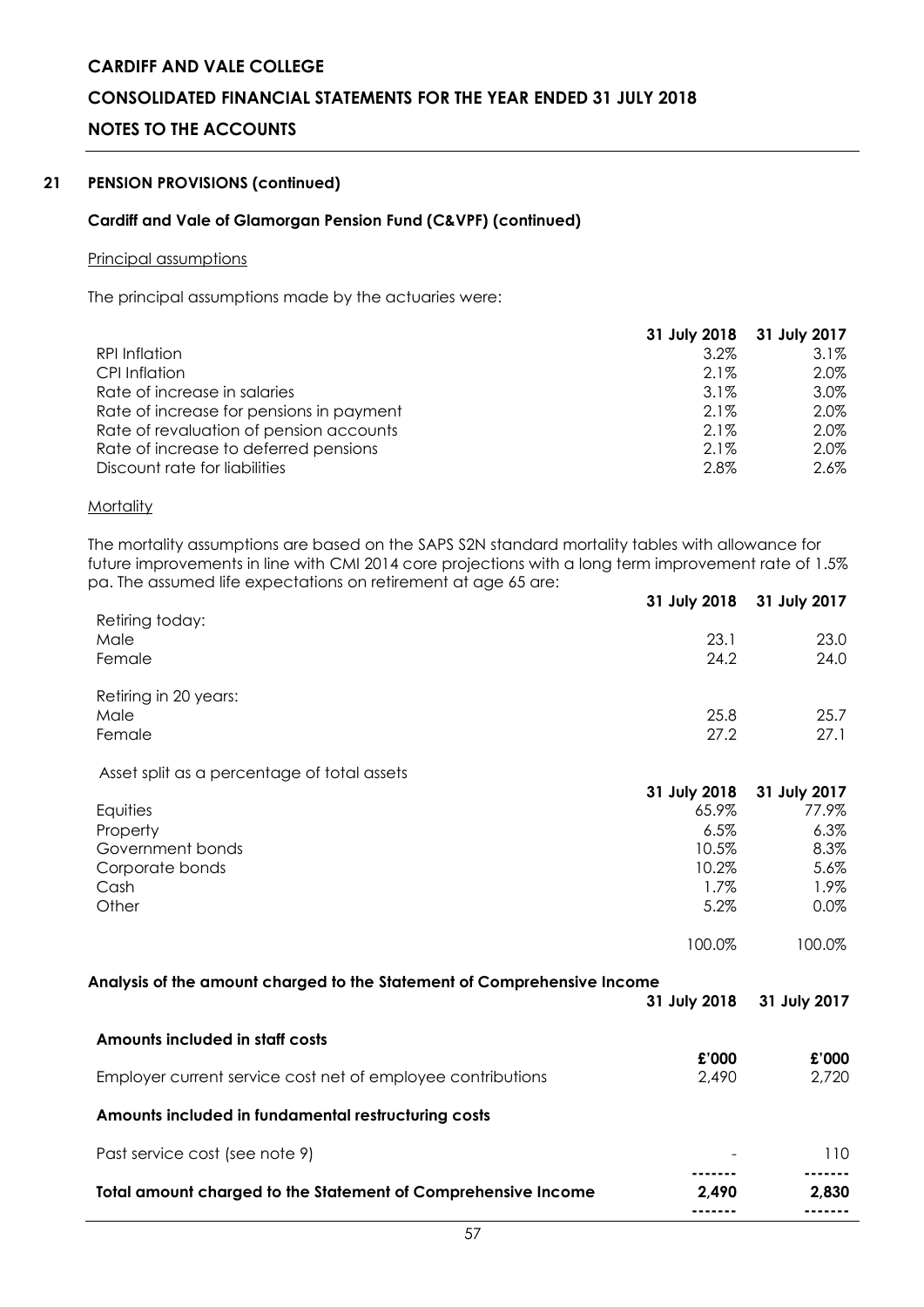## 21 PENSION PROVISIONS (continued)

### Cardiff and Vale of Glamorgan Pension Fund (C&VPF) (continued)

Principal assumptions

The principal assumptions made by the actuaries were:

| | 31 July 2018 | 31 July 2017 |
|---|---|---|
| RPI Inflation | 3.2% | 3.1% |
| CPI Inflation | 2.1% | 2.0% |
| Rate of increase in salaries | 3.1% | 3.0% |
| Rate of increase for pensions in payment | 2.1% | 2.0% |
| Rate of revaluation of pension accounts | 2.1% | 2.0% |
| Rate of increase to deferred pensions | 2.1% | 2.0% |
| Discount rate for liabilities | 2.8% | 2.6% |

Mortality

The mortality assumptions are based on the SAPS S2N standard mortality tables with allowance for future improvements in line with CMI 2014 core projections with a long term improvement rate of 1.5% pa. The assumed life expectations on retirement at age 65 are:

| | 31 July 2018 | 31 July 2017 |
|---|---|---|
| Retiring today: | | |
| Male | 23.1 | 23.0 |
| Female | 24.2 | 24.0 |
| Retiring in 20 years: | | |
| Male | 25.8 | 25.7 |
| Female | 27.2 | 27.1 |

Asset split as a percentage of total assets

| | 31 July 2018 | 31 July 2017 |
|---|---|---|
| Equities | 65.9% | 77.9% |
| Property | 6.5% | 6.3% |
| Government bonds | 10.5% | 8.3% |
| Corporate bonds | 10.2% | 5.6% |
| Cash | 1.7% | 1.9% |
| Other | 5.2% | 0.0% |
| | 100.0% | 100.0% |

**Analysis of the amount charged to the Statement of Comprehensive Income**

| | 31 July 2018 | 31 July 2017 |
|---|---|---|
| **Amounts included in staff costs** | | |
| | £'000 | £'000 |
| Employer current service cost net of employee contributions | 2,490 | 2,720 |
| **Amounts included in fundamental restructuring costs** | | |
| Past service cost (see note 9) | - | 110 |
| **Total amount charged to the Statement of Comprehensive Income** | **2,490** | **2,830** |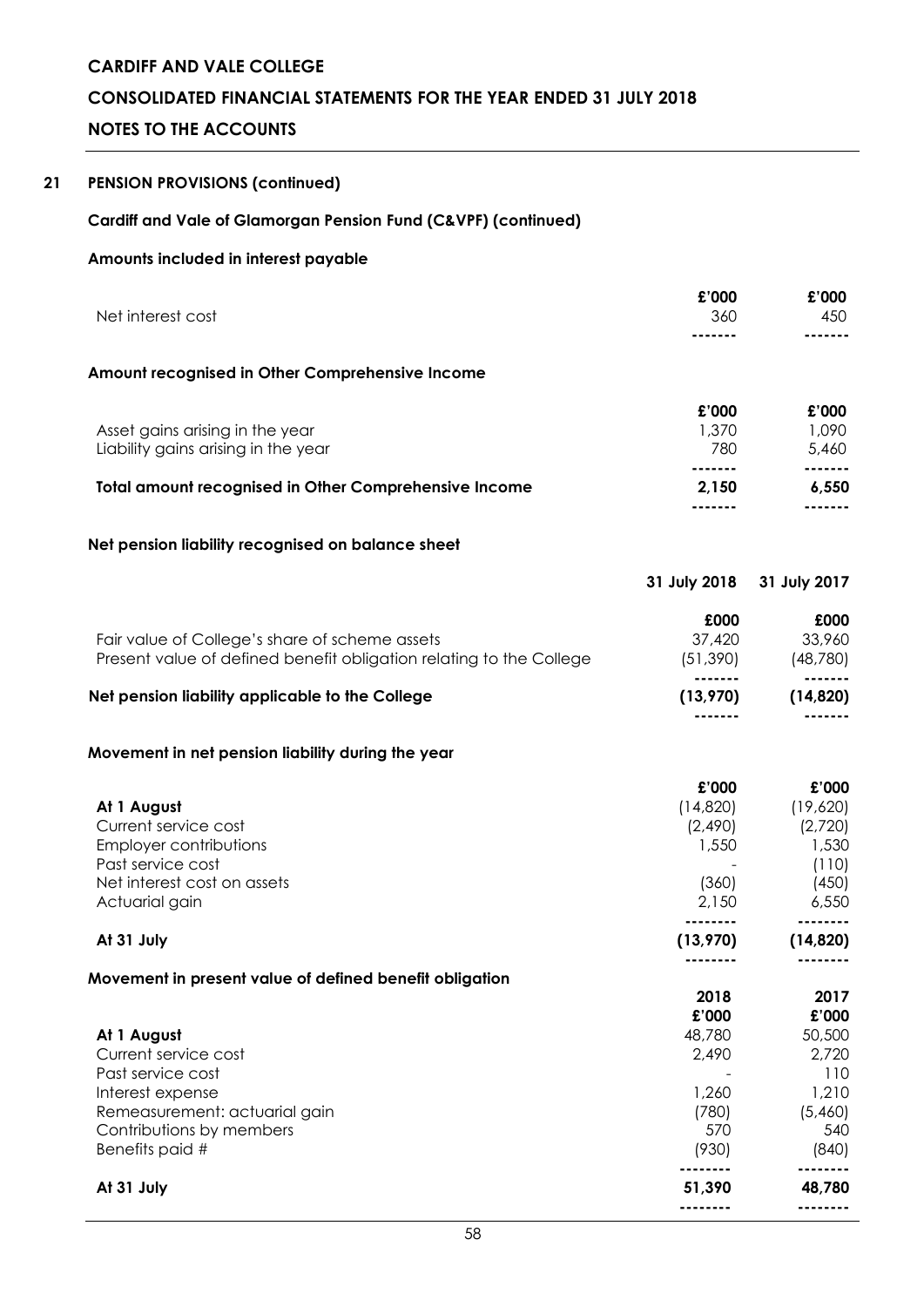# CARDIFF AND VALE COLLEGE

## CONSOLIDATED FINANCIAL STATEMENTS FOR THE YEAR ENDED 31 JULY 2018

## NOTES TO THE ACCOUNTS

### 21 PENSION PROVISIONS (continued)

**Cardiff and Vale of Glamorgan Pension Fund (C&VPF) (continued)**

**Amounts included in interest payable**

| | £'000 | £'000 |
|---|---|---|
| Net interest cost | 360 | 450 |

**Amount recognised in Other Comprehensive Income**

| | £'000 | £'000 |
|---|---|---|
| Asset gains arising in the year | 1,370 | 1,090 |
| Liability gains arising in the year | 780 | 5,460 |
| **Total amount recognised in Other Comprehensive Income** | **2,150** | **6,550** |

**Net pension liability recognised on balance sheet**

| | 31 July 2018 | 31 July 2017 |
|---|---|---|
| | £000 | £000 |
| Fair value of College's share of scheme assets | 37,420 | 33,960 |
| Present value of defined benefit obligation relating to the College | (51,390) | (48,780) |
| **Net pension liability applicable to the College** | **(13,970)** | **(14,820)** |

**Movement in net pension liability during the year**

| | £'000 | £'000 |
|---|---|---|
| **At 1 August** | (14,820) | (19,620) |
| Current service cost | (2,490) | (2,720) |
| Employer contributions | 1,550 | 1,530 |
| Past service cost | - | (110) |
| Net interest cost on assets | (360) | (450) |
| Actuarial gain | 2,150 | 6,550 |
| **At 31 July** | **(13,970)** | **(14,820)** |

**Movement in present value of defined benefit obligation**

| | 2018 | 2017 |
|---|---|---|
| | £'000 | £'000 |
| **At 1 August** | 48,780 | 50,500 |
| Current service cost | 2,490 | 2,720 |
| Past service cost | - | 110 |
| Interest expense | 1,260 | 1,210 |
| Remeasurement: actuarial gain | (780) | (5,460) |
| Contributions by members | 570 | 540 |
| Benefits paid # | (930) | (840) |
| **At 31 July** | **51,390** | **48,780** |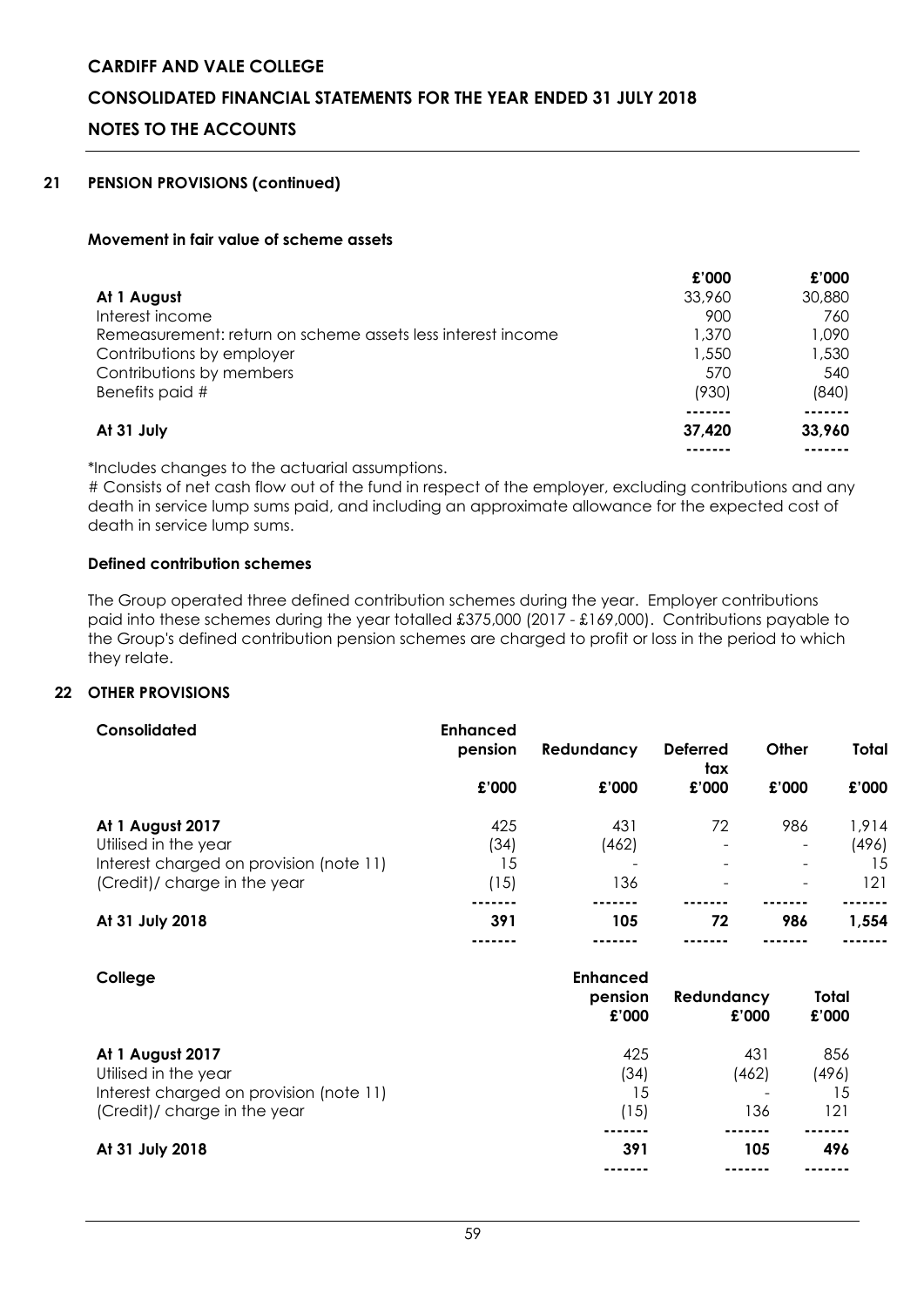## 21 PENSION PROVISIONS (continued)

### Movement in fair value of scheme assets

| | £'000 | £'000 |
|---|---|---|
| **At 1 August** | 33,960 | 30,880 |
| Interest income | 900 | 760 |
| Remeasurement: return on scheme assets less interest income | 1,370 | 1,090 |
| Contributions by employer | 1,550 | 1,530 |
| Contributions by members | 570 | 540 |
| Benefits paid # | (930) | (840) |
| **At 31 July** | **37,420** | **33,960** |

*Includes changes to the actuarial assumptions.

# Consists of net cash flow out of the fund in respect of the employer, excluding contributions and any death in service lump sums paid, and including an approximate allowance for the expected cost of death in service lump sums.

### Defined contribution schemes

The Group operated three defined contribution schemes during the year. Employer contributions paid into these schemes during the year totalled £375,000 (2017 - £169,000). Contributions payable to the Group's defined contribution pension schemes are charged to profit or loss in the period to which they relate.

## 22 OTHER PROVISIONS

| **Consolidated** | **Enhanced pension** | **Redundancy** | **Deferred tax** | **Other** | **Total** |
|---|---|---|---|---|---|
| | **£'000** | **£'000** | **£'000** | **£'000** | **£'000** |
| **At 1 August 2017** | 425 | 431 | 72 | 986 | 1,914 |
| Utilised in the year | (34) | (462) | - | - | (496) |
| Interest charged on provision (note 11) | 15 | - | - | - | 15 |
| (Credit)/ charge in the year | (15) | 136 | - | - | 121 |
| **At 31 July 2018** | **391** | **105** | **72** | **986** | **1,554** |

| **College** | **Enhanced pension £'000** | **Redundancy £'000** | **Total £'000** |
|---|---|---|---|
| **At 1 August 2017** | 425 | 431 | 856 |
| Utilised in the year | (34) | (462) | (496) |
| Interest charged on provision (note 11) | 15 | - | 15 |
| (Credit)/ charge in the year | (15) | 136 | 121 |
| **At 31 July 2018** | **391** | **105** | **496** |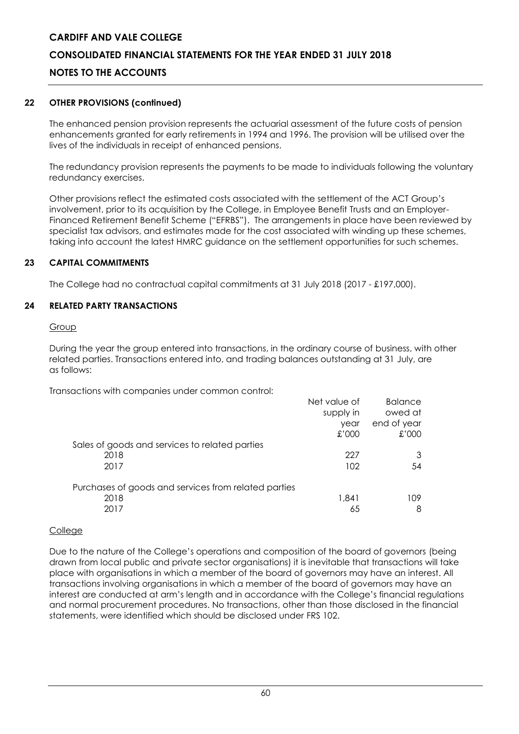## 22 OTHER PROVISIONS (continued)

The enhanced pension provision represents the actuarial assessment of the future costs of pension enhancements granted for early retirements in 1994 and 1996. The provision will be utilised over the lives of the individuals in receipt of enhanced pensions.

The redundancy provision represents the payments to be made to individuals following the voluntary redundancy exercises.

Other provisions reflect the estimated costs associated with the settlement of the ACT Group's involvement, prior to its acquisition by the College, in Employee Benefit Trusts and an Employer-Financed Retirement Benefit Scheme ("EFRBS"). The arrangements in place have been reviewed by specialist tax advisors, and estimates made for the cost associated with winding up these schemes, taking into account the latest HMRC guidance on the settlement opportunities for such schemes.

## 23 CAPITAL COMMITMENTS

The College had no contractual capital commitments at 31 July 2018 (2017 - £197,000).

## 24 RELATED PARTY TRANSACTIONS

Group

During the year the group entered into transactions, in the ordinary course of business, with other related parties. Transactions entered into, and trading balances outstanding at 31 July, are as follows:

Transactions with companies under common control:

| | Net value of supply in year £'000 | Balance owed at end of year £'000 |
|---|---|---|
| Sales of goods and services to related parties | | |
| 2018 | 227 | 3 |
| 2017 | 102 | 54 |
| Purchases of goods and services from related parties | | |
| 2018 | 1,841 | 109 |
| 2017 | 65 | 8 |

College

Due to the nature of the College's operations and composition of the board of governors (being drawn from local public and private sector organisations) it is inevitable that transactions will take place with organisations in which a member of the board of governors may have an interest. All transactions involving organisations in which a member of the board of governors may have an interest are conducted at arm's length and in accordance with the College's financial regulations and normal procurement procedures. No transactions, other than those disclosed in the financial statements, were identified which should be disclosed under FRS 102.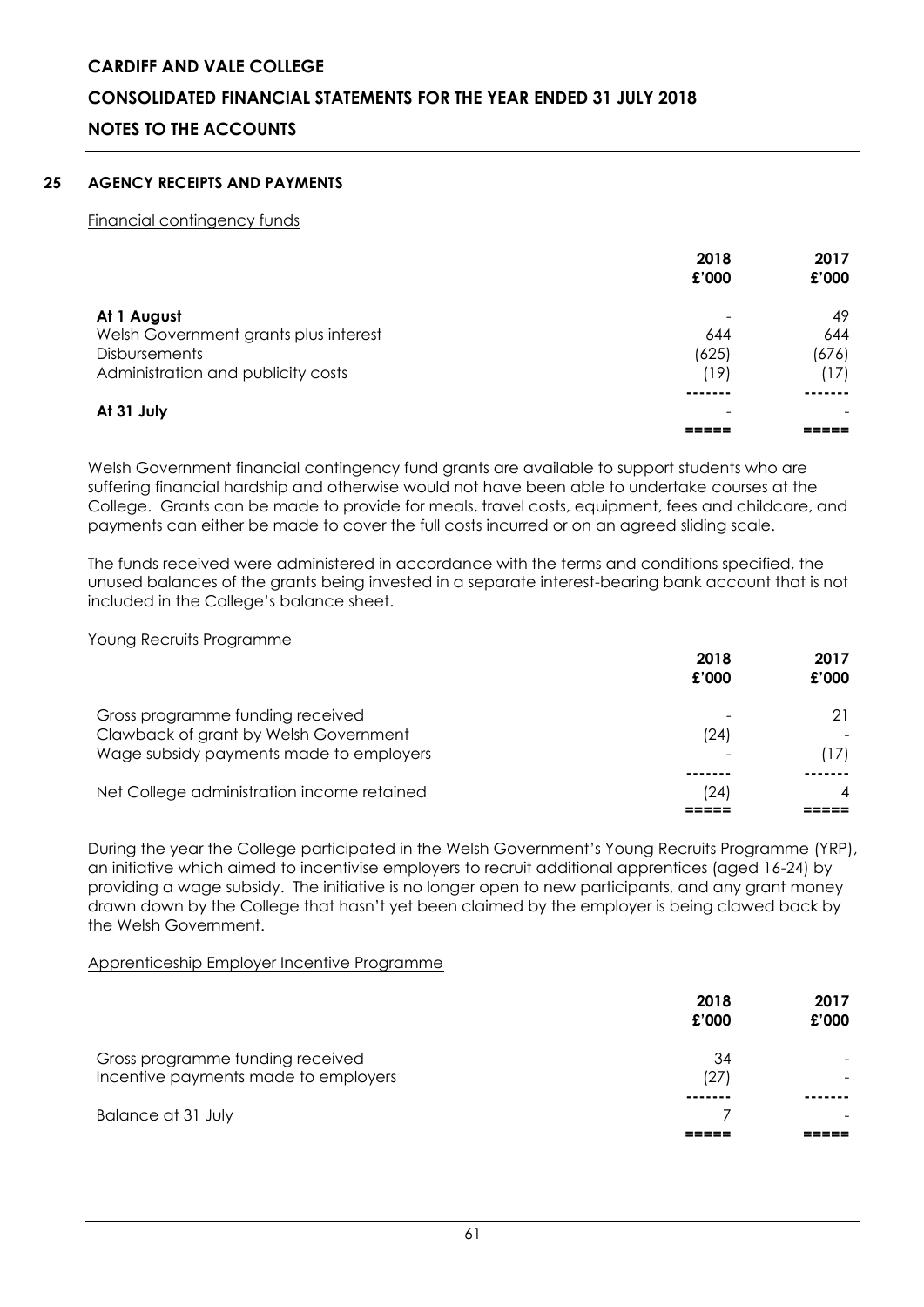## 25 AGENCY RECEIPTS AND PAYMENTS

Financial contingency funds

| | 2018 £'000 | 2017 £'000 |
|---|---|---|
| **At 1 August** | - | 49 |
| Welsh Government grants plus interest | 644 | 644 |
| Disbursements | (625) | (676) |
| Administration and publicity costs | (19) | (17) |
| **At 31 July** | - | - |

Welsh Government financial contingency fund grants are available to support students who are suffering financial hardship and otherwise would not have been able to undertake courses at the College. Grants can be made to provide for meals, travel costs, equipment, fees and childcare, and payments can either be made to cover the full costs incurred or on an agreed sliding scale.

The funds received were administered in accordance with the terms and conditions specified, the unused balances of the grants being invested in a separate interest-bearing bank account that is not included in the College's balance sheet.

Young Recruits Programme

| | 2018 £'000 | 2017 £'000 |
|---|---|---|
| Gross programme funding received | - | 21 |
| Clawback of grant by Welsh Government | (24) | - |
| Wage subsidy payments made to employers | - | (17) |
| Net College administration income retained | (24) | 4 |

During the year the College participated in the Welsh Government's Young Recruits Programme (YRP), an initiative which aimed to incentivise employers to recruit additional apprentices (aged 16-24) by providing a wage subsidy. The initiative is no longer open to new participants, and any grant money drawn down by the College that hasn't yet been claimed by the employer is being clawed back by the Welsh Government.

Apprenticeship Employer Incentive Programme

| | 2018 £'000 | 2017 £'000 |
|---|---|---|
| Gross programme funding received | 34 | - |
| Incentive payments made to employers | (27) | - |
| Balance at 31 July | 7 | - |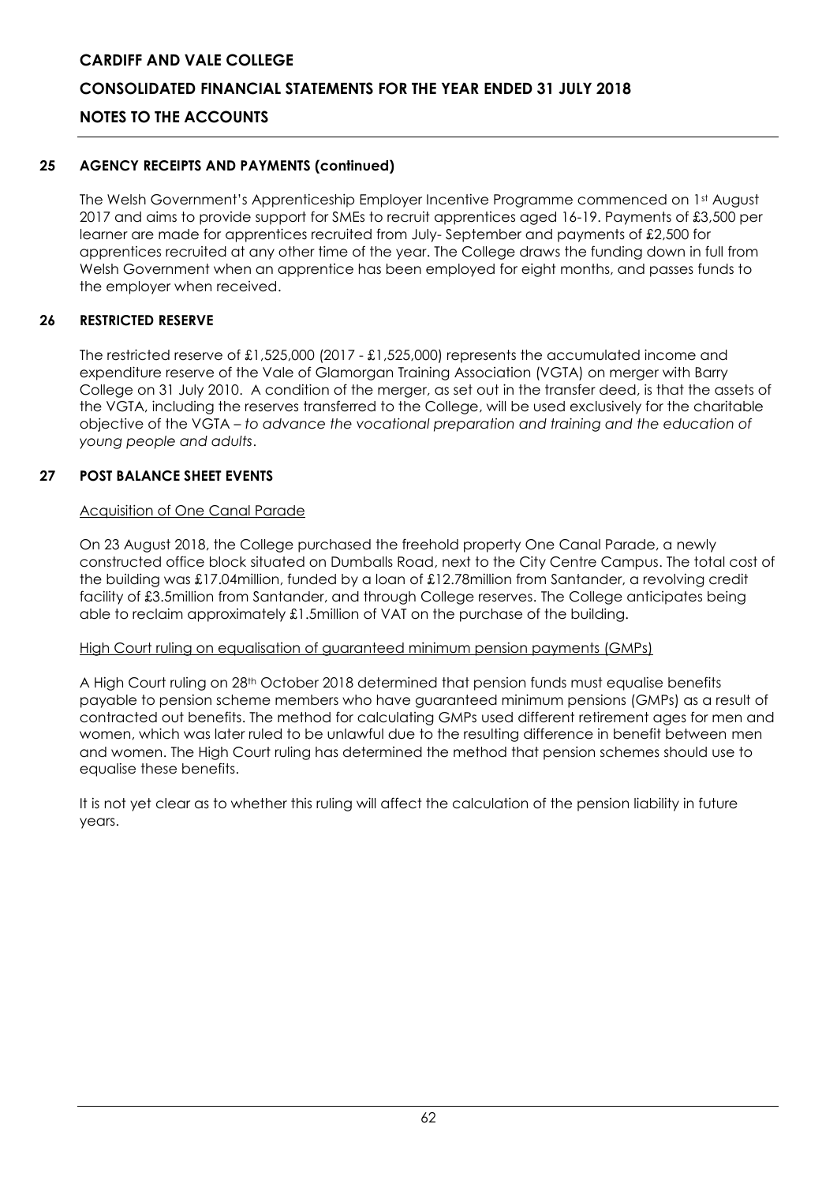**CARDIFF AND VALE COLLEGE**

**CONSOLIDATED FINANCIAL STATEMENTS FOR THE YEAR ENDED 31 JULY 2018**

**NOTES TO THE ACCOUNTS**

## 25 AGENCY RECEIPTS AND PAYMENTS (continued)

The Welsh Government's Apprenticeship Employer Incentive Programme commenced on 1st August 2017 and aims to provide support for SMEs to recruit apprentices aged 16-19. Payments of £3,500 per learner are made for apprentices recruited from July- September and payments of £2,500 for apprentices recruited at any other time of the year. The College draws the funding down in full from Welsh Government when an apprentice has been employed for eight months, and passes funds to the employer when received.

## 26 RESTRICTED RESERVE

The restricted reserve of £1,525,000 (2017 - £1,525,000) represents the accumulated income and expenditure reserve of the Vale of Glamorgan Training Association (VGTA) on merger with Barry College on 31 July 2010. A condition of the merger, as set out in the transfer deed, is that the assets of the VGTA, including the reserves transferred to the College, will be used exclusively for the charitable objective of the VGTA – *to advance the vocational preparation and training and the education of young people and adults*.

## 27 POST BALANCE SHEET EVENTS

Acquisition of One Canal Parade

On 23 August 2018, the College purchased the freehold property One Canal Parade, a newly constructed office block situated on Dumballs Road, next to the City Centre Campus. The total cost of the building was £17.04million, funded by a loan of £12.78million from Santander, a revolving credit facility of £3.5million from Santander, and through College reserves. The College anticipates being able to reclaim approximately £1.5million of VAT on the purchase of the building.

High Court ruling on equalisation of guaranteed minimum pension payments (GMPs)

A High Court ruling on 28th October 2018 determined that pension funds must equalise benefits payable to pension scheme members who have guaranteed minimum pensions (GMPs) as a result of contracted out benefits. The method for calculating GMPs used different retirement ages for men and women, which was later ruled to be unlawful due to the resulting difference in benefit between men and women. The High Court ruling has determined the method that pension schemes should use to equalise these benefits.

It is not yet clear as to whether this ruling will affect the calculation of the pension liability in future years.